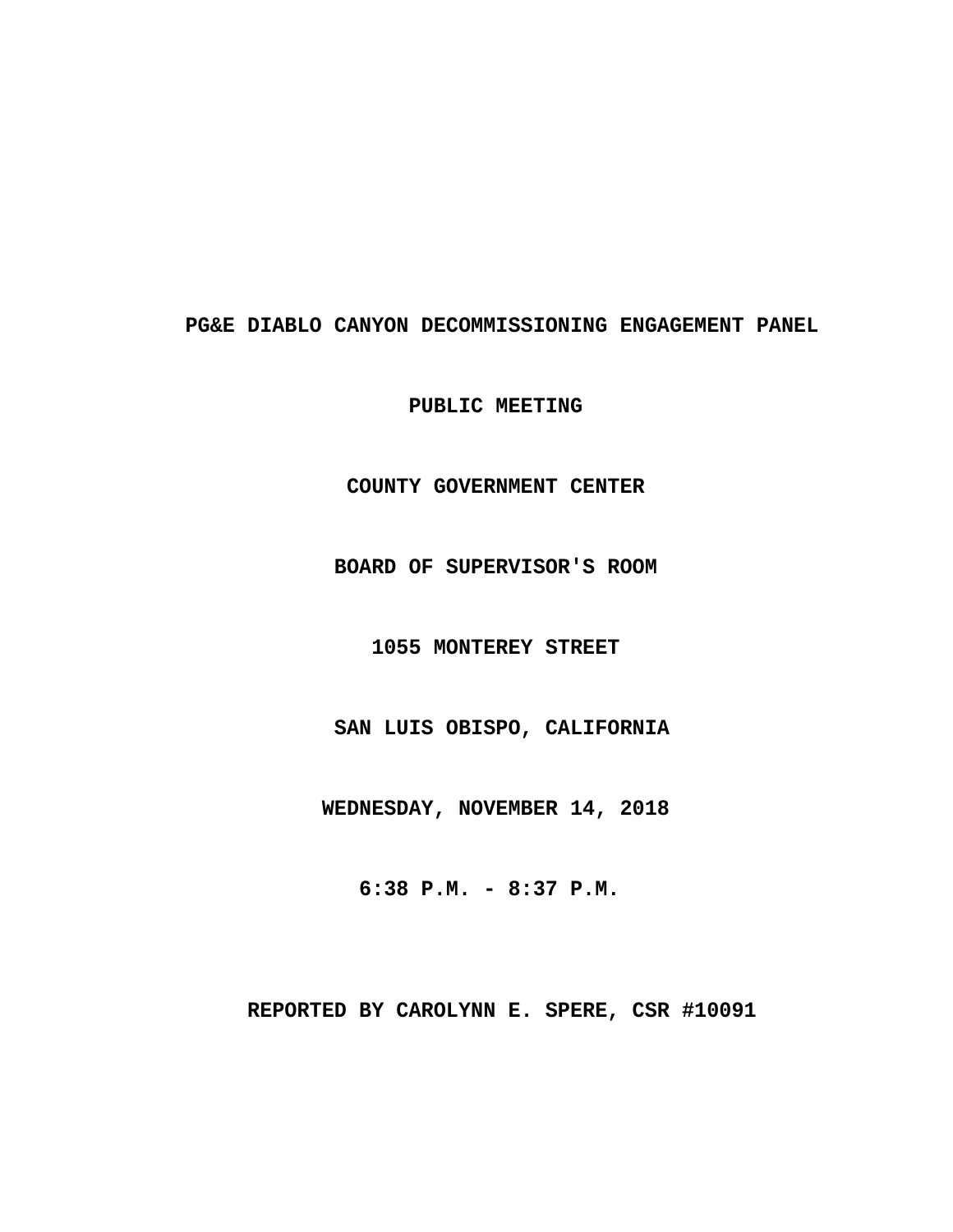**PG&E DIABLO CANYON DECOMMISSIONING ENGAGEMENT PANEL**

**PUBLIC MEETING**

**COUNTY GOVERNMENT CENTER**

**BOARD OF SUPERVISOR'S ROOM**

**1055 MONTEREY STREET**

**SAN LUIS OBISPO, CALIFORNIA**

**WEDNESDAY, NOVEMBER 14, 2018**

**6:38 P.M. - 8:37 P.M.**

**REPORTED BY CAROLYNN E. SPERE, CSR #10091**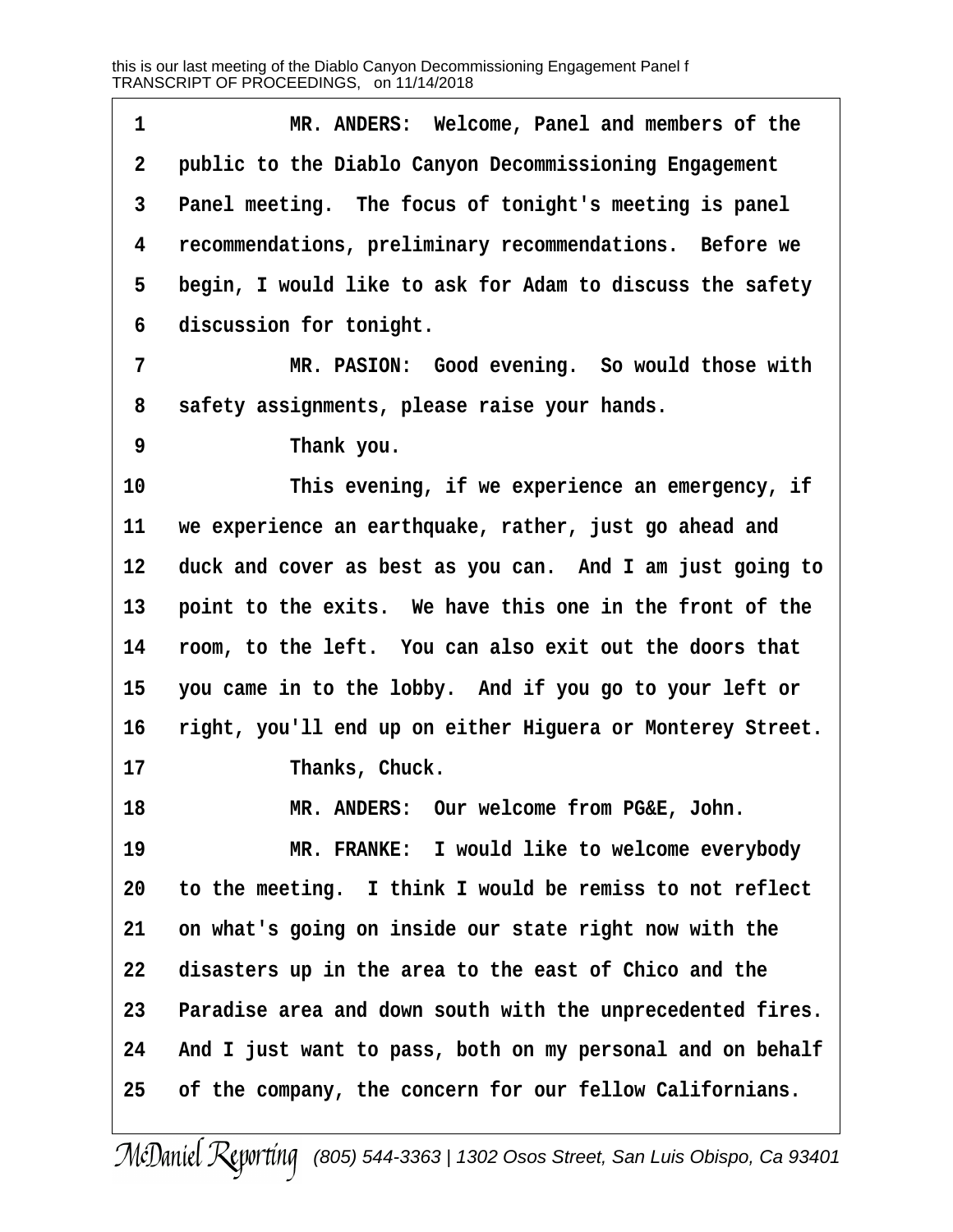1 MR. ANDERS: Welcome, Panel and members of the
2 public to the Diablo Canyon Decommissioning Engagement
3 Panel meeting. The focus of tonight's meeting is panel
4 recommendations, preliminary recommendations. Before we
5 begin, I would like to ask for Adam to discuss the safety
6 discussion for tonight.
7 MR. PASION: Good evening. So would those with
8 safety assignments, please raise your hands.
9 Thank you.
10 This evening, if we experience an emergency, if
11 we experience an earthquake, rather, just go ahead and
12 duck and cover as best as you can. And I am just going to
13 point to the exits. We have this one in the front of the
14 room, to the left. You can also exit out the doors that
15 you came in to the lobby. And if you go to your left or
16 right, you'll end up on either Higuera or Monterey Street.
17 Thanks, Chuck.
18 MR. ANDERS: Our welcome from PG&E, John.
19 MR. FRANKE: I would like to welcome everybody
20 to the meeting. I think I would be remiss to not reflect
21 on what's going on inside our state right now with the
22 disasters up in the area to the east of Chico and the
23 Paradise area and down south with the unprecedented fires.
24 And I just want to pass, both on my personal and on behalf
25 of the company, the concern for our fellow Californians.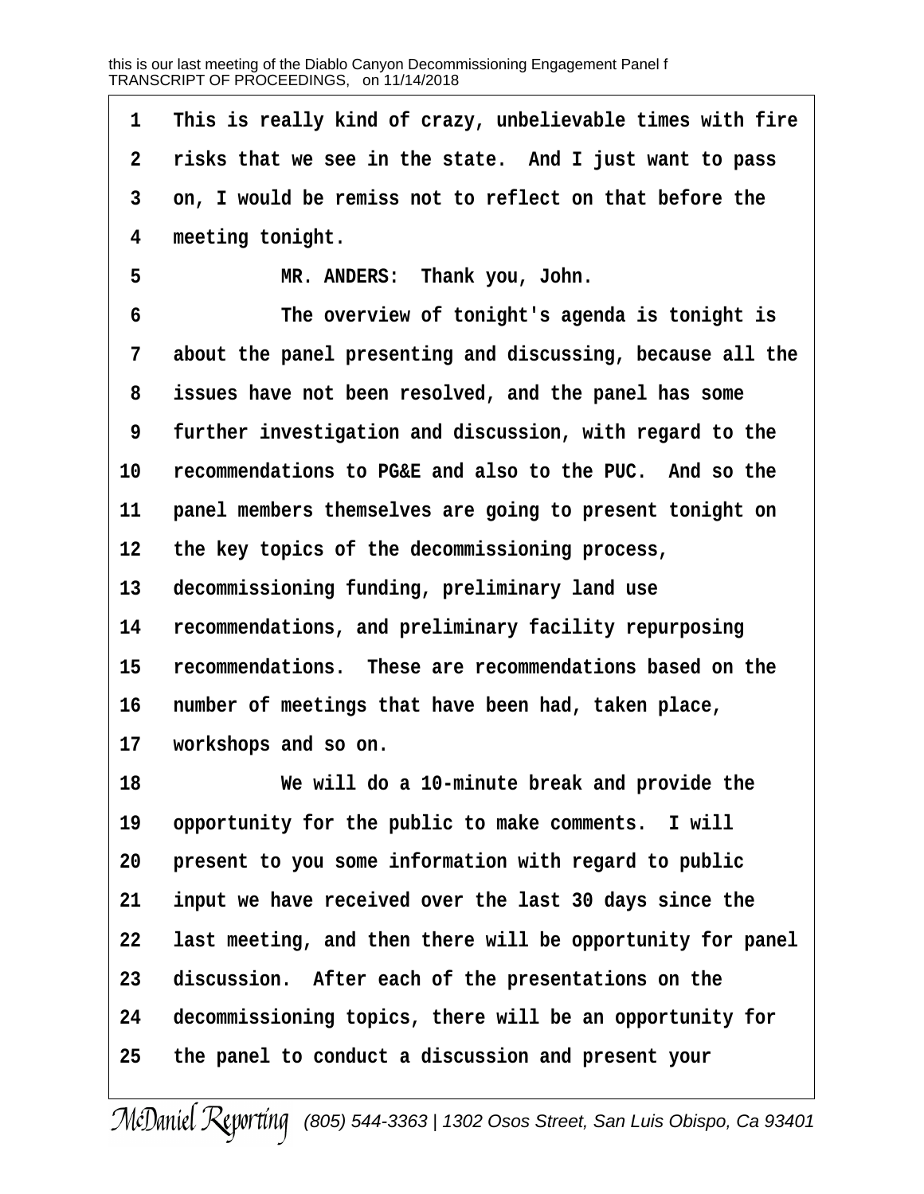This is really kind of crazy, unbelievable times with fire risks that we see in the state. And I just want to pass on, I would be remiss not to reflect on that before the meeting tonight.

MR. ANDERS: Thank you, John.

The overview of tonight's agenda is tonight is about the panel presenting and discussing, because all the issues have not been resolved, and the panel has some further investigation and discussion, with regard to the recommendations to PG&E and also to the PUC. And so the panel members themselves are going to present tonight on the key topics of the decommissioning process, decommissioning funding, preliminary land use recommendations, and preliminary facility repurposing recommendations. These are recommendations based on the number of meetings that have been had, taken place, workshops and so on.

We will do a 10-minute break and provide the opportunity for the public to make comments. I will present to you some information with regard to public input we have received over the last 30 days since the last meeting, and then there will be opportunity for panel discussion. After each of the presentations on the decommissioning topics, there will be an opportunity for the panel to conduct a discussion and present your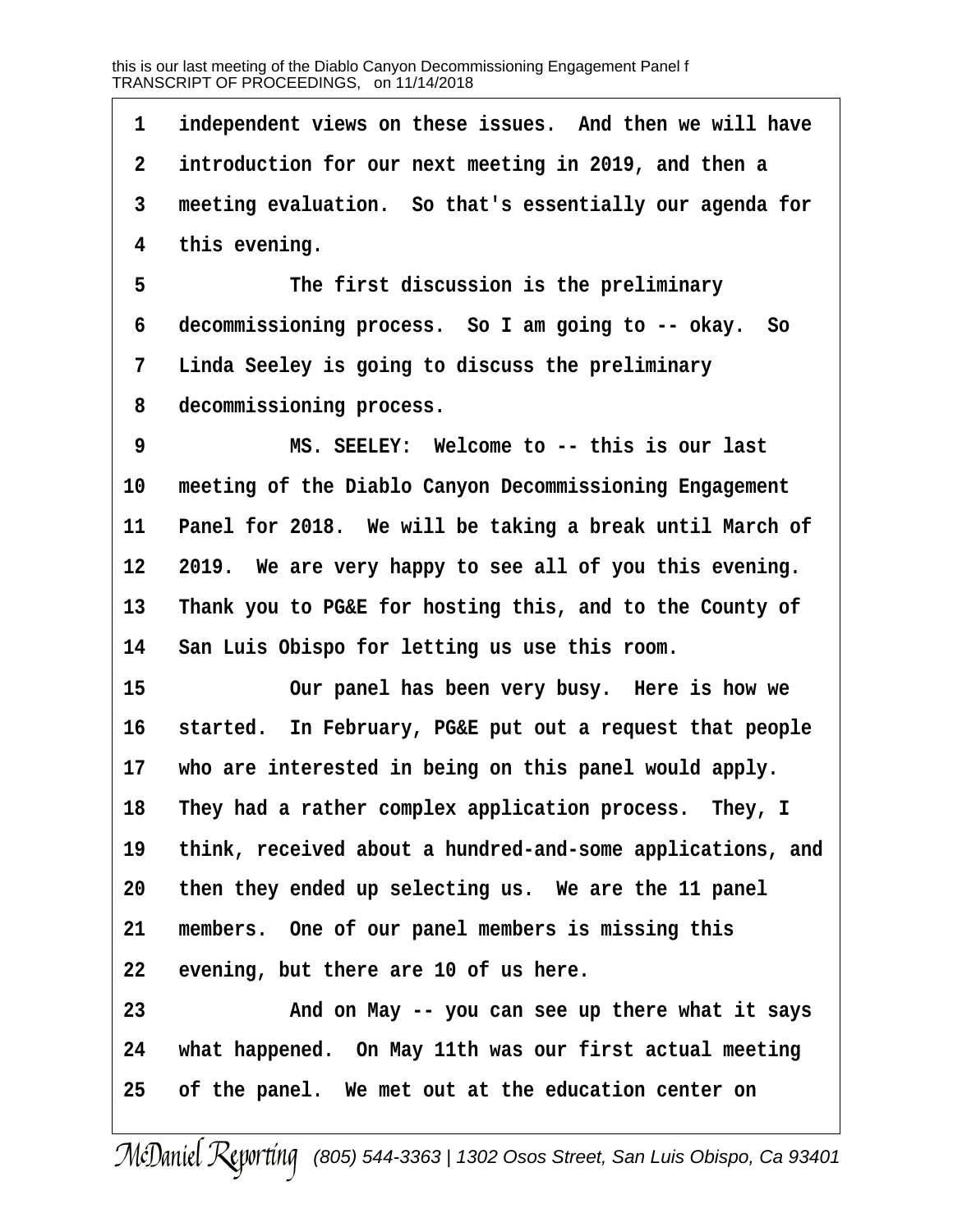1 independent views on these issues. And then we will have
2 introduction for our next meeting in 2019, and then a
3 meeting evaluation. So that's essentially our agenda for
4 this evening.

5 The first discussion is the preliminary
6 decommissioning process. So I am going to -- okay. So
7 Linda Seeley is going to discuss the preliminary
8 decommissioning process.

9 MS. SEELEY: Welcome to -- this is our last
10 meeting of the Diablo Canyon Decommissioning Engagement
11 Panel for 2018. We will be taking a break until March of
12 2019. We are very happy to see all of you this evening.
13 Thank you to PG&E for hosting this, and to the County of
14 San Luis Obispo for letting us use this room.

15 Our panel has been very busy. Here is how we
16 started. In February, PG&E put out a request that people
17 who are interested in being on this panel would apply.
18 They had a rather complex application process. They, I
19 think, received about a hundred-and-some applications, and
20 then they ended up selecting us. We are the 11 panel
21 members. One of our panel members is missing this
22 evening, but there are 10 of us here.

23 And on May -- you can see up there what it says
24 what happened. On May 11th was our first actual meeting
25 of the panel. We met out at the education center on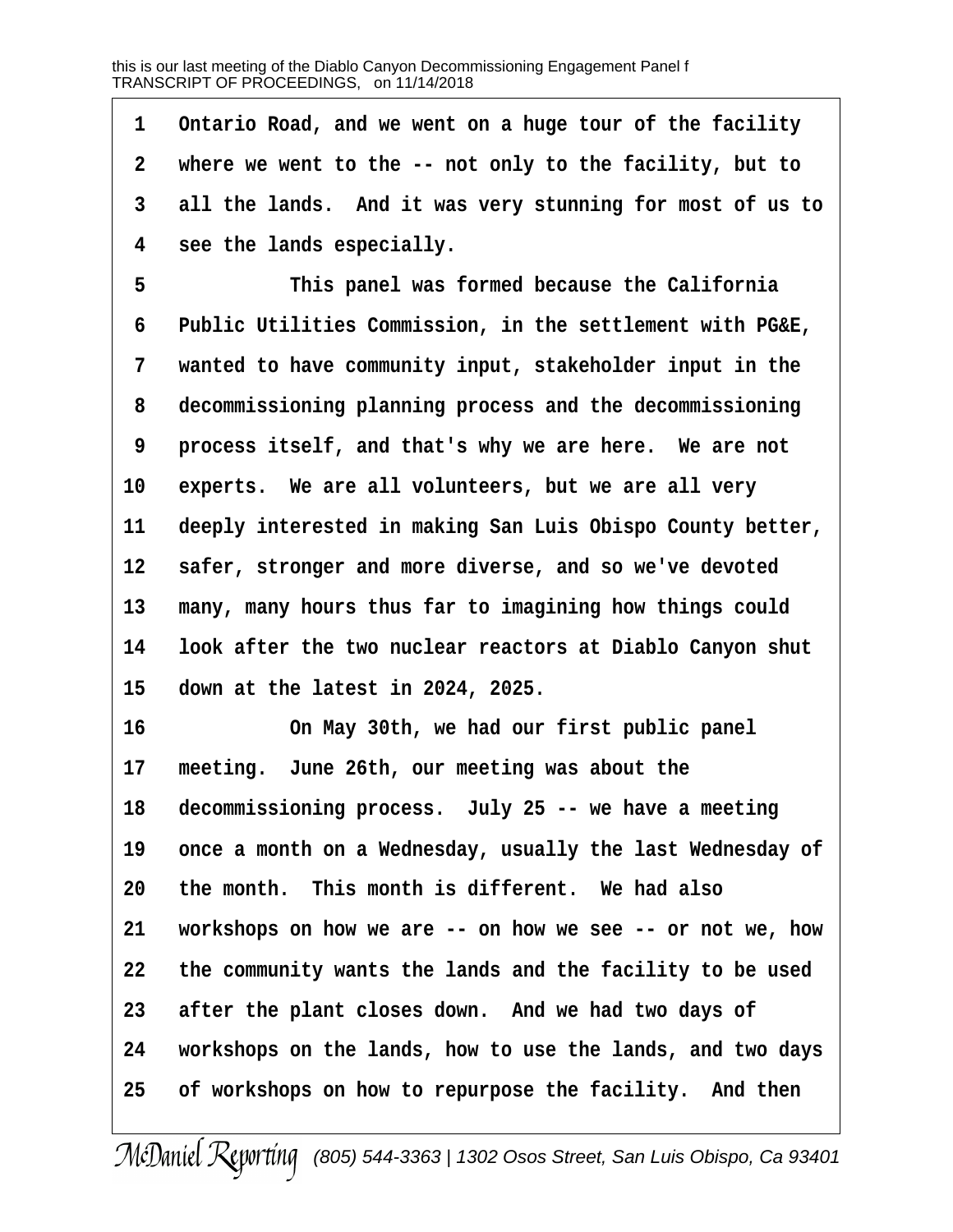Ontario Road, and we went on a huge tour of the facility where we went to the -- not only to the facility, but to all the lands. And it was very stunning for most of us to see the lands especially.

This panel was formed because the California Public Utilities Commission, in the settlement with PG&E, wanted to have community input, stakeholder input in the decommissioning planning process and the decommissioning process itself, and that's why we are here. We are not experts. We are all volunteers, but we are all very deeply interested in making San Luis Obispo County better, safer, stronger and more diverse, and so we've devoted many, many hours thus far to imagining how things could look after the two nuclear reactors at Diablo Canyon shut down at the latest in 2024, 2025.

On May 30th, we had our first public panel meeting. June 26th, our meeting was about the decommissioning process. July 25 -- we have a meeting once a month on a Wednesday, usually the last Wednesday of the month. This month is different. We had also workshops on how we are -- on how we see -- or not we, how the community wants the lands and the facility to be used after the plant closes down. And we had two days of workshops on the lands, how to use the lands, and two days of workshops on how to repurpose the facility. And then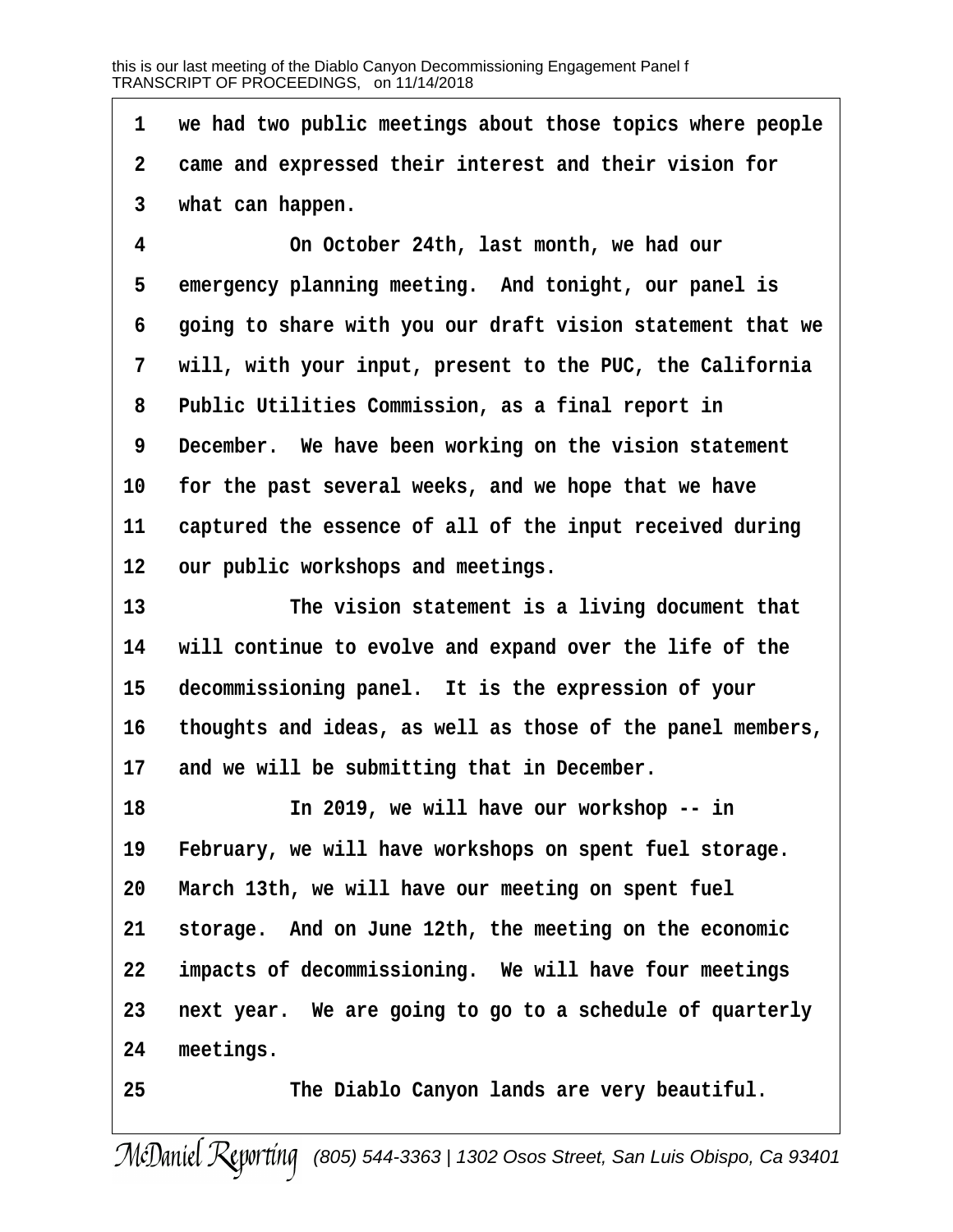1 we had two public meetings about those topics where people
2 came and expressed their interest and their vision for
3 what can happen.

4 On October 24th, last month, we had our
5 emergency planning meeting. And tonight, our panel is
6 going to share with you our draft vision statement that we
7 will, with your input, present to the PUC, the California
8 Public Utilities Commission, as a final report in
9 December. We have been working on the vision statement
10 for the past several weeks, and we hope that we have
11 captured the essence of all of the input received during
12 our public workshops and meetings.

13 The vision statement is a living document that
14 will continue to evolve and expand over the life of the
15 decommissioning panel. It is the expression of your
16 thoughts and ideas, as well as those of the panel members,
17 and we will be submitting that in December.

18 In 2019, we will have our workshop -- in
19 February, we will have workshops on spent fuel storage.
20 March 13th, we will have our meeting on spent fuel
21 storage. And on June 12th, the meeting on the economic
22 impacts of decommissioning. We will have four meetings
23 next year. We are going to go to a schedule of quarterly
24 meetings.

25 The Diablo Canyon lands are very beautiful.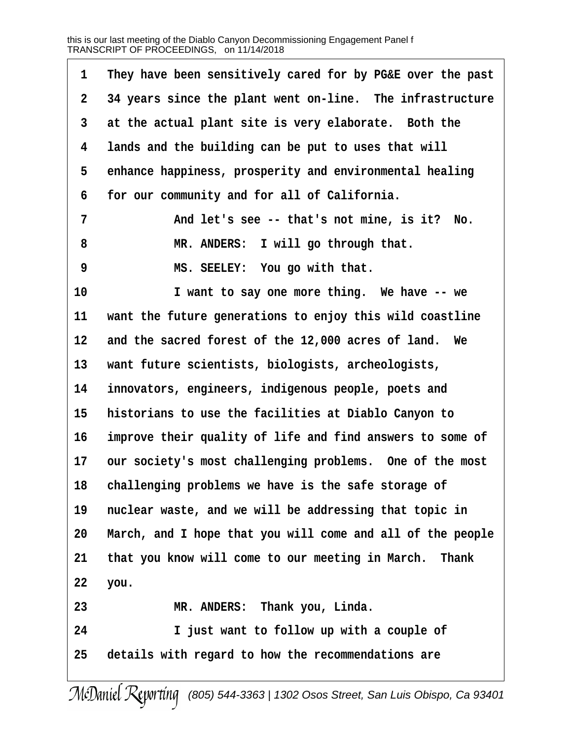1 They have been sensitively cared for by PG&E over the past
2 34 years since the plant went on-line. The infrastructure
3 at the actual plant site is very elaborate. Both the
4 lands and the building can be put to uses that will
5 enhance happiness, prosperity and environmental healing
6 for our community and for all of California.
7 And let's see -- that's not mine, is it? No.
8 MR. ANDERS: I will go through that.
9 MS. SEELEY: You go with that.
10 I want to say one more thing. We have -- we
11 want the future generations to enjoy this wild coastline
12 and the sacred forest of the 12,000 acres of land. We
13 want future scientists, biologists, archeologists,
14 innovators, engineers, indigenous people, poets and
15 historians to use the facilities at Diablo Canyon to
16 improve their quality of life and find answers to some of
17 our society's most challenging problems. One of the most
18 challenging problems we have is the safe storage of
19 nuclear waste, and we will be addressing that topic in
20 March, and I hope that you will come and all of the people
21 that you know will come to our meeting in March. Thank
22 you.
23 MR. ANDERS: Thank you, Linda.
24 I just want to follow up with a couple of
25 details with regard to how the recommendations are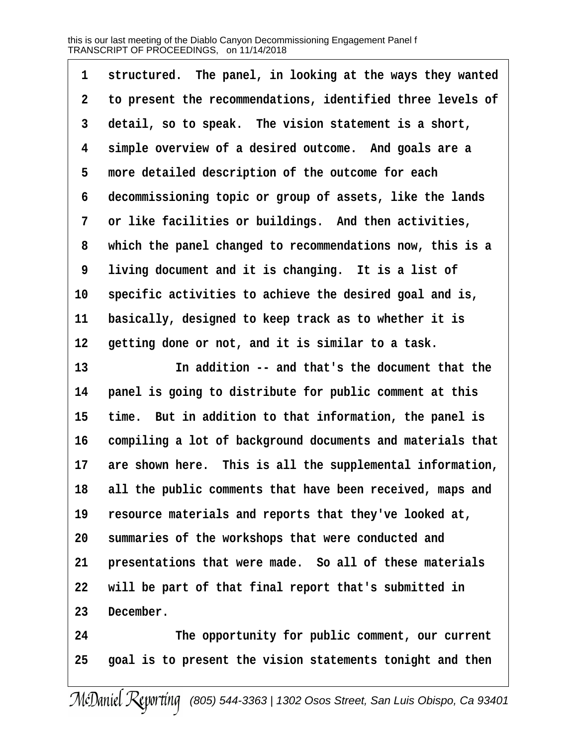structured. The panel, in looking at the ways they wanted to present the recommendations, identified three levels of detail, so to speak. The vision statement is a short, simple overview of a desired outcome. And goals are a more detailed description of the outcome for each decommissioning topic or group of assets, like the lands or like facilities or buildings. And then activities, which the panel changed to recommendations now, this is a living document and it is changing. It is a list of specific activities to achieve the desired goal and is, basically, designed to keep track as to whether it is getting done or not, and it is similar to a task.

In addition -- and that's the document that the panel is going to distribute for public comment at this time. But in addition to that information, the panel is compiling a lot of background documents and materials that are shown here. This is all the supplemental information, all the public comments that have been received, maps and resource materials and reports that they've looked at, summaries of the workshops that were conducted and presentations that were made. So all of these materials will be part of that final report that's submitted in December.

The opportunity for public comment, our current goal is to present the vision statements tonight and then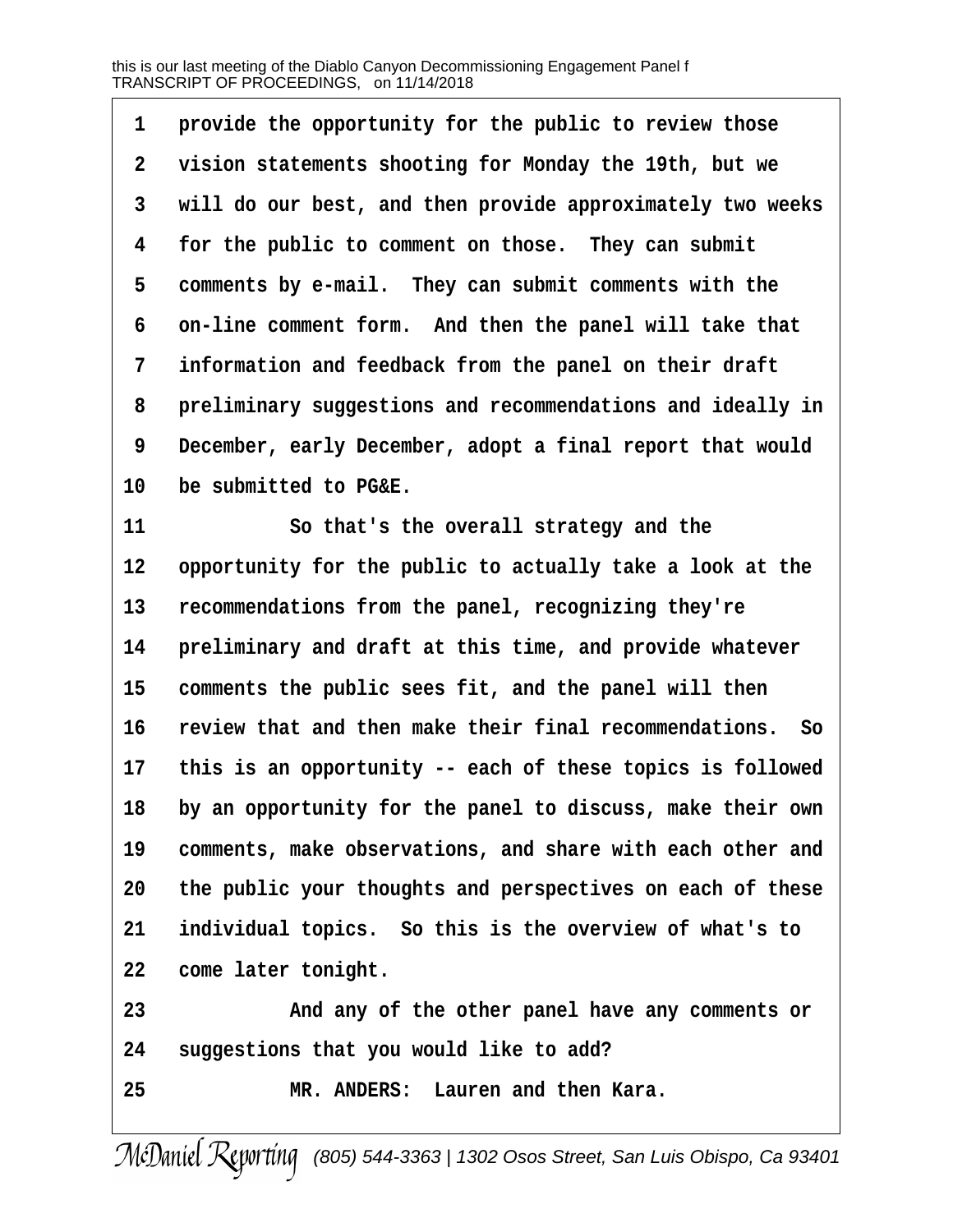provide the opportunity for the public to review those vision statements shooting for Monday the 19th, but we will do our best, and then provide approximately two weeks for the public to comment on those. They can submit comments by e-mail. They can submit comments with the on-line comment form. And then the panel will take that information and feedback from the panel on their draft preliminary suggestions and recommendations and ideally in December, early December, adopt a final report that would be submitted to PG&E.

So that's the overall strategy and the opportunity for the public to actually take a look at the recommendations from the panel, recognizing they're preliminary and draft at this time, and provide whatever comments the public sees fit, and the panel will then review that and then make their final recommendations. So this is an opportunity -- each of these topics is followed by an opportunity for the panel to discuss, make their own comments, make observations, and share with each other and the public your thoughts and perspectives on each of these individual topics. So this is the overview of what's to come later tonight.

And any of the other panel have any comments or suggestions that you would like to add?

MR. ANDERS: Lauren and then Kara.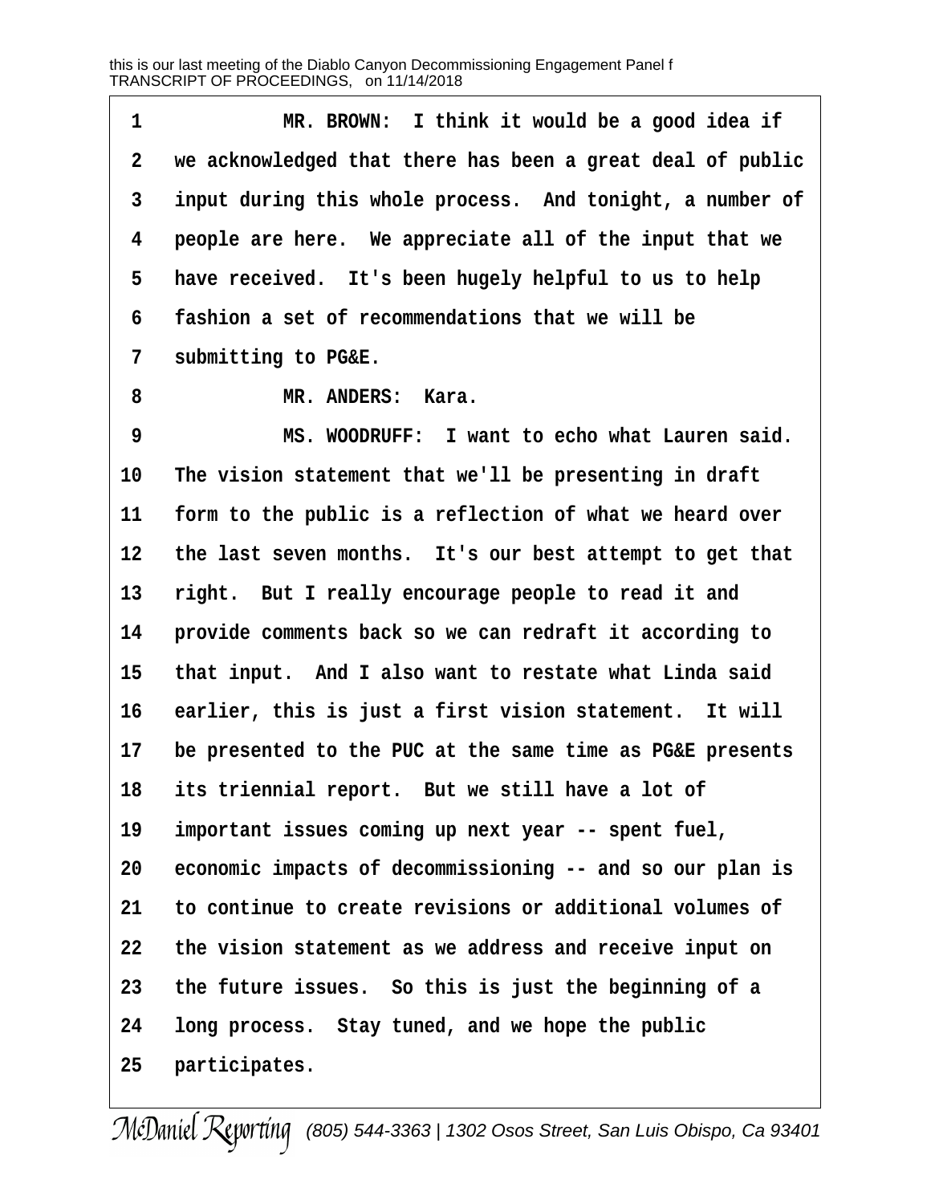1 MR. BROWN: I think it would be a good idea if
2 we acknowledged that there has been a great deal of public
3 input during this whole process. And tonight, a number of
4 people are here. We appreciate all of the input that we
5 have received. It's been hugely helpful to us to help
6 fashion a set of recommendations that we will be
7 submitting to PG&E.
8 MR. ANDERS: Kara.
9 MS. WOODRUFF: I want to echo what Lauren said.
10 The vision statement that we'll be presenting in draft
11 form to the public is a reflection of what we heard over
12 the last seven months. It's our best attempt to get that
13 right. But I really encourage people to read it and
14 provide comments back so we can redraft it according to
15 that input. And I also want to restate what Linda said
16 earlier, this is just a first vision statement. It will
17 be presented to the PUC at the same time as PG&E presents
18 its triennial report. But we still have a lot of
19 important issues coming up next year -- spent fuel,
20 economic impacts of decommissioning -- and so our plan is
21 to continue to create revisions or additional volumes of
22 the vision statement as we address and receive input on
23 the future issues. So this is just the beginning of a
24 long process. Stay tuned, and we hope the public
25 participates.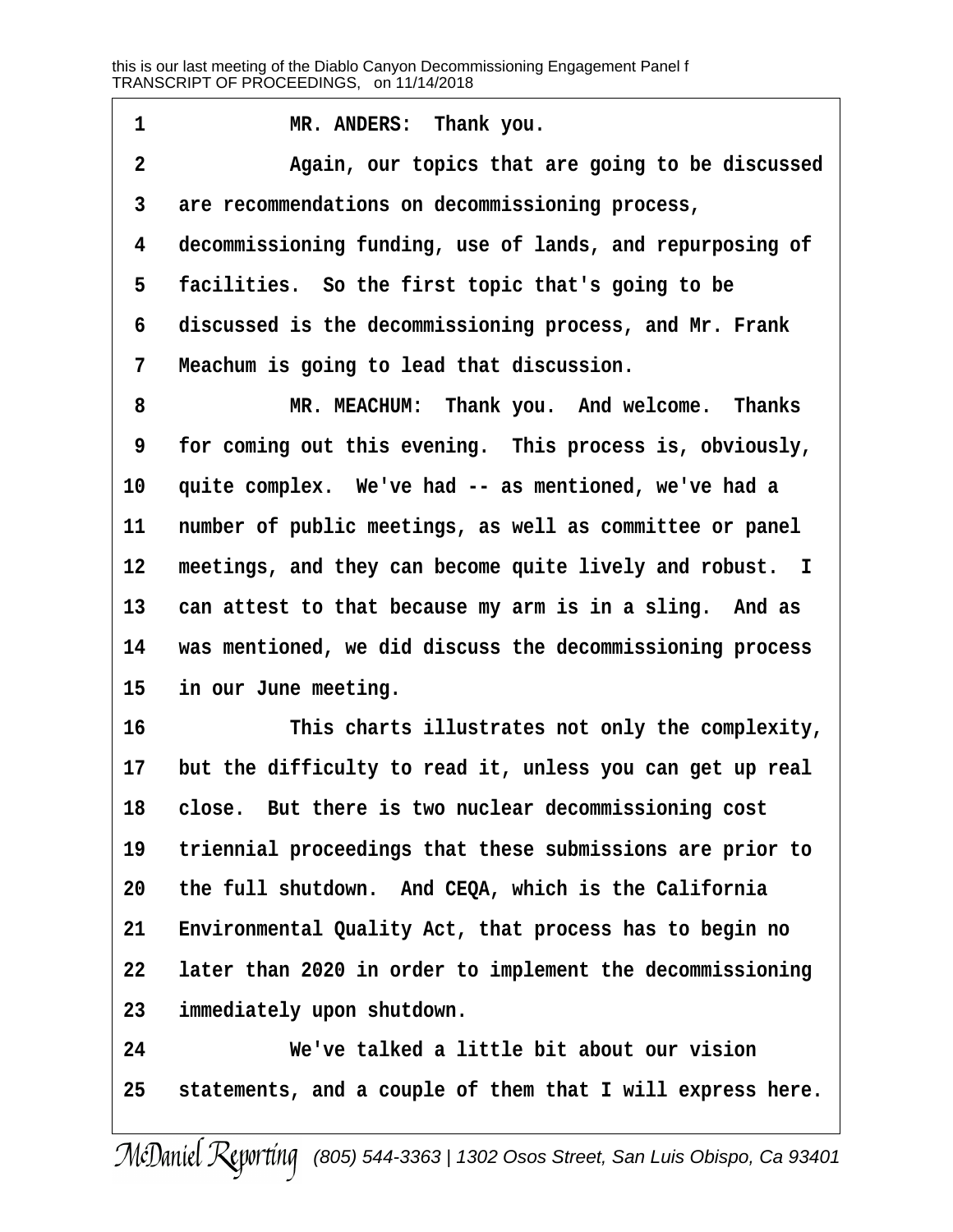MR. ANDERS: Thank you.

Again, our topics that are going to be discussed are recommendations on decommissioning process, decommissioning funding, use of lands, and repurposing of facilities. So the first topic that's going to be discussed is the decommissioning process, and Mr. Frank Meachum is going to lead that discussion.

MR. MEACHUM: Thank you. And welcome. Thanks for coming out this evening. This process is, obviously, quite complex. We've had -- as mentioned, we've had a number of public meetings, as well as committee or panel meetings, and they can become quite lively and robust. I can attest to that because my arm is in a sling. And as was mentioned, we did discuss the decommissioning process in our June meeting.

This charts illustrates not only the complexity, but the difficulty to read it, unless you can get up real close. But there is two nuclear decommissioning cost triennial proceedings that these submissions are prior to the full shutdown. And CEQA, which is the California Environmental Quality Act, that process has to begin no later than 2020 in order to implement the decommissioning immediately upon shutdown.

We've talked a little bit about our vision statements, and a couple of them that I will express here.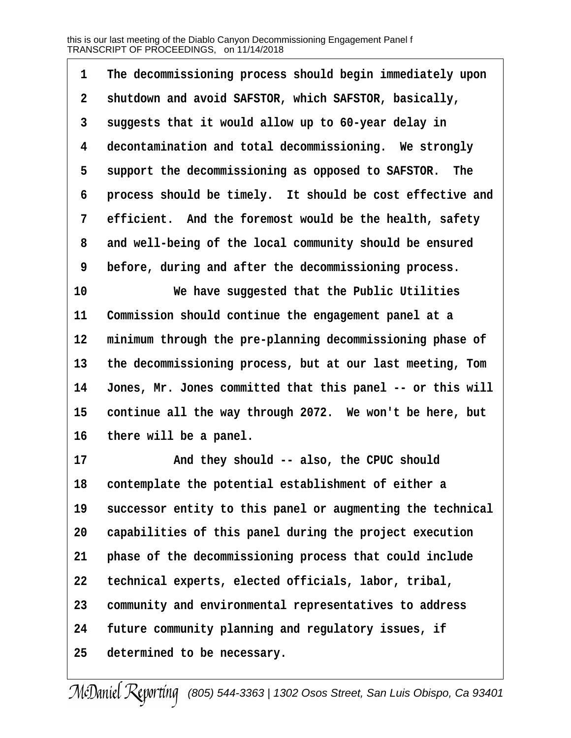The decommissioning process should begin immediately upon shutdown and avoid SAFSTOR, which SAFSTOR, basically, suggests that it would allow up to 60-year delay in decontamination and total decommissioning. We strongly support the decommissioning as opposed to SAFSTOR. The process should be timely. It should be cost effective and efficient. And the foremost would be the health, safety and well-being of the local community should be ensured before, during and after the decommissioning process.

We have suggested that the Public Utilities Commission should continue the engagement panel at a minimum through the pre-planning decommissioning phase of the decommissioning process, but at our last meeting, Tom Jones, Mr. Jones committed that this panel -- or this will continue all the way through 2072. We won't be here, but there will be a panel.

And they should -- also, the CPUC should contemplate the potential establishment of either a successor entity to this panel or augmenting the technical capabilities of this panel during the project execution phase of the decommissioning process that could include technical experts, elected officials, labor, tribal, community and environmental representatives to address future community planning and regulatory issues, if determined to be necessary.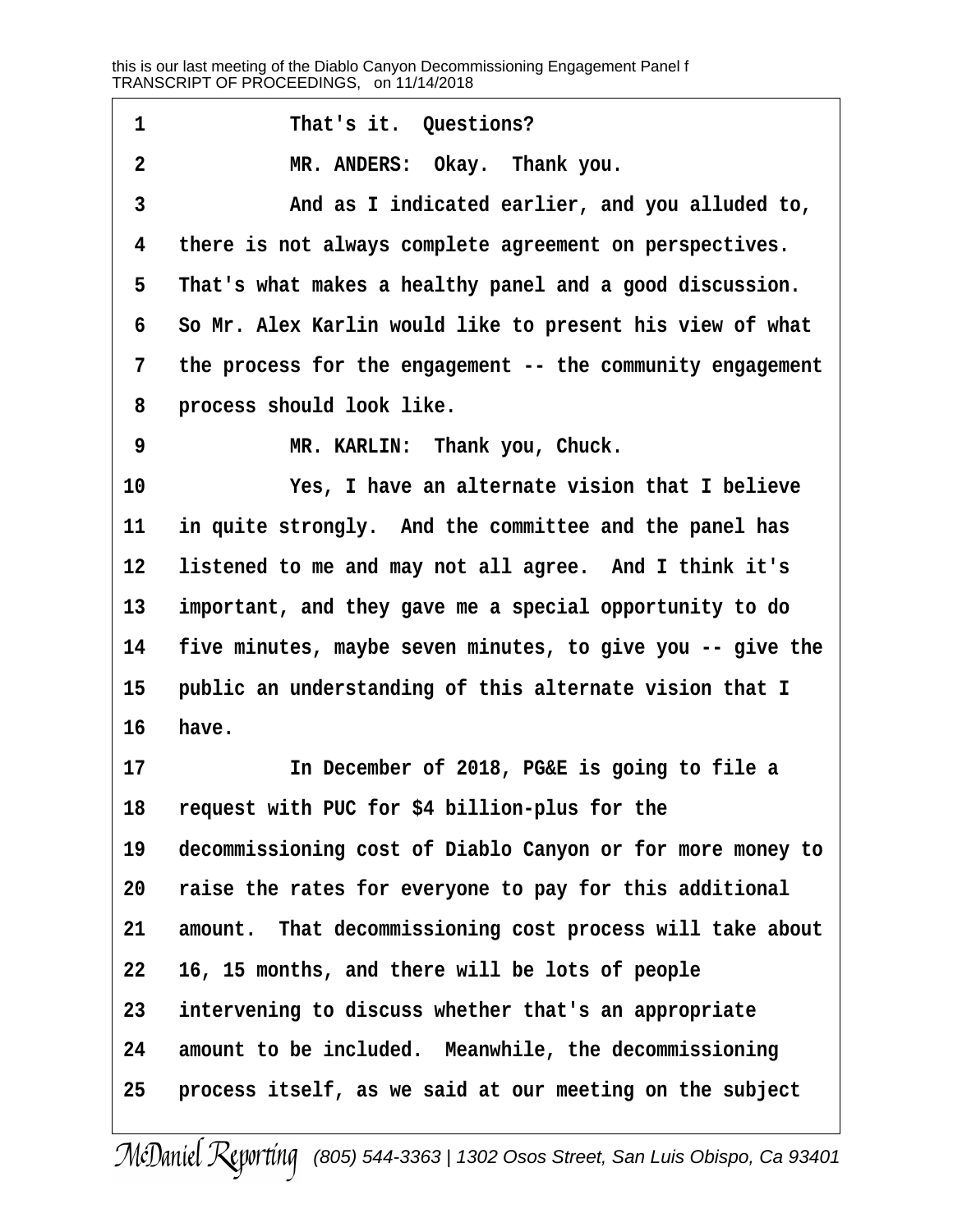1 That's it. Questions?

2 MR. ANDERS: Okay. Thank you.

3 And as I indicated earlier, and you alluded to,

4 there is not always complete agreement on perspectives.

5 That's what makes a healthy panel and a good discussion.

6 So Mr. Alex Karlin would like to present his view of what

7 the process for the engagement -- the community engagement

8 process should look like.

9 MR. KARLIN: Thank you, Chuck.

10 Yes, I have an alternate vision that I believe

11 in quite strongly. And the committee and the panel has

12 listened to me and may not all agree. And I think it's

13 important, and they gave me a special opportunity to do

14 five minutes, maybe seven minutes, to give you -- give the

15 public an understanding of this alternate vision that I

16 have.

17 In December of 2018, PG&E is going to file a

18 request with PUC for $4 billion-plus for the

19 decommissioning cost of Diablo Canyon or for more money to

20 raise the rates for everyone to pay for this additional

21 amount. That decommissioning cost process will take about

22 16, 15 months, and there will be lots of people

23 intervening to discuss whether that's an appropriate

24 amount to be included. Meanwhile, the decommissioning

25 process itself, as we said at our meeting on the subject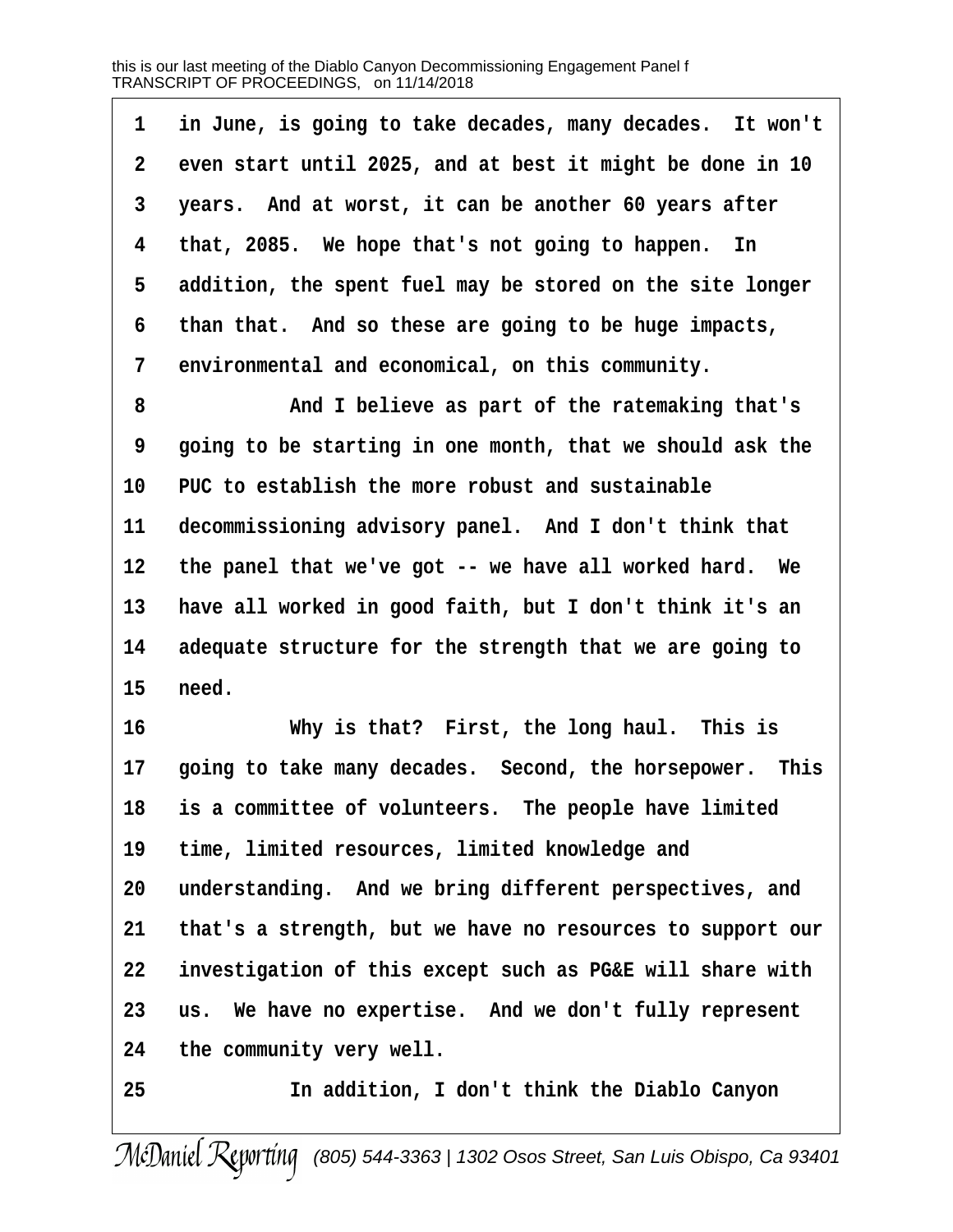1 in June, is going to take decades, many decades. It won't
2 even start until 2025, and at best it might be done in 10
3 years. And at worst, it can be another 60 years after
4 that, 2085. We hope that's not going to happen. In
5 addition, the spent fuel may be stored on the site longer
6 than that. And so these are going to be huge impacts,
7 environmental and economical, on this community.
8 And I believe as part of the ratemaking that's
9 going to be starting in one month, that we should ask the
10 PUC to establish the more robust and sustainable
11 decommissioning advisory panel. And I don't think that
12 the panel that we've got -- we have all worked hard. We
13 have all worked in good faith, but I don't think it's an
14 adequate structure for the strength that we are going to
15 need.
16 Why is that? First, the long haul. This is
17 going to take many decades. Second, the horsepower. This
18 is a committee of volunteers. The people have limited
19 time, limited resources, limited knowledge and
20 understanding. And we bring different perspectives, and
21 that's a strength, but we have no resources to support our
22 investigation of this except such as PG&E will share with
23 us. We have no expertise. And we don't fully represent
24 the community very well.
25 In addition, I don't think the Diablo Canyon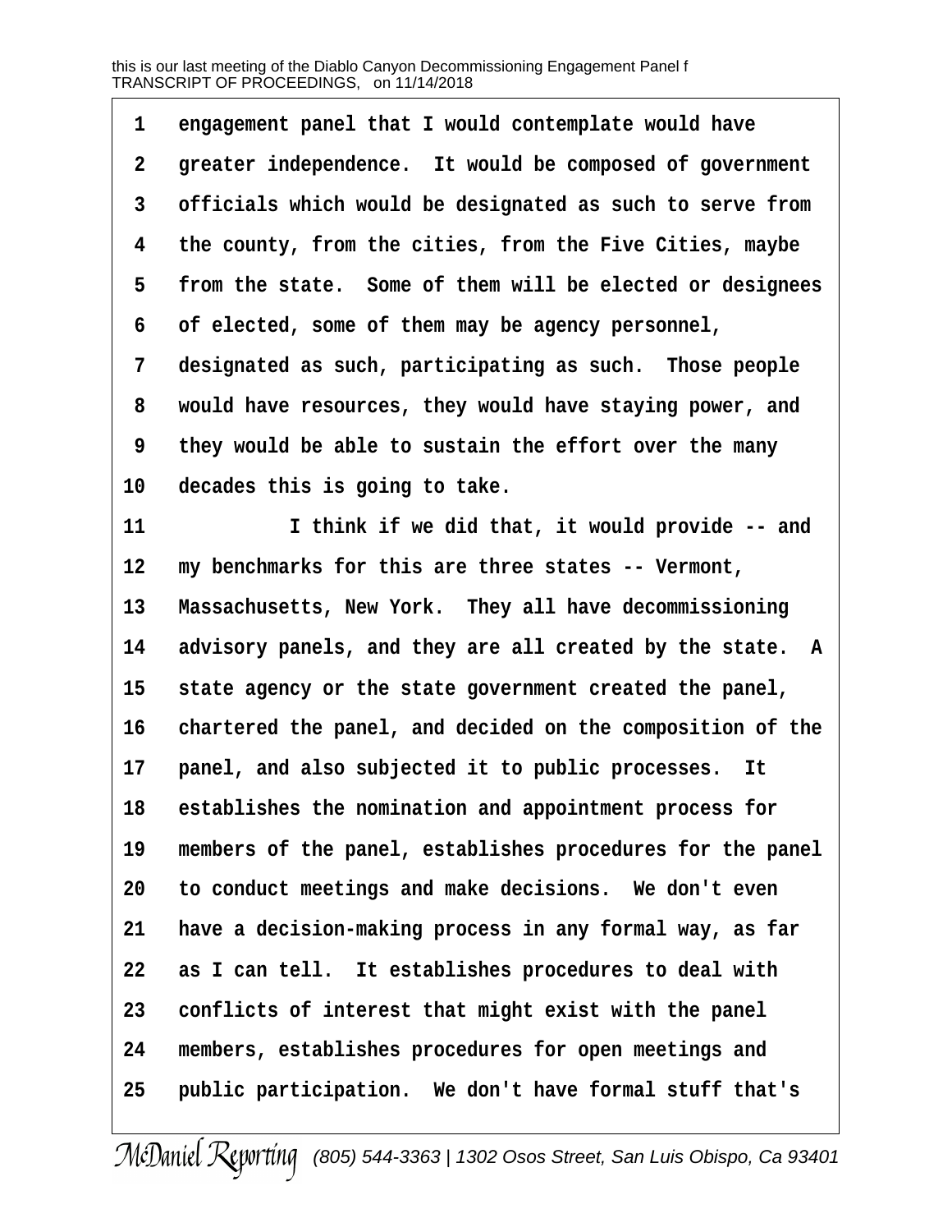engagement panel that I would contemplate would have greater independence. It would be composed of government officials which would be designated as such to serve from the county, from the cities, from the Five Cities, maybe from the state. Some of them will be elected or designees of elected, some of them may be agency personnel, designated as such, participating as such. Those people would have resources, they would have staying power, and they would be able to sustain the effort over the many decades this is going to take.

I think if we did that, it would provide -- and my benchmarks for this are three states -- Vermont, Massachusetts, New York. They all have decommissioning advisory panels, and they are all created by the state. A state agency or the state government created the panel, chartered the panel, and decided on the composition of the panel, and also subjected it to public processes. It establishes the nomination and appointment process for members of the panel, establishes procedures for the panel to conduct meetings and make decisions. We don't even have a decision-making process in any formal way, as far as I can tell. It establishes procedures to deal with conflicts of interest that might exist with the panel members, establishes procedures for open meetings and public participation. We don't have formal stuff that's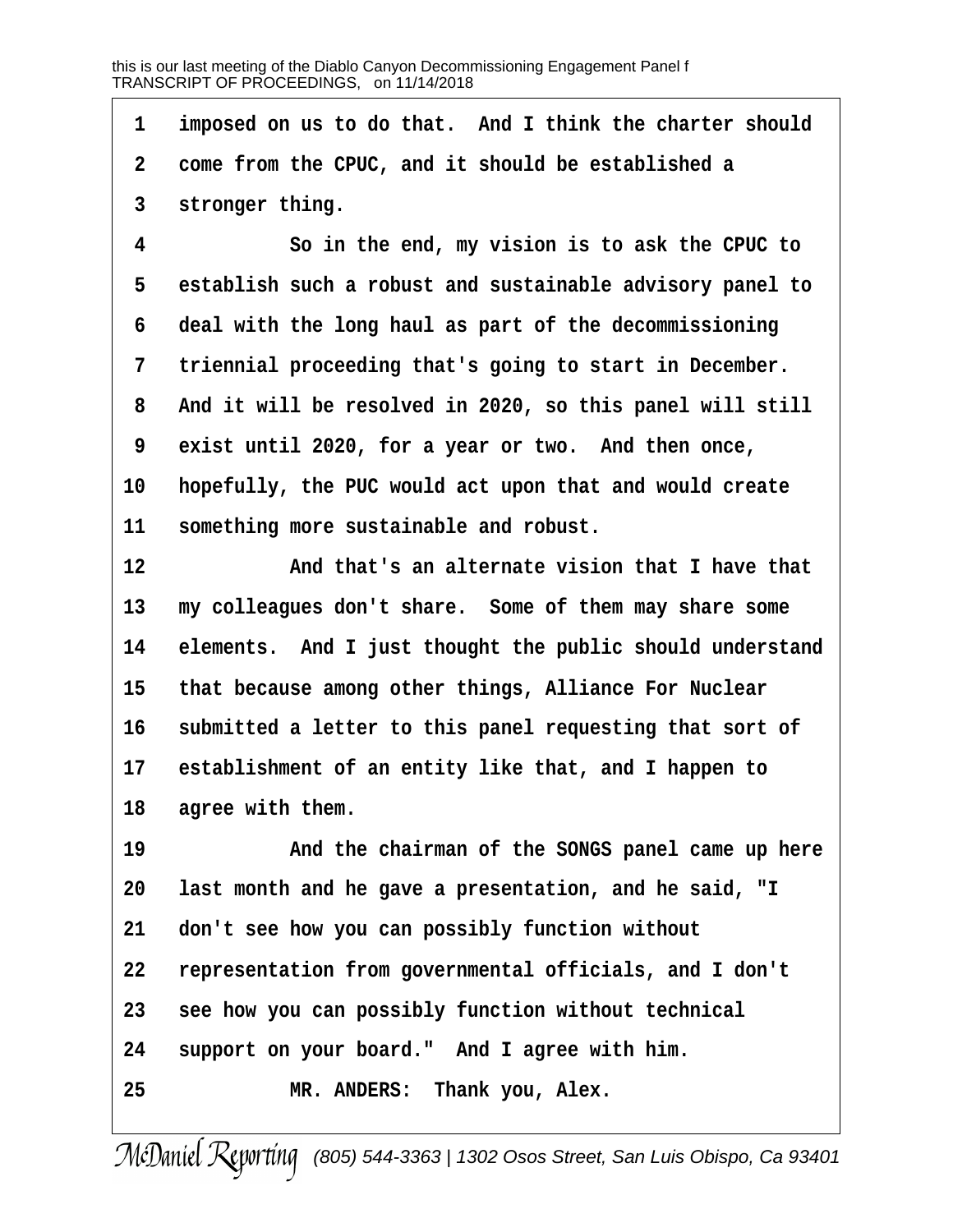1 imposed on us to do that. And I think the charter should
2 come from the CPUC, and it should be established a
3 stronger thing.

4 So in the end, my vision is to ask the CPUC to
5 establish such a robust and sustainable advisory panel to
6 deal with the long haul as part of the decommissioning
7 triennial proceeding that's going to start in December.
8 And it will be resolved in 2020, so this panel will still
9 exist until 2020, for a year or two. And then once,
10 hopefully, the PUC would act upon that and would create
11 something more sustainable and robust.

12 And that's an alternate vision that I have that
13 my colleagues don't share. Some of them may share some
14 elements. And I just thought the public should understand
15 that because among other things, Alliance For Nuclear
16 submitted a letter to this panel requesting that sort of
17 establishment of an entity like that, and I happen to
18 agree with them.

19 And the chairman of the SONGS panel came up here
20 last month and he gave a presentation, and he said, "I
21 don't see how you can possibly function without
22 representation from governmental officials, and I don't
23 see how you can possibly function without technical
24 support on your board." And I agree with him.

25 MR. ANDERS: Thank you, Alex.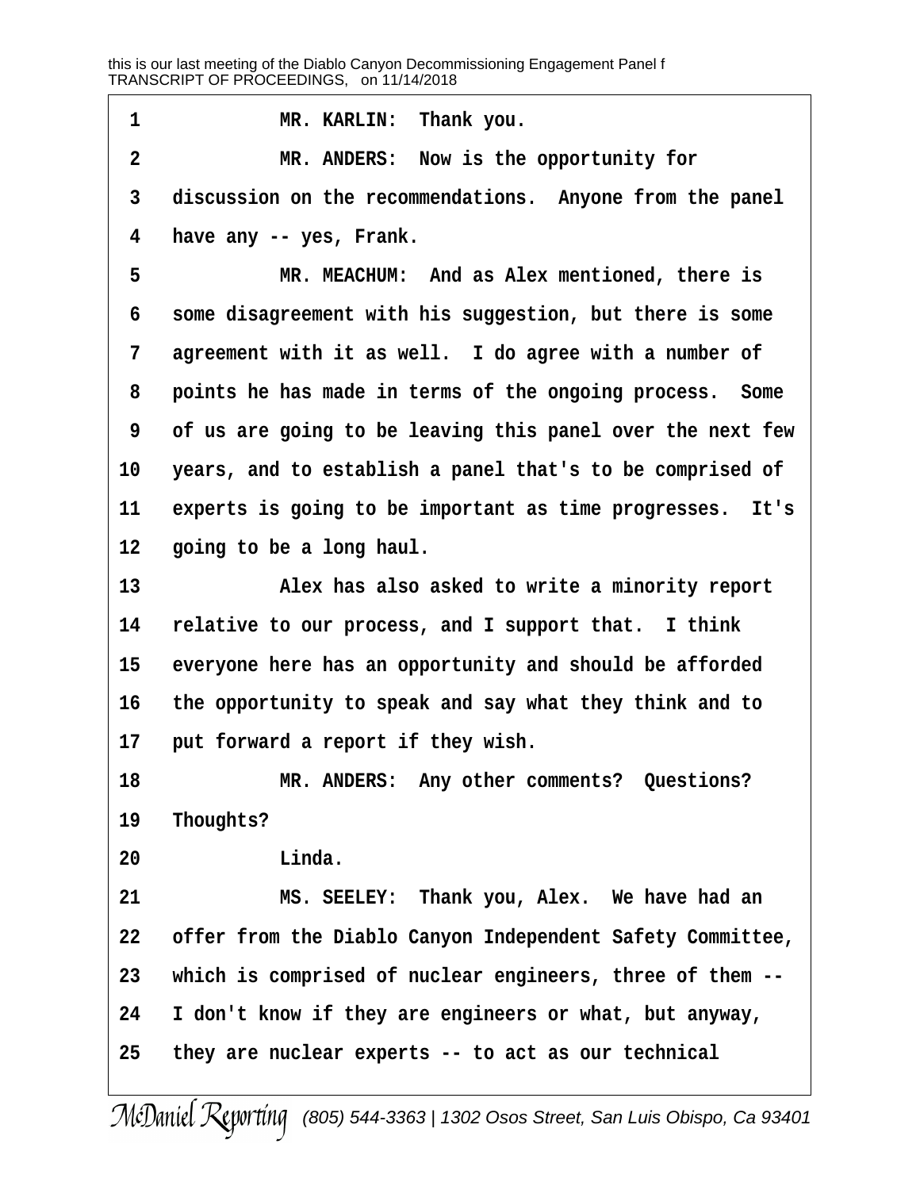MR. KARLIN: Thank you.

MR. ANDERS: Now is the opportunity for discussion on the recommendations. Anyone from the panel have any -- yes, Frank.

MR. MEACHUM: And as Alex mentioned, there is some disagreement with his suggestion, but there is some agreement with it as well. I do agree with a number of points he has made in terms of the ongoing process. Some of us are going to be leaving this panel over the next few years, and to establish a panel that's to be comprised of experts is going to be important as time progresses. It's going to be a long haul.

Alex has also asked to write a minority report relative to our process, and I support that. I think everyone here has an opportunity and should be afforded the opportunity to speak and say what they think and to put forward a report if they wish.

MR. ANDERS: Any other comments? Questions? Thoughts?

Linda.

MS. SEELEY: Thank you, Alex. We have had an offer from the Diablo Canyon Independent Safety Committee, which is comprised of nuclear engineers, three of them -- I don't know if they are engineers or what, but anyway, they are nuclear experts -- to act as our technical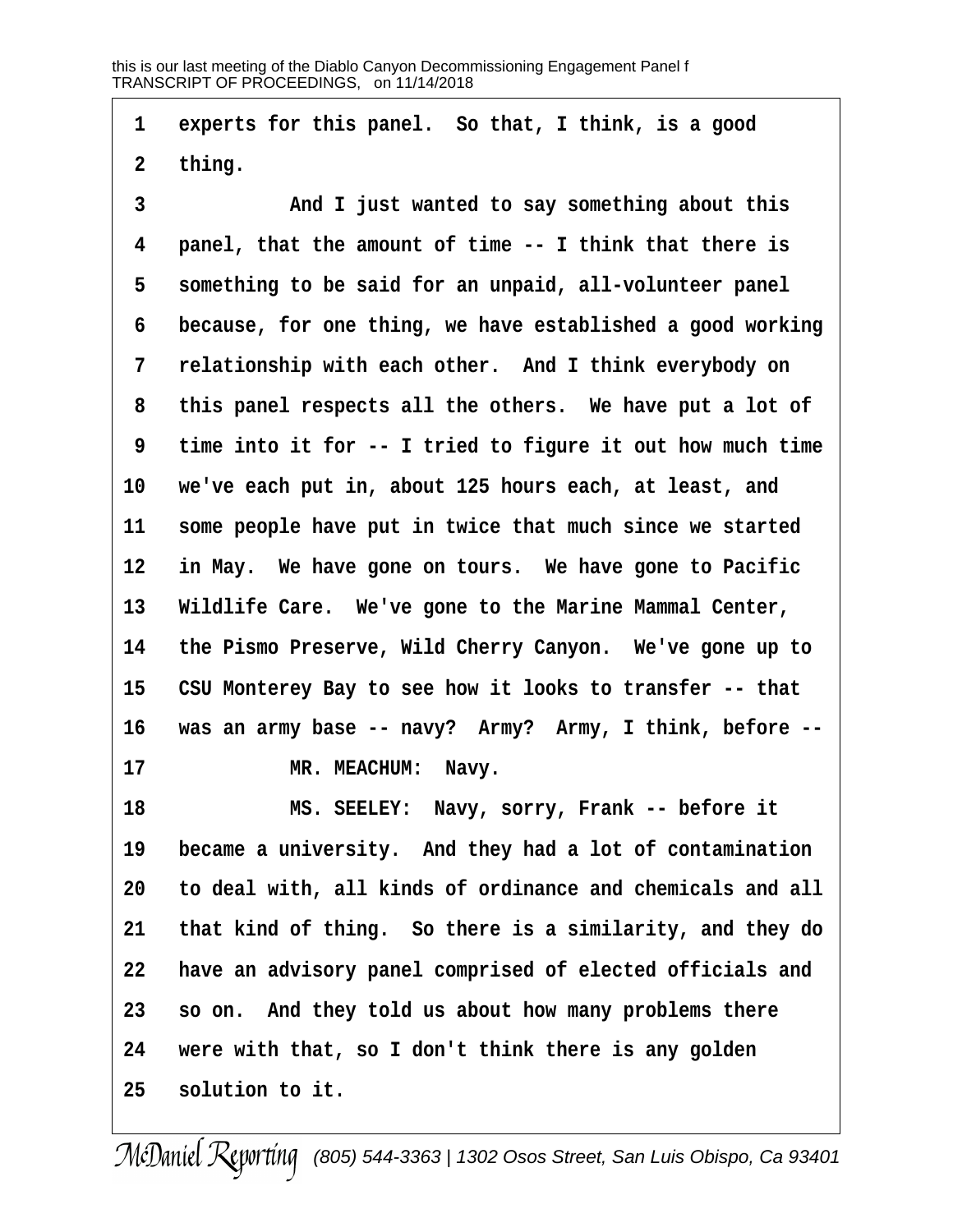experts for this panel. So that, I think, is a good thing.

And I just wanted to say something about this panel, that the amount of time -- I think that there is something to be said for an unpaid, all-volunteer panel because, for one thing, we have established a good working relationship with each other. And I think everybody on this panel respects all the others. We have put a lot of time into it for -- I tried to figure it out how much time we've each put in, about 125 hours each, at least, and some people have put in twice that much since we started in May. We have gone on tours. We have gone to Pacific Wildlife Care. We've gone to the Marine Mammal Center, the Pismo Preserve, Wild Cherry Canyon. We've gone up to CSU Monterey Bay to see how it looks to transfer -- that was an army base -- navy? Army? Army, I think, before --

MR. MEACHUM: Navy.

MS. SEELEY: Navy, sorry, Frank -- before it became a university. And they had a lot of contamination to deal with, all kinds of ordinance and chemicals and all that kind of thing. So there is a similarity, and they do have an advisory panel comprised of elected officials and so on. And they told us about how many problems there were with that, so I don't think there is any golden solution to it.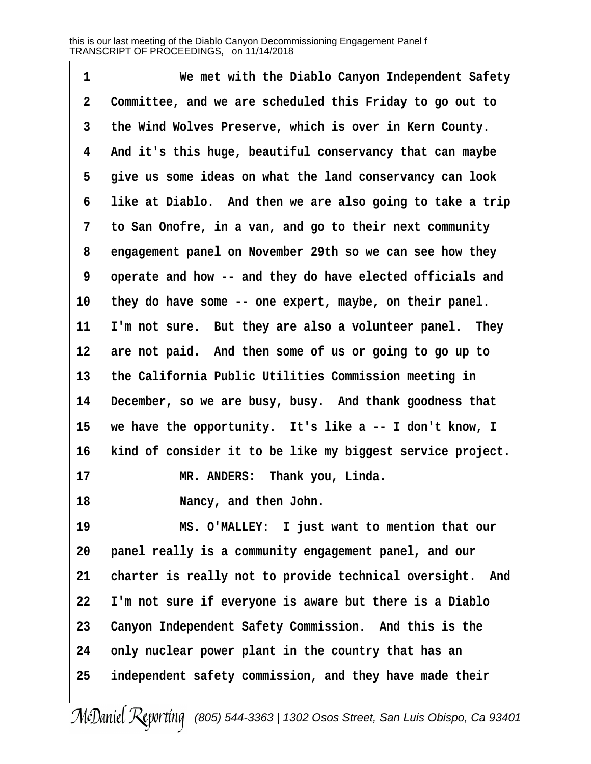1 We met with the Diablo Canyon Independent Safety
2 Committee, and we are scheduled this Friday to go out to
3 the Wind Wolves Preserve, which is over in Kern County.
4 And it's this huge, beautiful conservancy that can maybe
5 give us some ideas on what the land conservancy can look
6 like at Diablo. And then we are also going to take a trip
7 to San Onofre, in a van, and go to their next community
8 engagement panel on November 29th so we can see how they
9 operate and how -- and they do have elected officials and
10 they do have some -- one expert, maybe, on their panel.
11 I'm not sure. But they are also a volunteer panel. They
12 are not paid. And then some of us or going to go up to
13 the California Public Utilities Commission meeting in
14 December, so we are busy, busy. And thank goodness that
15 we have the opportunity. It's like a -- I don't know, I
16 kind of consider it to be like my biggest service project.
17 MR. ANDERS: Thank you, Linda.
18 Nancy, and then John.
19 MS. O'MALLEY: I just want to mention that our
20 panel really is a community engagement panel, and our
21 charter is really not to provide technical oversight. And
22 I'm not sure if everyone is aware but there is a Diablo
23 Canyon Independent Safety Commission. And this is the
24 only nuclear power plant in the country that has an
25 independent safety commission, and they have made their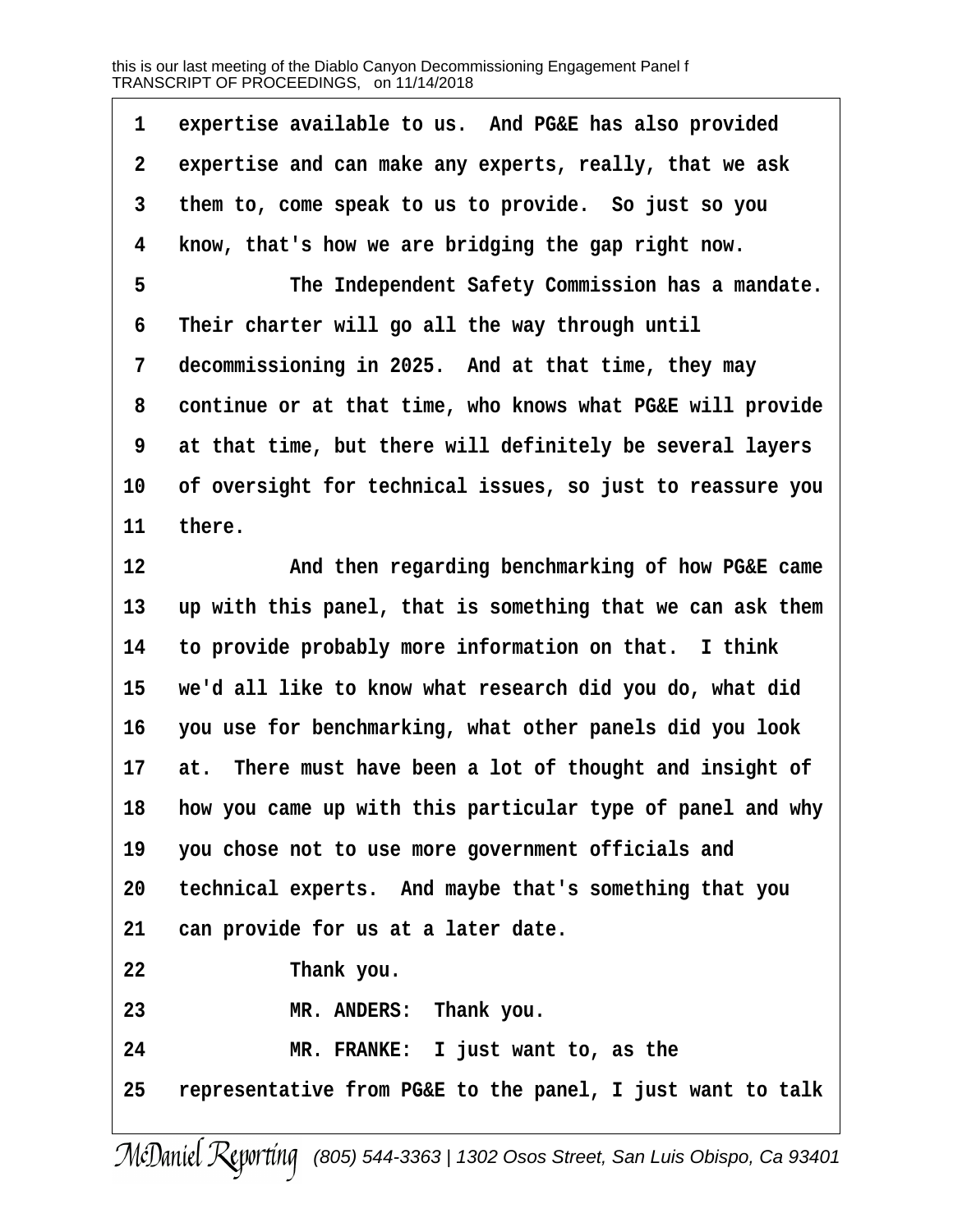expertise available to us. And PG&E has also provided expertise and can make any experts, really, that we ask them to, come speak to us to provide. So just so you know, that's how we are bridging the gap right now.

The Independent Safety Commission has a mandate. Their charter will go all the way through until decommissioning in 2025. And at that time, they may continue or at that time, who knows what PG&E will provide at that time, but there will definitely be several layers of oversight for technical issues, so just to reassure you there.

And then regarding benchmarking of how PG&E came up with this panel, that is something that we can ask them to provide probably more information on that. I think we'd all like to know what research did you do, what did you use for benchmarking, what other panels did you look at. There must have been a lot of thought and insight of how you came up with this particular type of panel and why you chose not to use more government officials and technical experts. And maybe that's something that you can provide for us at a later date.

Thank you.

MR. ANDERS: Thank you.

MR. FRANKE: I just want to, as the representative from PG&E to the panel, I just want to talk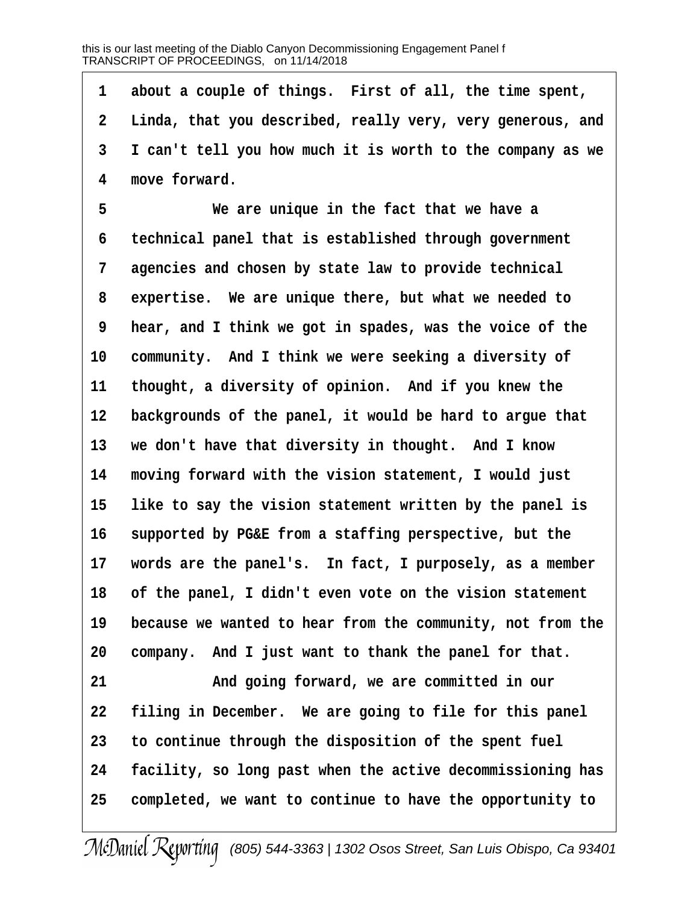1 about a couple of things. First of all, the time spent,
2 Linda, that you described, really very, very generous, and
3 I can't tell you how much it is worth to the company as we
4 move forward.
5 We are unique in the fact that we have a
6 technical panel that is established through government
7 agencies and chosen by state law to provide technical
8 expertise. We are unique there, but what we needed to
9 hear, and I think we got in spades, was the voice of the
10 community. And I think we were seeking a diversity of
11 thought, a diversity of opinion. And if you knew the
12 backgrounds of the panel, it would be hard to argue that
13 we don't have that diversity in thought. And I know
14 moving forward with the vision statement, I would just
15 like to say the vision statement written by the panel is
16 supported by PG&E from a staffing perspective, but the
17 words are the panel's. In fact, I purposely, as a member
18 of the panel, I didn't even vote on the vision statement
19 because we wanted to hear from the community, not from the
20 company. And I just want to thank the panel for that.
21 And going forward, we are committed in our
22 filing in December. We are going to file for this panel
23 to continue through the disposition of the spent fuel
24 facility, so long past when the active decommissioning has
25 completed, we want to continue to have the opportunity to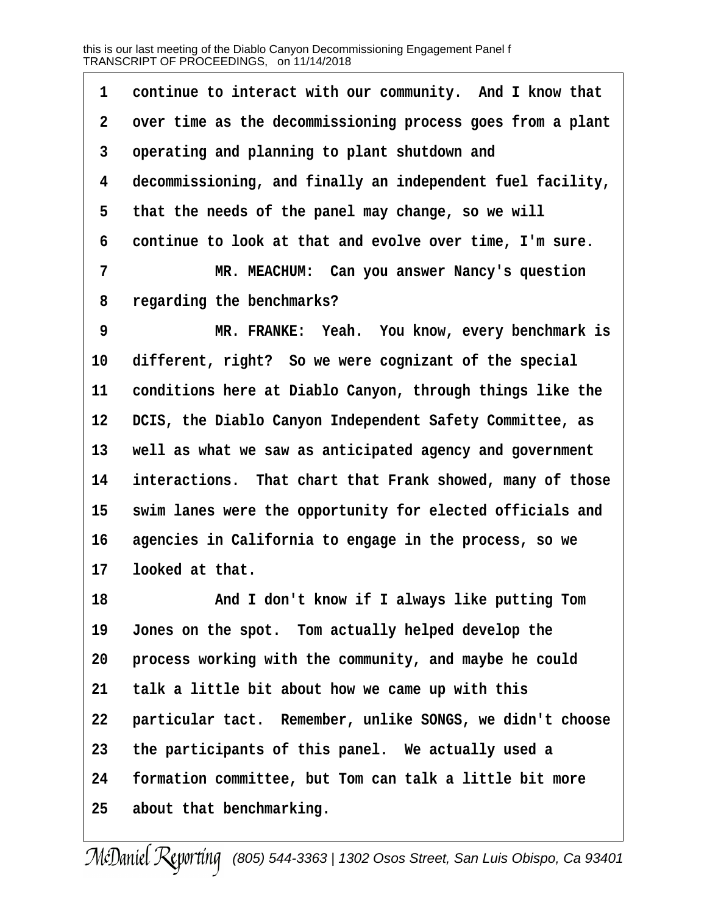continue to interact with our community. And I know that over time as the decommissioning process goes from a plant operating and planning to plant shutdown and decommissioning, and finally an independent fuel facility, that the needs of the panel may change, so we will continue to look at that and evolve over time, I'm sure.

MR. MEACHUM: Can you answer Nancy's question regarding the benchmarks?

MR. FRANKE: Yeah. You know, every benchmark is different, right? So we were cognizant of the special conditions here at Diablo Canyon, through things like the DCIS, the Diablo Canyon Independent Safety Committee, as well as what we saw as anticipated agency and government interactions. That chart that Frank showed, many of those swim lanes were the opportunity for elected officials and agencies in California to engage in the process, so we looked at that.

And I don't know if I always like putting Tom Jones on the spot. Tom actually helped develop the process working with the community, and maybe he could talk a little bit about how we came up with this particular tact. Remember, unlike SONGS, we didn't choose the participants of this panel. We actually used a formation committee, but Tom can talk a little bit more about that benchmarking.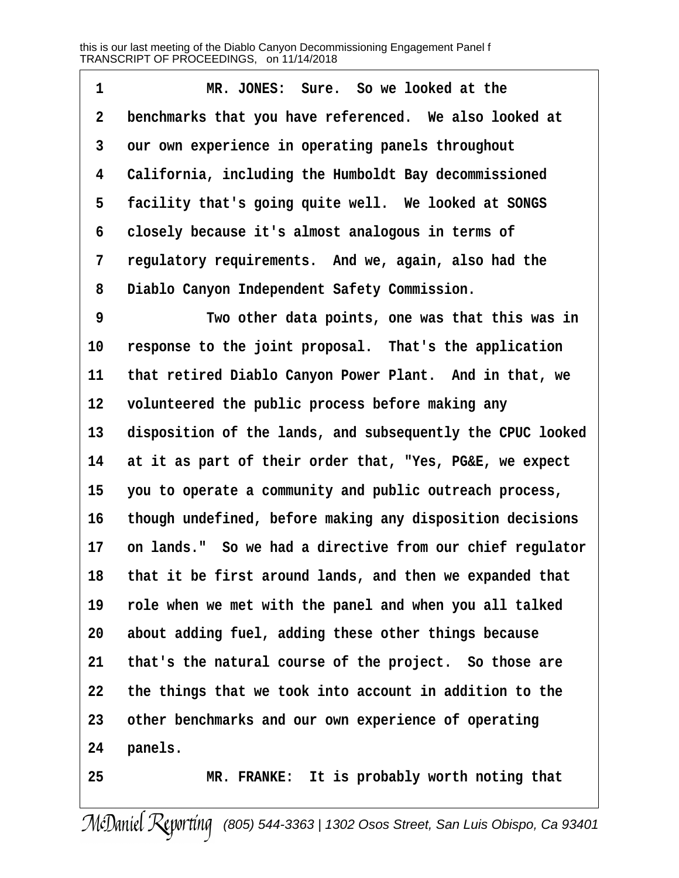MR. JONES: Sure. So we looked at the benchmarks that you have referenced. We also looked at our own experience in operating panels throughout California, including the Humboldt Bay decommissioned facility that's going quite well. We looked at SONGS closely because it's almost analogous in terms of regulatory requirements. And we, again, also had the Diablo Canyon Independent Safety Commission.

Two other data points, one was that this was in response to the joint proposal. That's the application that retired Diablo Canyon Power Plant. And in that, we volunteered the public process before making any disposition of the lands, and subsequently the CPUC looked at it as part of their order that, "Yes, PG&E, we expect you to operate a community and public outreach process, though undefined, before making any disposition decisions on lands." So we had a directive from our chief regulator that it be first around lands, and then we expanded that role when we met with the panel and when you all talked about adding fuel, adding these other things because that's the natural course of the project. So those are the things that we took into account in addition to the other benchmarks and our own experience of operating panels.

MR. FRANKE: It is probably worth noting that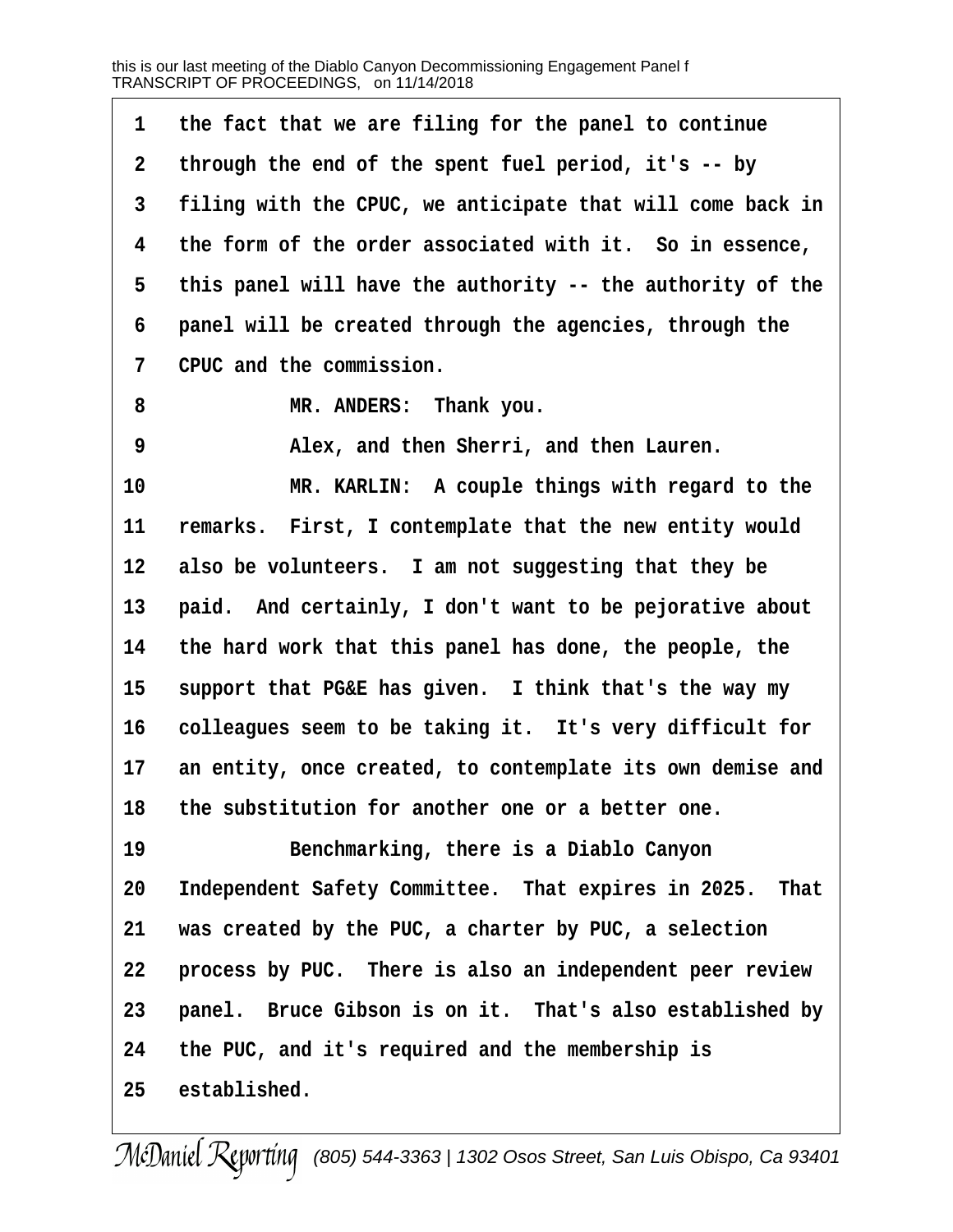the fact that we are filing for the panel to continue through the end of the spent fuel period, it's -- by filing with the CPUC, we anticipate that will come back in the form of the order associated with it. So in essence, this panel will have the authority -- the authority of the panel will be created through the agencies, through the CPUC and the commission.

MR. ANDERS: Thank you.

Alex, and then Sherri, and then Lauren.

MR. KARLIN: A couple things with regard to the remarks. First, I contemplate that the new entity would also be volunteers. I am not suggesting that they be paid. And certainly, I don't want to be pejorative about the hard work that this panel has done, the people, the support that PG&E has given. I think that's the way my colleagues seem to be taking it. It's very difficult for an entity, once created, to contemplate its own demise and the substitution for another one or a better one.

Benchmarking, there is a Diablo Canyon Independent Safety Committee. That expires in 2025. That was created by the PUC, a charter by PUC, a selection process by PUC. There is also an independent peer review panel. Bruce Gibson is on it. That's also established by the PUC, and it's required and the membership is established.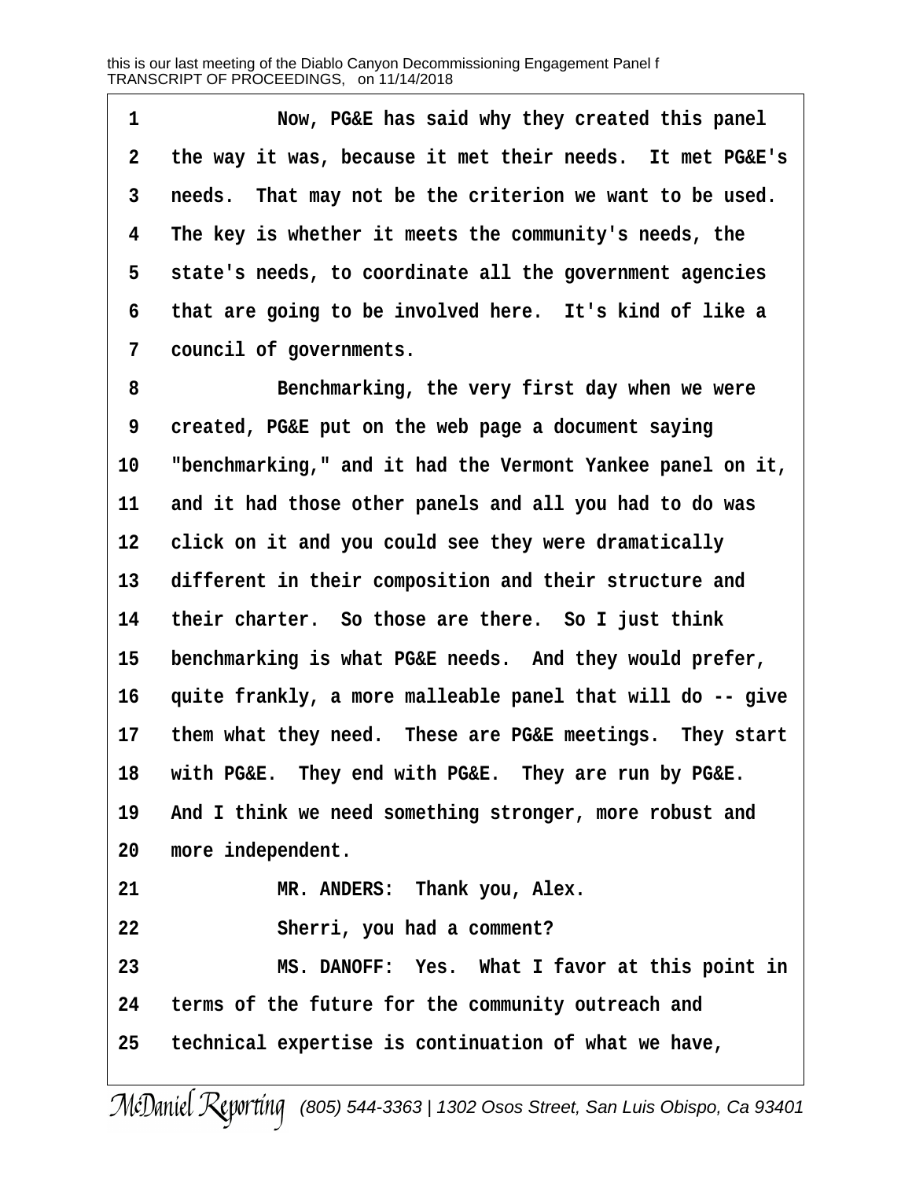1 Now, PG&E has said why they created this panel
2 the way it was, because it met their needs. It met PG&E's
3 needs. That may not be the criterion we want to be used.
4 The key is whether it meets the community's needs, the
5 state's needs, to coordinate all the government agencies
6 that are going to be involved here. It's kind of like a
7 council of governments.
8 Benchmarking, the very first day when we were
9 created, PG&E put on the web page a document saying
10 "benchmarking," and it had the Vermont Yankee panel on it,
11 and it had those other panels and all you had to do was
12 click on it and you could see they were dramatically
13 different in their composition and their structure and
14 their charter. So those are there. So I just think
15 benchmarking is what PG&E needs. And they would prefer,
16 quite frankly, a more malleable panel that will do -- give
17 them what they need. These are PG&E meetings. They start
18 with PG&E. They end with PG&E. They are run by PG&E.
19 And I think we need something stronger, more robust and
20 more independent.
21 MR. ANDERS: Thank you, Alex.
22 Sherri, you had a comment?
23 MS. DANOFF: Yes. What I favor at this point in
24 terms of the future for the community outreach and
25 technical expertise is continuation of what we have,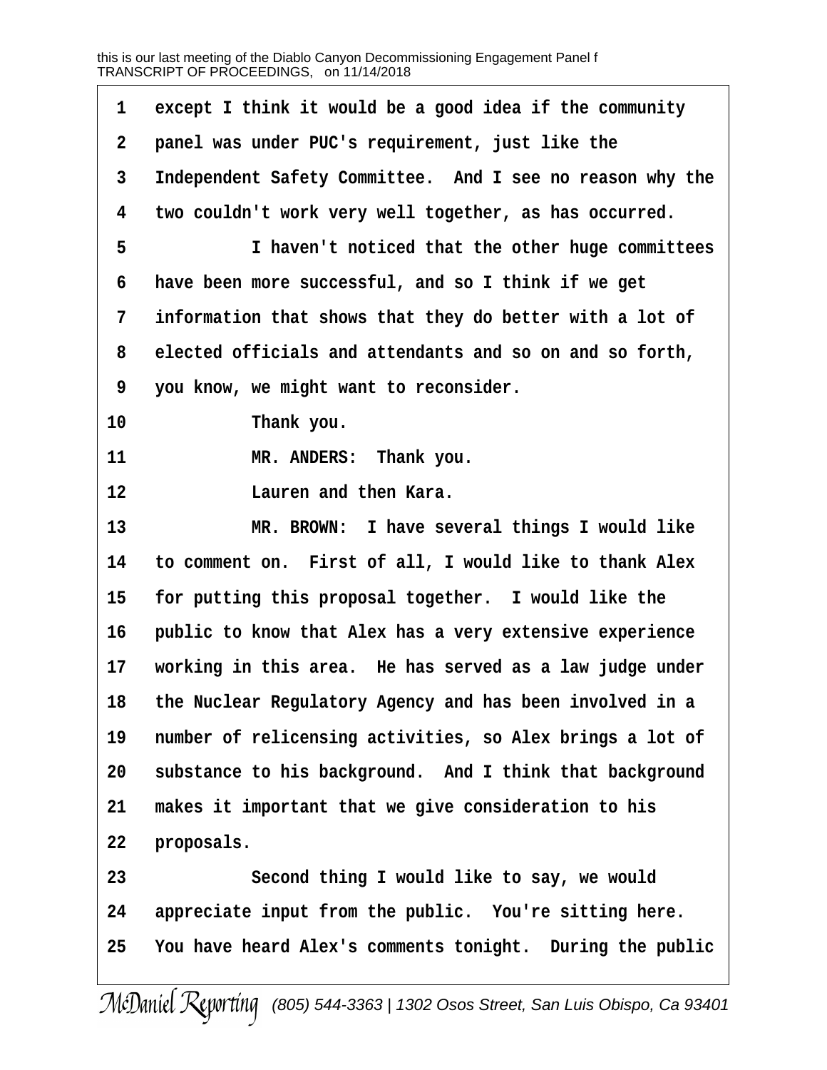except I think it would be a good idea if the community panel was under PUC's requirement, just like the Independent Safety Committee. And I see no reason why the two couldn't work very well together, as has occurred.

I haven't noticed that the other huge committees have been more successful, and so I think if we get information that shows that they do better with a lot of elected officials and attendants and so on and so forth, you know, we might want to reconsider.

Thank you.

MR. ANDERS: Thank you.

Lauren and then Kara.

MR. BROWN: I have several things I would like to comment on. First of all, I would like to thank Alex for putting this proposal together. I would like the public to know that Alex has a very extensive experience working in this area. He has served as a law judge under the Nuclear Regulatory Agency and has been involved in a number of relicensing activities, so Alex brings a lot of substance to his background. And I think that background makes it important that we give consideration to his proposals.

Second thing I would like to say, we would appreciate input from the public. You're sitting here. You have heard Alex's comments tonight. During the public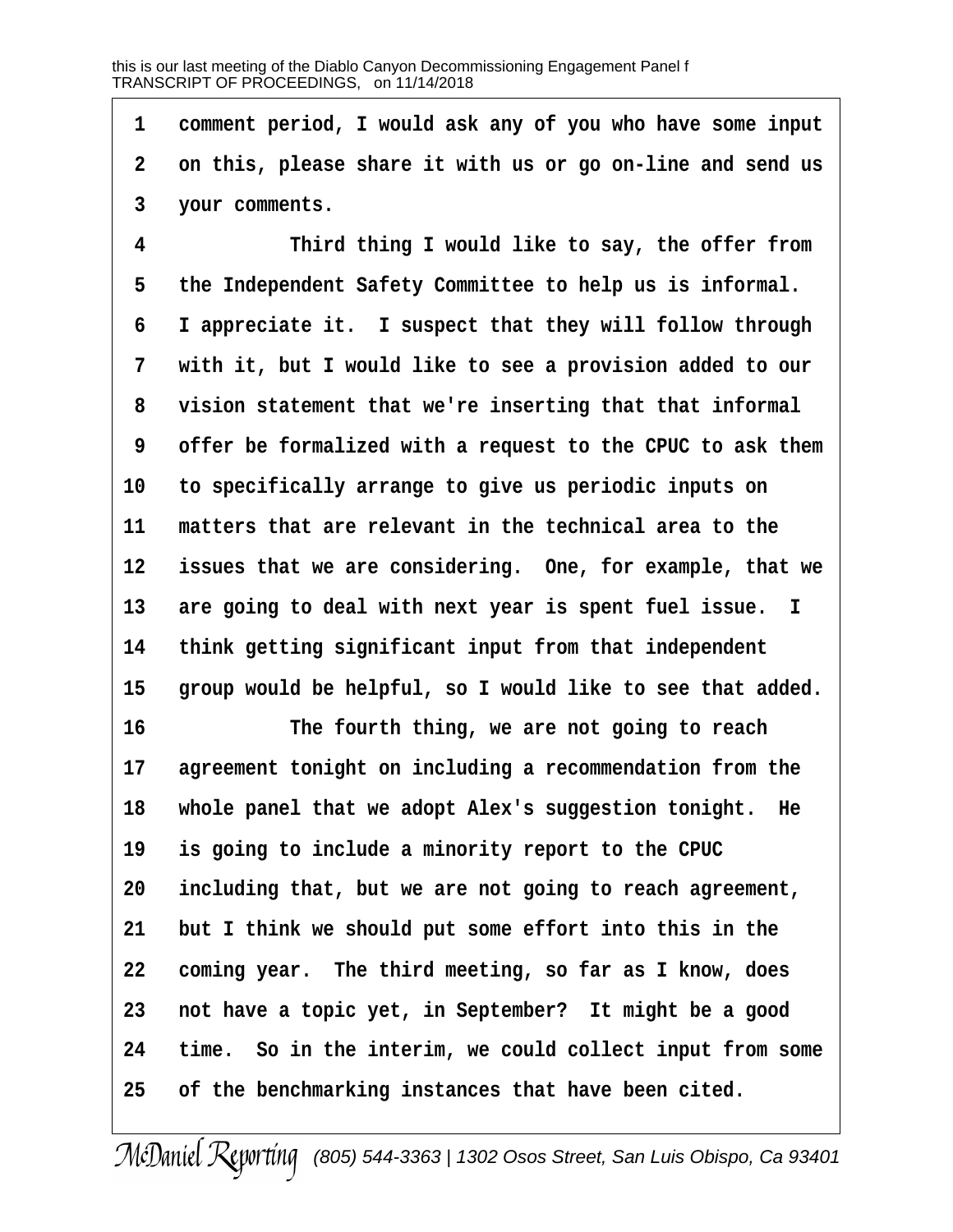comment period, I would ask any of you who have some input on this, please share it with us or go on-line and send us your comments.

Third thing I would like to say, the offer from the Independent Safety Committee to help us is informal. I appreciate it. I suspect that they will follow through with it, but I would like to see a provision added to our vision statement that we're inserting that that informal offer be formalized with a request to the CPUC to ask them to specifically arrange to give us periodic inputs on matters that are relevant in the technical area to the issues that we are considering. One, for example, that we are going to deal with next year is spent fuel issue. I think getting significant input from that independent group would be helpful, so I would like to see that added.

The fourth thing, we are not going to reach agreement tonight on including a recommendation from the whole panel that we adopt Alex's suggestion tonight. He is going to include a minority report to the CPUC including that, but we are not going to reach agreement, but I think we should put some effort into this in the coming year. The third meeting, so far as I know, does not have a topic yet, in September? It might be a good time. So in the interim, we could collect input from some of the benchmarking instances that have been cited.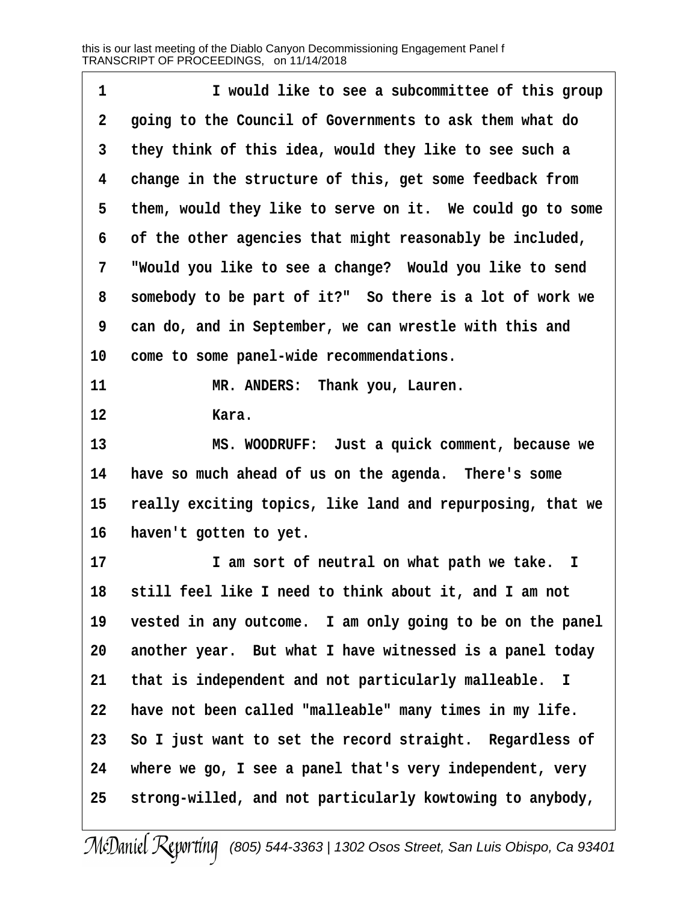1 I would like to see a subcommittee of this group
2 going to the Council of Governments to ask them what do
3 they think of this idea, would they like to see such a
4 change in the structure of this, get some feedback from
5 them, would they like to serve on it. We could go to some
6 of the other agencies that might reasonably be included,
7 "Would you like to see a change? Would you like to send
8 somebody to be part of it?" So there is a lot of work we
9 can do, and in September, we can wrestle with this and
10 come to some panel-wide recommendations.
11 MR. ANDERS: Thank you, Lauren.
12 Kara.
13 MS. WOODRUFF: Just a quick comment, because we
14 have so much ahead of us on the agenda. There's some
15 really exciting topics, like land and repurposing, that we
16 haven't gotten to yet.
17 I am sort of neutral on what path we take. I
18 still feel like I need to think about it, and I am not
19 vested in any outcome. I am only going to be on the panel
20 another year. But what I have witnessed is a panel today
21 that is independent and not particularly malleable. I
22 have not been called "malleable" many times in my life.
23 So I just want to set the record straight. Regardless of
24 where we go, I see a panel that's very independent, very
25 strong-willed, and not particularly kowtowing to anybody,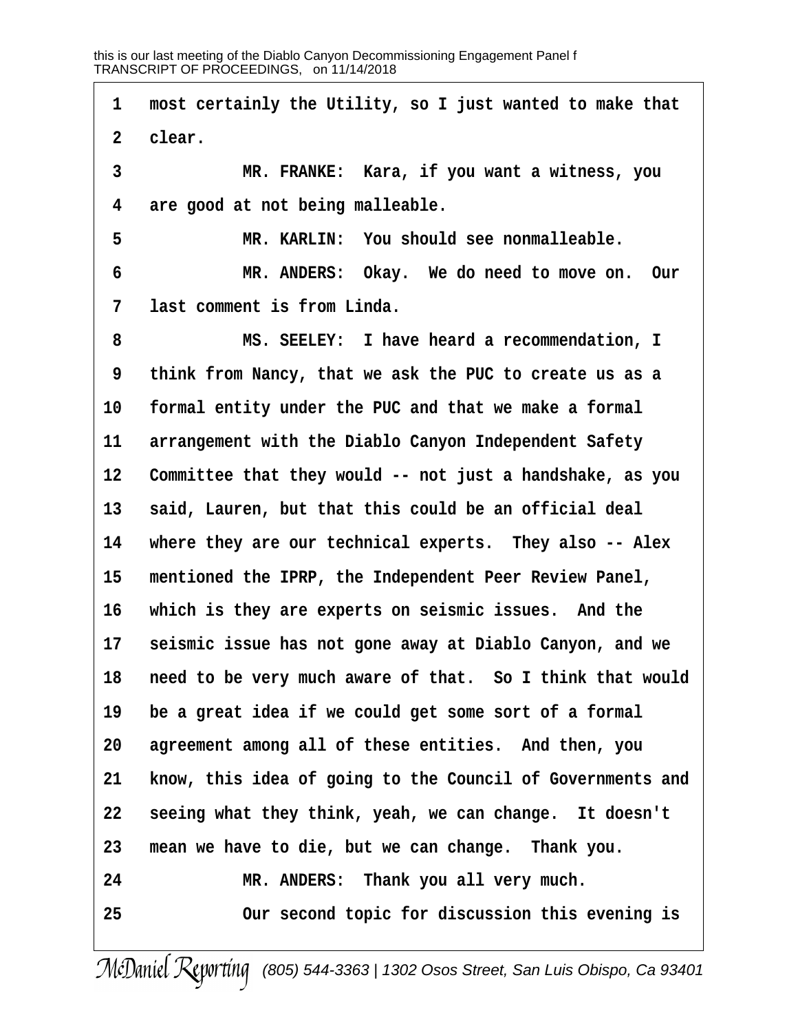1 most certainly the Utility, so I just wanted to make that
2 clear.
3 MR. FRANKE: Kara, if you want a witness, you
4 are good at not being malleable.
5 MR. KARLIN: You should see nonmalleable.
6 MR. ANDERS: Okay. We do need to move on. Our
7 last comment is from Linda.
8 MS. SEELEY: I have heard a recommendation, I
9 think from Nancy, that we ask the PUC to create us as a
10 formal entity under the PUC and that we make a formal
11 arrangement with the Diablo Canyon Independent Safety
12 Committee that they would -- not just a handshake, as you
13 said, Lauren, but that this could be an official deal
14 where they are our technical experts. They also -- Alex
15 mentioned the IPRP, the Independent Peer Review Panel,
16 which is they are experts on seismic issues. And the
17 seismic issue has not gone away at Diablo Canyon, and we
18 need to be very much aware of that. So I think that would
19 be a great idea if we could get some sort of a formal
20 agreement among all of these entities. And then, you
21 know, this idea of going to the Council of Governments and
22 seeing what they think, yeah, we can change. It doesn't
23 mean we have to die, but we can change. Thank you.
24 MR. ANDERS: Thank you all very much.
25 Our second topic for discussion this evening is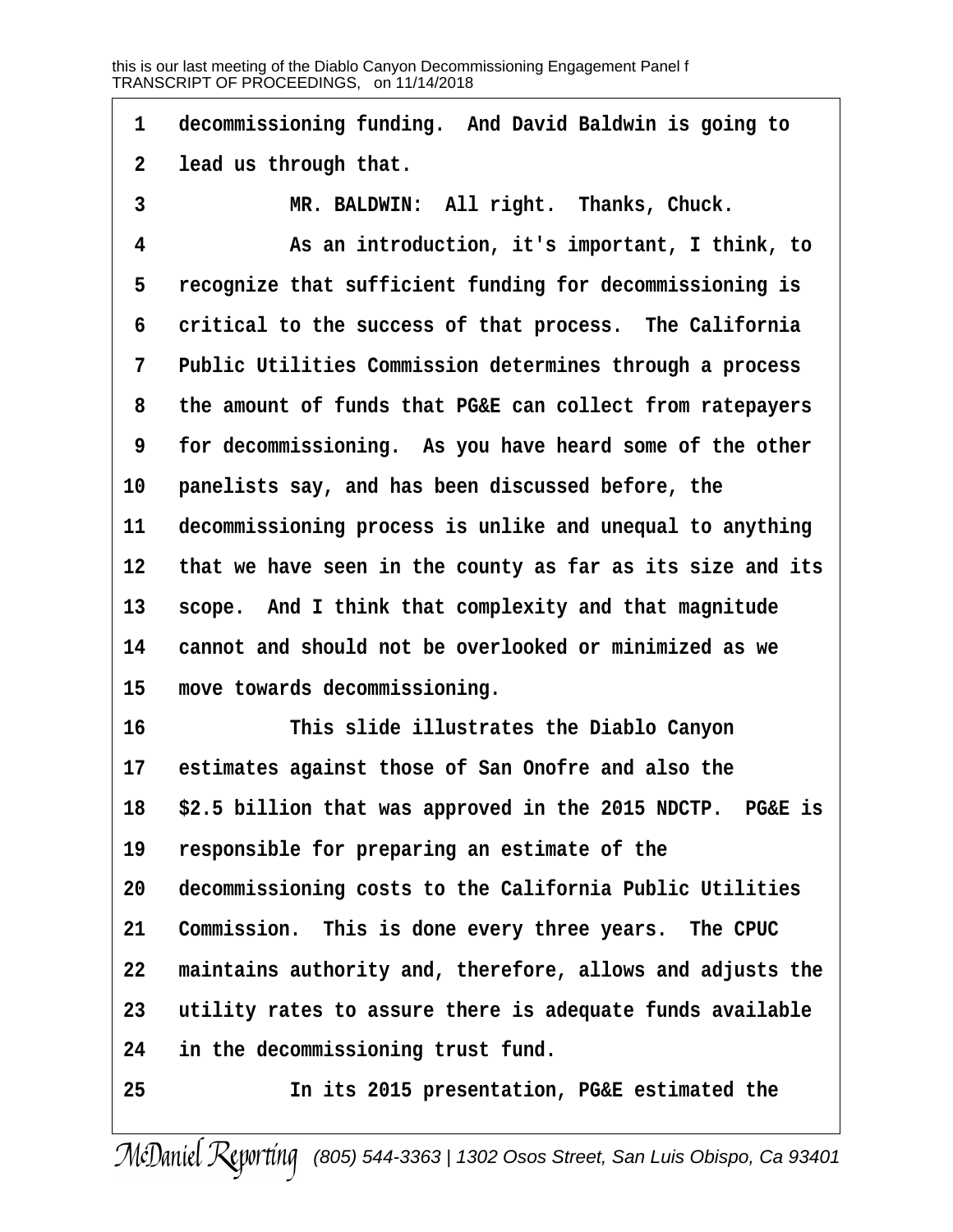decommissioning funding. And David Baldwin is going to lead us through that.

MR. BALDWIN: All right. Thanks, Chuck.

As an introduction, it's important, I think, to recognize that sufficient funding for decommissioning is critical to the success of that process. The California Public Utilities Commission determines through a process the amount of funds that PG&E can collect from ratepayers for decommissioning. As you have heard some of the other panelists say, and has been discussed before, the decommissioning process is unlike and unequal to anything that we have seen in the county as far as its size and its scope. And I think that complexity and that magnitude cannot and should not be overlooked or minimized as we move towards decommissioning.

This slide illustrates the Diablo Canyon estimates against those of San Onofre and also the $2.5 billion that was approved in the 2015 NDCTP. PG&E is responsible for preparing an estimate of the decommissioning costs to the California Public Utilities Commission. This is done every three years. The CPUC maintains authority and, therefore, allows and adjusts the utility rates to assure there is adequate funds available in the decommissioning trust fund.

In its 2015 presentation, PG&E estimated the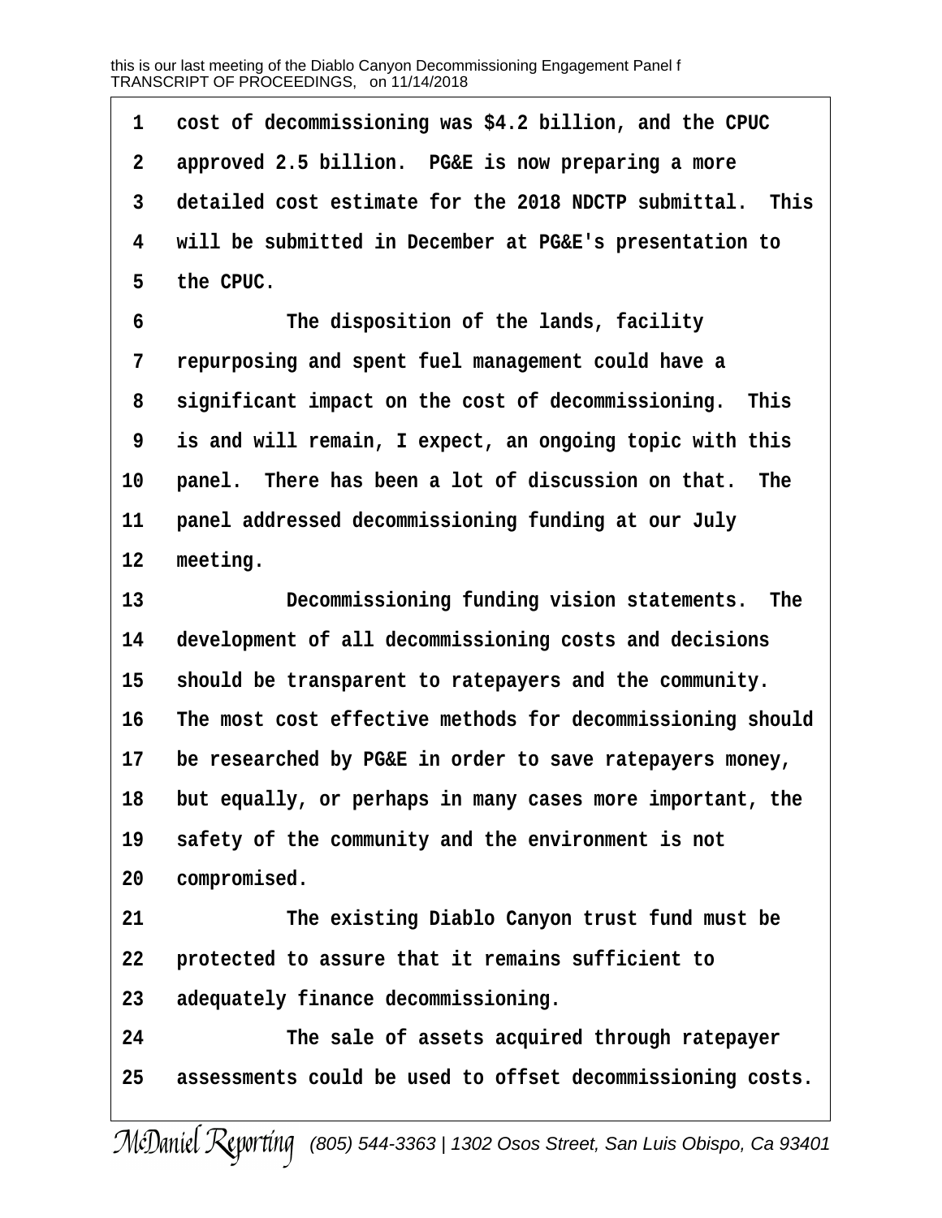cost of decommissioning was $4.2 billion, and the CPUC approved 2.5 billion. PG&E is now preparing a more detailed cost estimate for the 2018 NDCTP submittal. This will be submitted in December at PG&E's presentation to the CPUC.

The disposition of the lands, facility repurposing and spent fuel management could have a significant impact on the cost of decommissioning. This is and will remain, I expect, an ongoing topic with this panel. There has been a lot of discussion on that. The panel addressed decommissioning funding at our July meeting.

Decommissioning funding vision statements. The development of all decommissioning costs and decisions should be transparent to ratepayers and the community. The most cost effective methods for decommissioning should be researched by PG&E in order to save ratepayers money, but equally, or perhaps in many cases more important, the safety of the community and the environment is not compromised.

The existing Diablo Canyon trust fund must be protected to assure that it remains sufficient to adequately finance decommissioning.

The sale of assets acquired through ratepayer assessments could be used to offset decommissioning costs.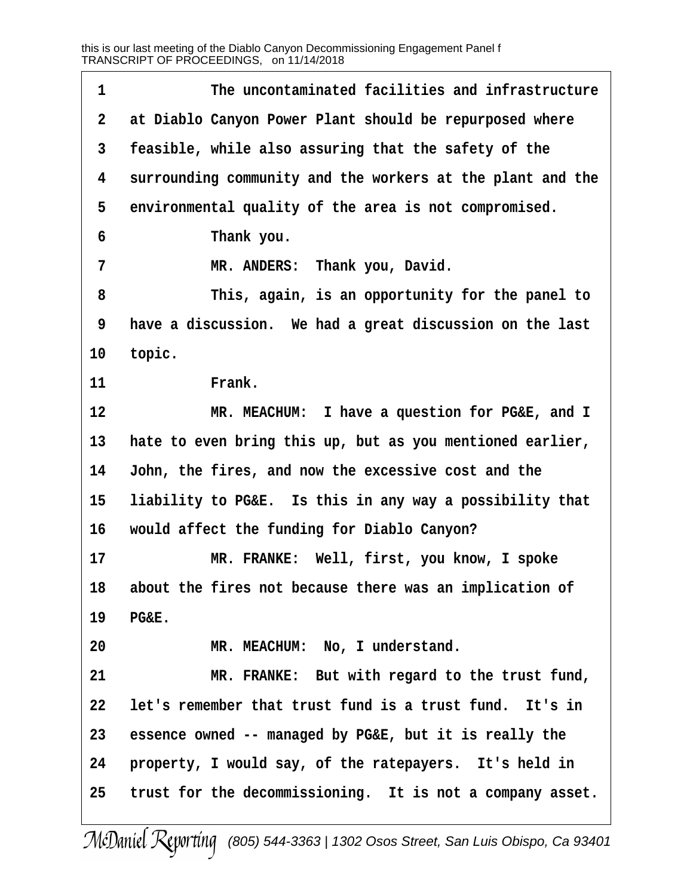The uncontaminated facilities and infrastructure at Diablo Canyon Power Plant should be repurposed where feasible, while also assuring that the safety of the surrounding community and the workers at the plant and the environmental quality of the area is not compromised.

Thank you.

MR. ANDERS: Thank you, David.

This, again, is an opportunity for the panel to have a discussion. We had a great discussion on the last topic.

Frank.

MR. MEACHUM: I have a question for PG&E, and I hate to even bring this up, but as you mentioned earlier, John, the fires, and now the excessive cost and the liability to PG&E. Is this in any way a possibility that would affect the funding for Diablo Canyon?

MR. FRANKE: Well, first, you know, I spoke about the fires not because there was an implication of PG&E.

MR. MEACHUM: No, I understand.

MR. FRANKE: But with regard to the trust fund, let's remember that trust fund is a trust fund. It's in essence owned -- managed by PG&E, but it is really the property, I would say, of the ratepayers. It's held in trust for the decommissioning. It is not a company asset.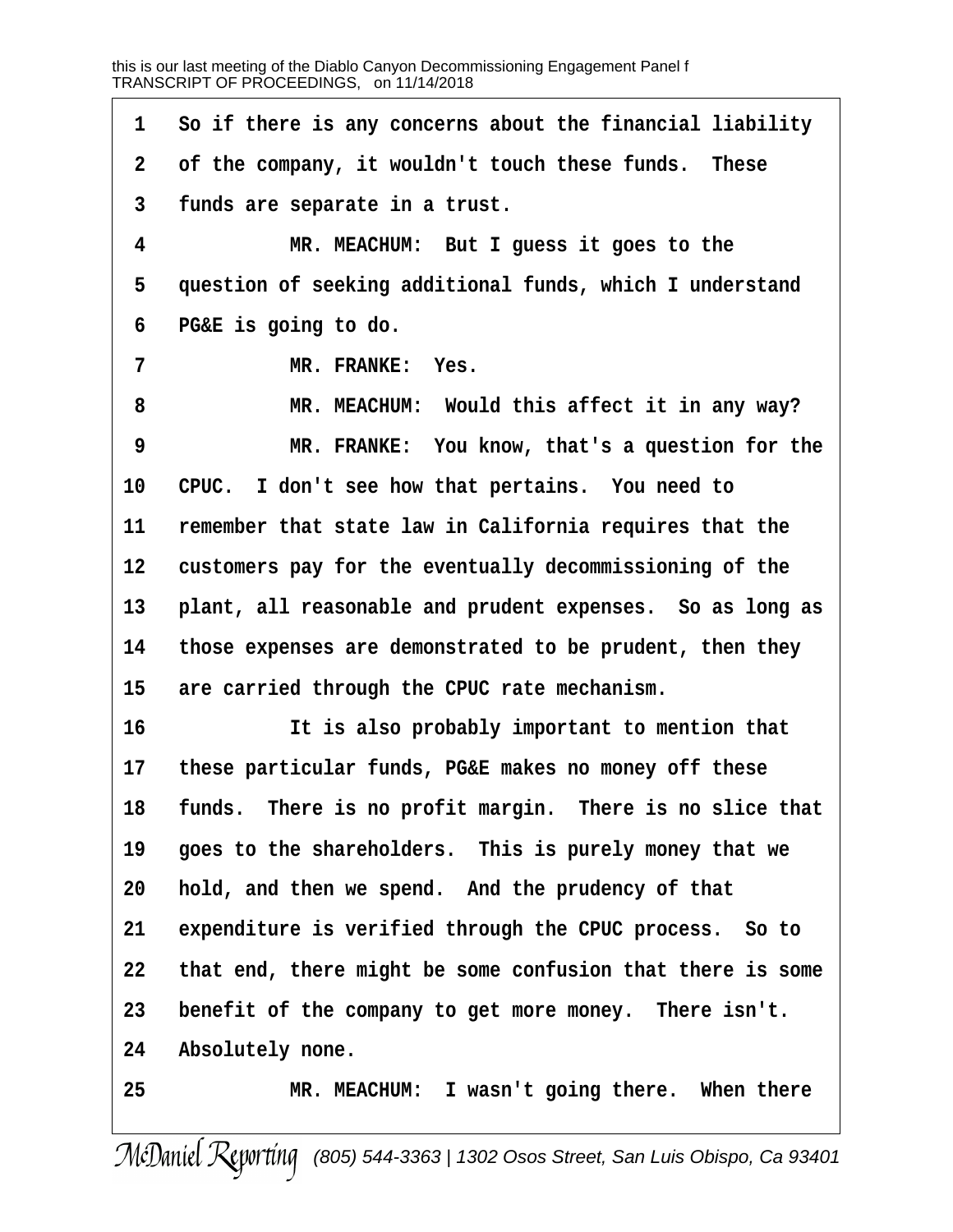1 So if there is any concerns about the financial liability
2 of the company, it wouldn't touch these funds. These
3 funds are separate in a trust.
4 MR. MEACHUM: But I guess it goes to the
5 question of seeking additional funds, which I understand
6 PG&E is going to do.
7 MR. FRANKE: Yes.
8 MR. MEACHUM: Would this affect it in any way?
9 MR. FRANKE: You know, that's a question for the
10 CPUC. I don't see how that pertains. You need to
11 remember that state law in California requires that the
12 customers pay for the eventually decommissioning of the
13 plant, all reasonable and prudent expenses. So as long as
14 those expenses are demonstrated to be prudent, then they
15 are carried through the CPUC rate mechanism.
16 It is also probably important to mention that
17 these particular funds, PG&E makes no money off these
18 funds. There is no profit margin. There is no slice that
19 goes to the shareholders. This is purely money that we
20 hold, and then we spend. And the prudency of that
21 expenditure is verified through the CPUC process. So to
22 that end, there might be some confusion that there is some
23 benefit of the company to get more money. There isn't.
24 Absolutely none.
25 MR. MEACHUM: I wasn't going there. When there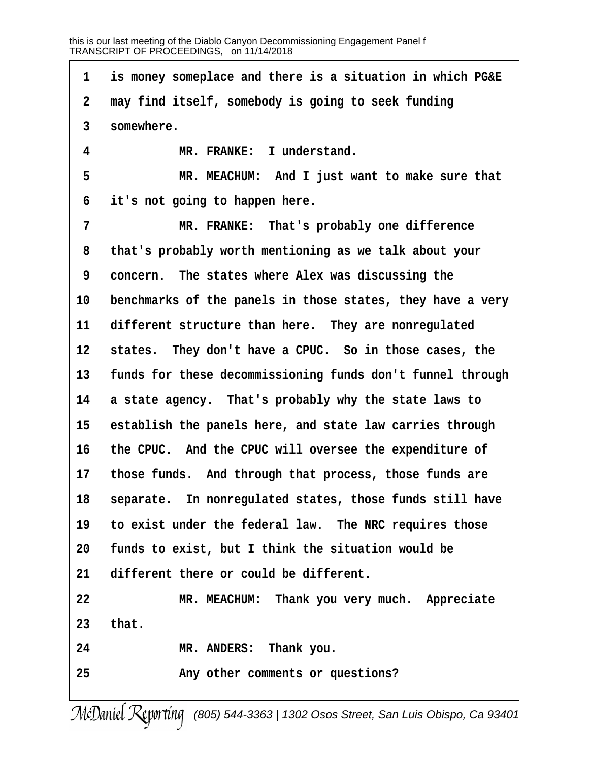1 is money someplace and there is a situation in which PG&E
2 may find itself, somebody is going to seek funding
3 somewhere.
4 MR. FRANKE: I understand.
5 MR. MEACHUM: And I just want to make sure that
6 it's not going to happen here.
7 MR. FRANKE: That's probably one difference
8 that's probably worth mentioning as we talk about your
9 concern. The states where Alex was discussing the
10 benchmarks of the panels in those states, they have a very
11 different structure than here. They are nonregulated
12 states. They don't have a CPUC. So in those cases, the
13 funds for these decommissioning funds don't funnel through
14 a state agency. That's probably why the state laws to
15 establish the panels here, and state law carries through
16 the CPUC. And the CPUC will oversee the expenditure of
17 those funds. And through that process, those funds are
18 separate. In nonregulated states, those funds still have
19 to exist under the federal law. The NRC requires those
20 funds to exist, but I think the situation would be
21 different there or could be different.
22 MR. MEACHUM: Thank you very much. Appreciate
23 that.
24 MR. ANDERS: Thank you.
25 Any other comments or questions?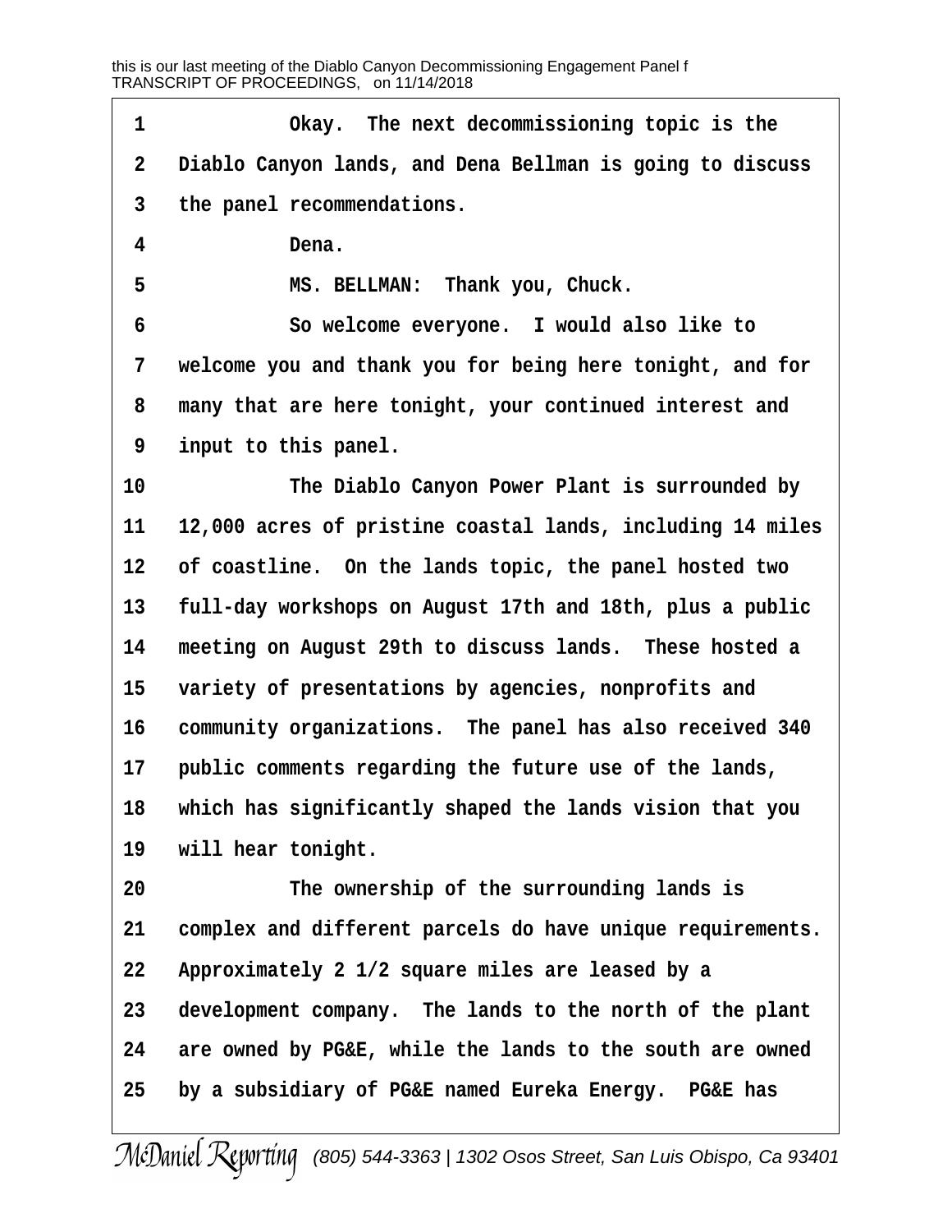Okay. The next decommissioning topic is the Diablo Canyon lands, and Dena Bellman is going to discuss the panel recommendations.

Dena.

MS. BELLMAN: Thank you, Chuck.

So welcome everyone. I would also like to welcome you and thank you for being here tonight, and for many that are here tonight, your continued interest and input to this panel.

The Diablo Canyon Power Plant is surrounded by 12,000 acres of pristine coastal lands, including 14 miles of coastline. On the lands topic, the panel hosted two full-day workshops on August 17th and 18th, plus a public meeting on August 29th to discuss lands. These hosted a variety of presentations by agencies, nonprofits and community organizations. The panel has also received 340 public comments regarding the future use of the lands, which has significantly shaped the lands vision that you will hear tonight.

The ownership of the surrounding lands is complex and different parcels do have unique requirements. Approximately 2 1/2 square miles are leased by a development company. The lands to the north of the plant are owned by PG&E, while the lands to the south are owned by a subsidiary of PG&E named Eureka Energy. PG&E has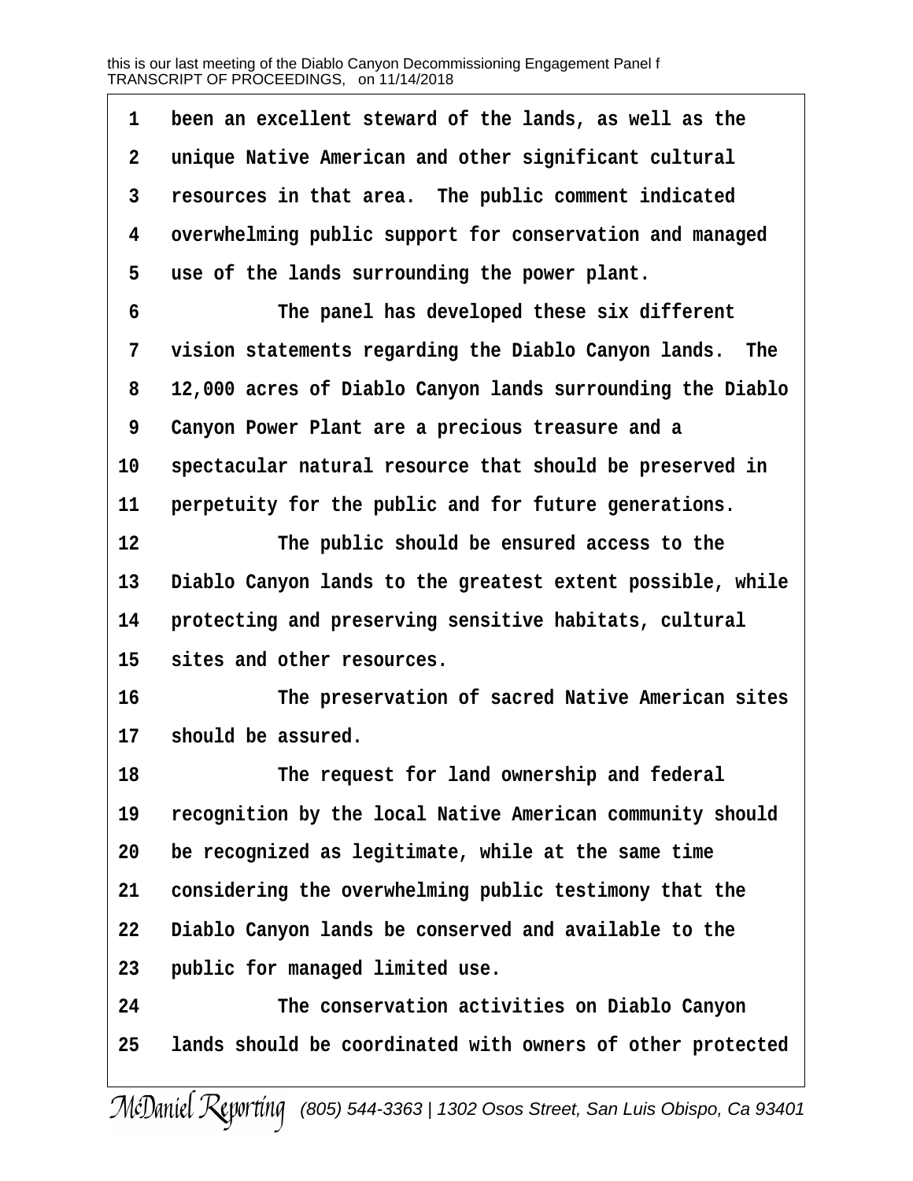been an excellent steward of the lands, as well as the unique Native American and other significant cultural resources in that area. The public comment indicated overwhelming public support for conservation and managed use of the lands surrounding the power plant.

The panel has developed these six different vision statements regarding the Diablo Canyon lands. The 12,000 acres of Diablo Canyon lands surrounding the Diablo Canyon Power Plant are a precious treasure and a spectacular natural resource that should be preserved in perpetuity for the public and for future generations.

The public should be ensured access to the Diablo Canyon lands to the greatest extent possible, while protecting and preserving sensitive habitats, cultural sites and other resources.

The preservation of sacred Native American sites should be assured.

The request for land ownership and federal recognition by the local Native American community should be recognized as legitimate, while at the same time considering the overwhelming public testimony that the Diablo Canyon lands be conserved and available to the public for managed limited use.

The conservation activities on Diablo Canyon lands should be coordinated with owners of other protected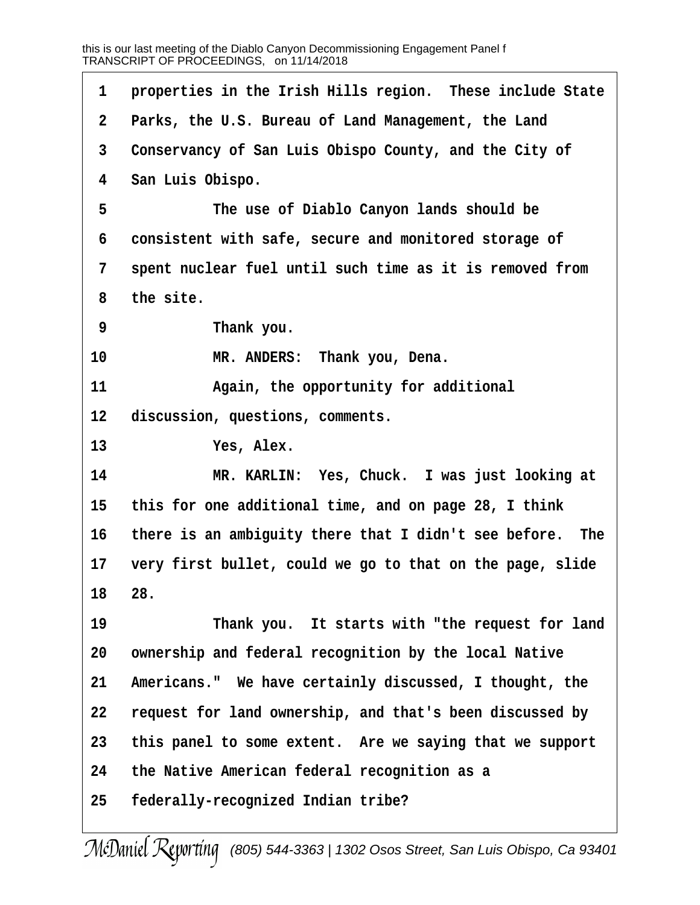1 properties in the Irish Hills region. These include State

2 Parks, the U.S. Bureau of Land Management, the Land

3 Conservancy of San Luis Obispo County, and the City of

4 San Luis Obispo.

5 The use of Diablo Canyon lands should be

6 consistent with safe, secure and monitored storage of

7 spent nuclear fuel until such time as it is removed from

8 the site.

9 Thank you.

10 MR. ANDERS: Thank you, Dena.

11 Again, the opportunity for additional

12 discussion, questions, comments.

13 Yes, Alex.

14 MR. KARLIN: Yes, Chuck. I was just looking at

15 this for one additional time, and on page 28, I think

16 there is an ambiguity there that I didn't see before. The

17 very first bullet, could we go to that on the page, slide

18 28.

19 Thank you. It starts with "the request for land

20 ownership and federal recognition by the local Native

21 Americans." We have certainly discussed, I thought, the

22 request for land ownership, and that's been discussed by

23 this panel to some extent. Are we saying that we support

24 the Native American federal recognition as a

25 federally-recognized Indian tribe?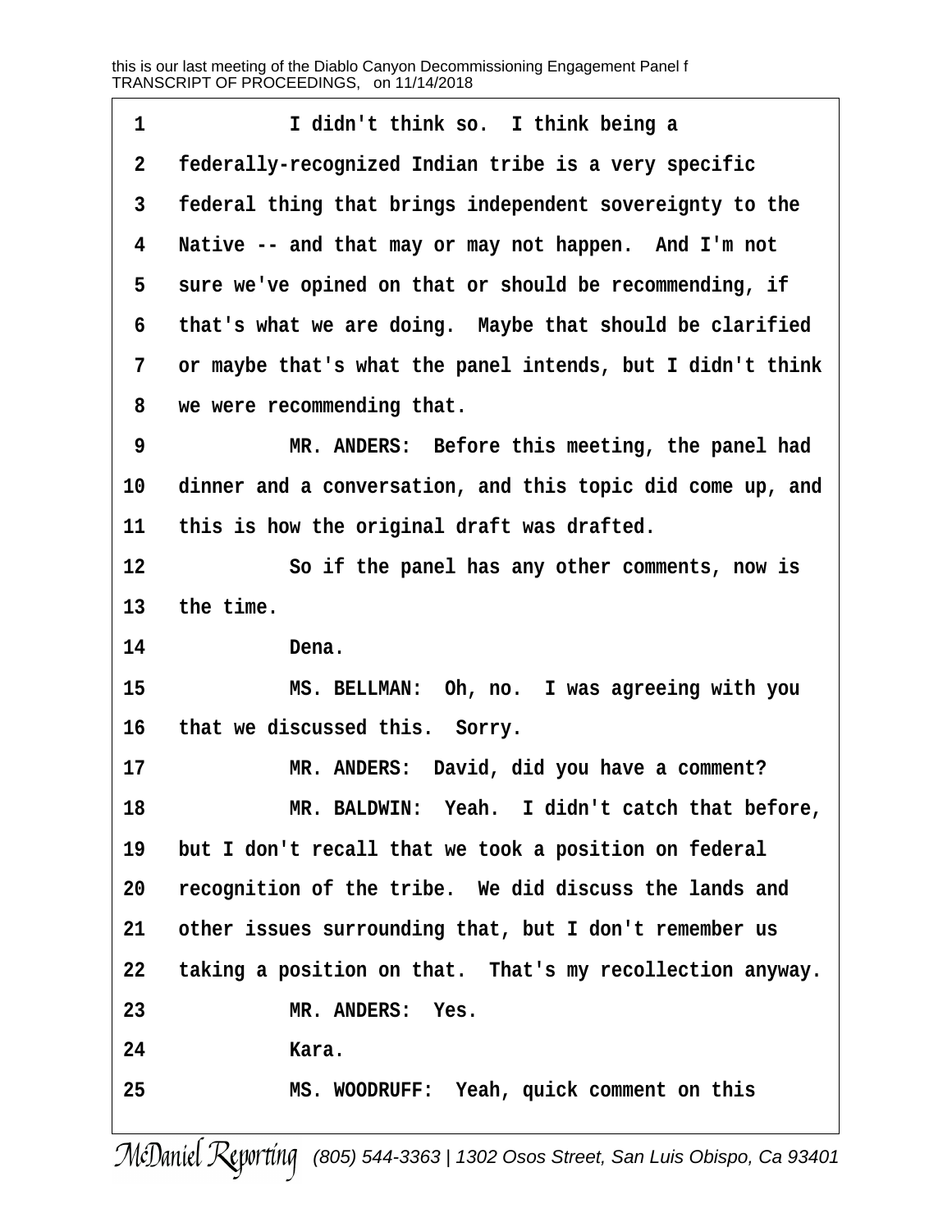I didn't think so. I think being a federally-recognized Indian tribe is a very specific federal thing that brings independent sovereignty to the Native -- and that may or may not happen. And I'm not sure we've opined on that or should be recommending, if that's what we are doing. Maybe that should be clarified or maybe that's what the panel intends, but I didn't think we were recommending that.

MR. ANDERS: Before this meeting, the panel had dinner and a conversation, and this topic did come up, and this is how the original draft was drafted.

So if the panel has any other comments, now is the time.

Dena.

MS. BELLMAN: Oh, no. I was agreeing with you that we discussed this. Sorry.

MR. ANDERS: David, did you have a comment?

MR. BALDWIN: Yeah. I didn't catch that before, but I don't recall that we took a position on federal recognition of the tribe. We did discuss the lands and other issues surrounding that, but I don't remember us taking a position on that. That's my recollection anyway.

MR. ANDERS: Yes.

Kara.

MS. WOODRUFF: Yeah, quick comment on this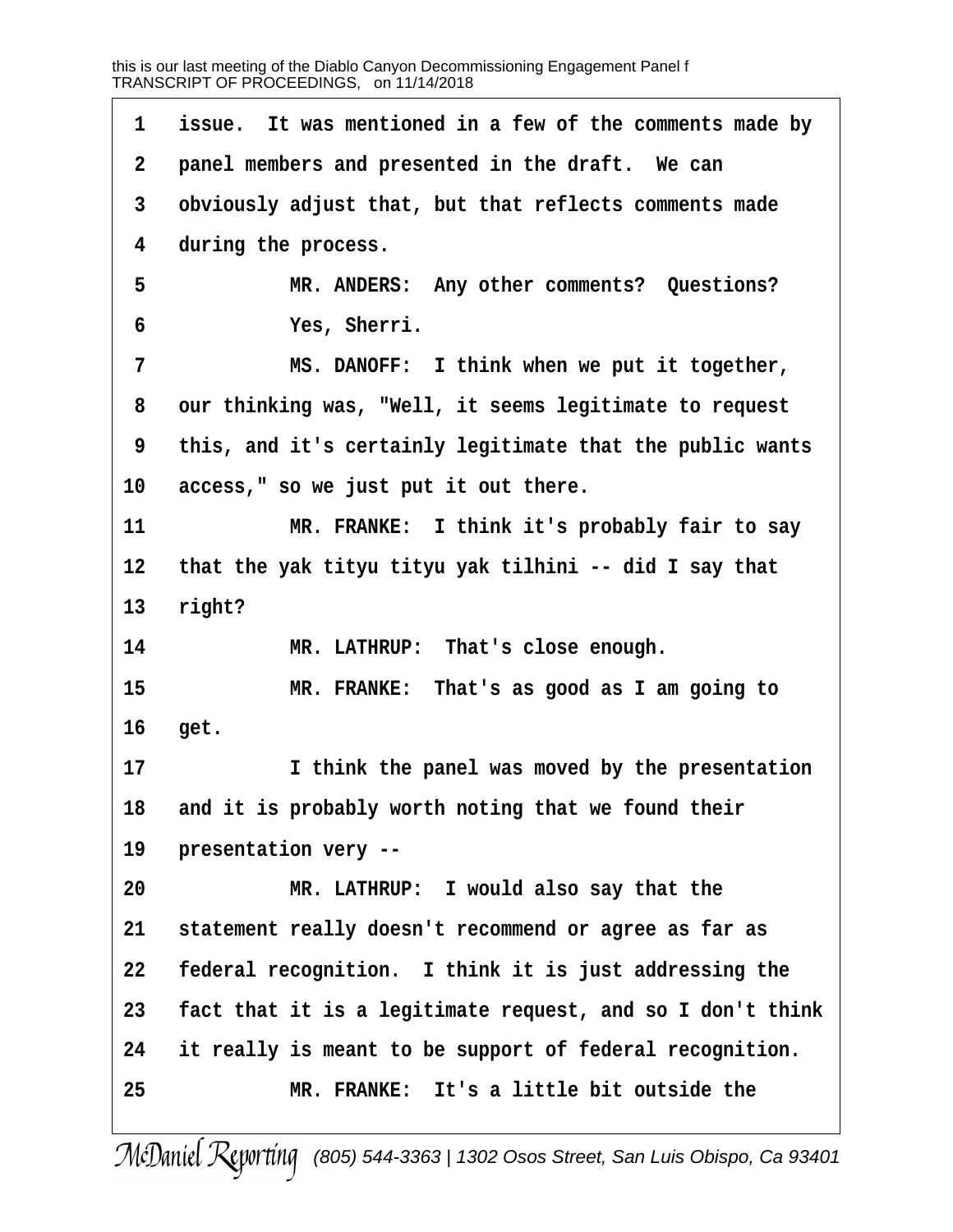1 issue. It was mentioned in a few of the comments made by
2 panel members and presented in the draft. We can
3 obviously adjust that, but that reflects comments made
4 during the process.
5 MR. ANDERS: Any other comments? Questions?
6 Yes, Sherri.
7 MS. DANOFF: I think when we put it together,
8 our thinking was, "Well, it seems legitimate to request
9 this, and it's certainly legitimate that the public wants
10 access," so we just put it out there.
11 MR. FRANKE: I think it's probably fair to say
12 that the yak tityu tityu yak tilhini -- did I say that
13 right?
14 MR. LATHRUP: That's close enough.
15 MR. FRANKE: That's as good as I am going to
16 get.
17 I think the panel was moved by the presentation
18 and it is probably worth noting that we found their
19 presentation very --
20 MR. LATHRUP: I would also say that the
21 statement really doesn't recommend or agree as far as
22 federal recognition. I think it is just addressing the
23 fact that it is a legitimate request, and so I don't think
24 it really is meant to be support of federal recognition.
25 MR. FRANKE: It's a little bit outside the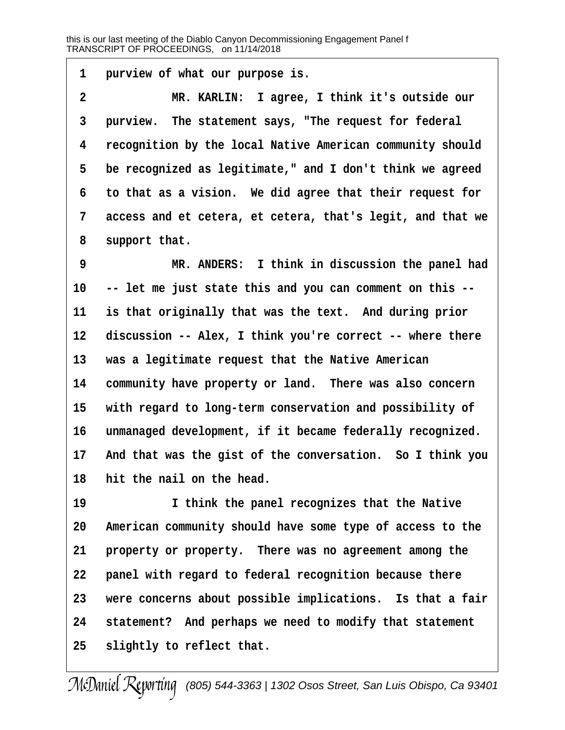purview of what our purpose is.

MR. KARLIN: I agree, I think it's outside our purview. The statement says, "The request for federal recognition by the local Native American community should be recognized as legitimate," and I don't think we agreed to that as a vision. We did agree that their request for access and et cetera, et cetera, that's legit, and that we support that.

MR. ANDERS: I think in discussion the panel had -- let me just state this and you can comment on this -- is that originally that was the text. And during prior discussion -- Alex, I think you're correct -- where there was a legitimate request that the Native American community have property or land. There was also concern with regard to long-term conservation and possibility of unmanaged development, if it became federally recognized. And that was the gist of the conversation. So I think you hit the nail on the head.

I think the panel recognizes that the Native American community should have some type of access to the property or property. There was no agreement among the panel with regard to federal recognition because there were concerns about possible implications. Is that a fair statement? And perhaps we need to modify that statement slightly to reflect that.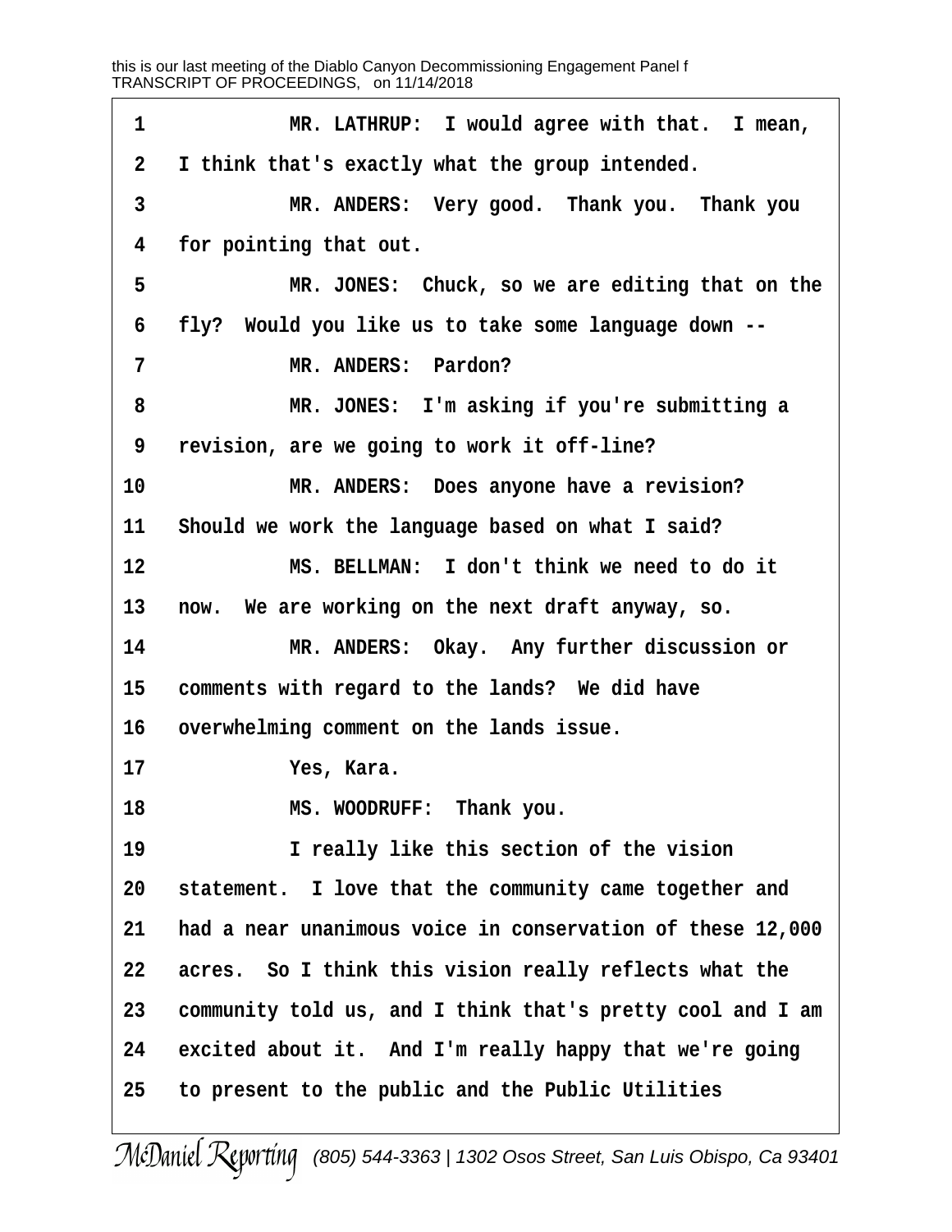1 MR. LATHRUP: I would agree with that. I mean,

2 I think that's exactly what the group intended.

3 MR. ANDERS: Very good. Thank you. Thank you

4 for pointing that out.

5 MR. JONES: Chuck, so we are editing that on the

6 fly? Would you like us to take some language down --

7 MR. ANDERS: Pardon?

8 MR. JONES: I'm asking if you're submitting a

9 revision, are we going to work it off-line?

10 MR. ANDERS: Does anyone have a revision?

11 Should we work the language based on what I said?

12 MS. BELLMAN: I don't think we need to do it

13 now. We are working on the next draft anyway, so.

14 MR. ANDERS: Okay. Any further discussion or

15 comments with regard to the lands? We did have

16 overwhelming comment on the lands issue.

17 Yes, Kara.

18 MS. WOODRUFF: Thank you.

19 I really like this section of the vision

20 statement. I love that the community came together and

21 had a near unanimous voice in conservation of these 12,000

22 acres. So I think this vision really reflects what the

23 community told us, and I think that's pretty cool and I am

24 excited about it. And I'm really happy that we're going

25 to present to the public and the Public Utilities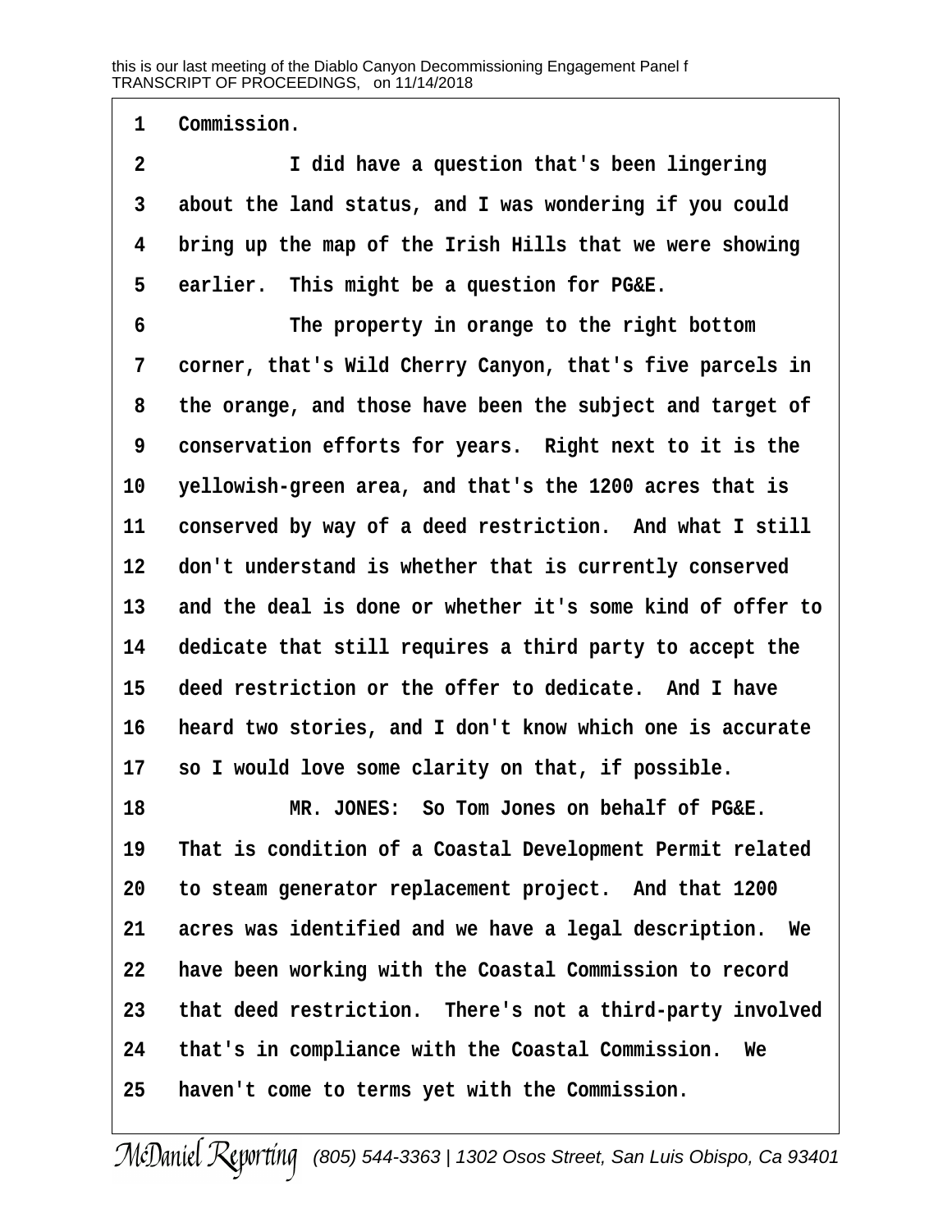1 Commission.

2 I did have a question that's been lingering

3 about the land status, and I was wondering if you could

4 bring up the map of the Irish Hills that we were showing

5 earlier. This might be a question for PG&E.

6 The property in orange to the right bottom

7 corner, that's Wild Cherry Canyon, that's five parcels in

8 the orange, and those have been the subject and target of

9 conservation efforts for years. Right next to it is the

10 yellowish-green area, and that's the 1200 acres that is

11 conserved by way of a deed restriction. And what I still

12 don't understand is whether that is currently conserved

13 and the deal is done or whether it's some kind of offer to

14 dedicate that still requires a third party to accept the

15 deed restriction or the offer to dedicate. And I have

16 heard two stories, and I don't know which one is accurate

17 so I would love some clarity on that, if possible.

18 MR. JONES: So Tom Jones on behalf of PG&E.

19 That is condition of a Coastal Development Permit related

20 to steam generator replacement project. And that 1200

21 acres was identified and we have a legal description. We

22 have been working with the Coastal Commission to record

23 that deed restriction. There's not a third-party involved

24 that's in compliance with the Coastal Commission. We

25 haven't come to terms yet with the Commission.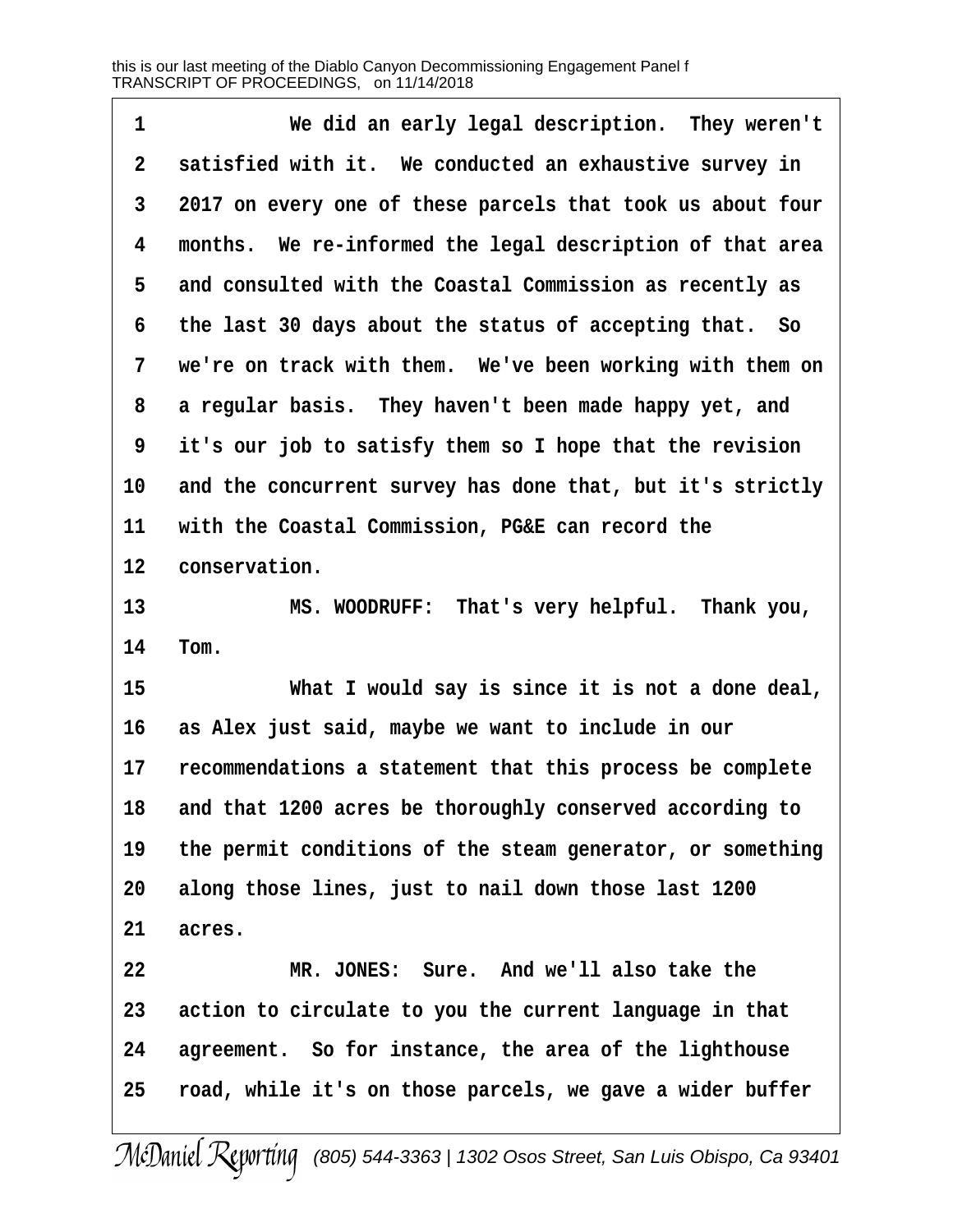1 We did an early legal description. They weren't
2 satisfied with it. We conducted an exhaustive survey in
3 2017 on every one of these parcels that took us about four
4 months. We re-informed the legal description of that area
5 and consulted with the Coastal Commission as recently as
6 the last 30 days about the status of accepting that. So
7 we're on track with them. We've been working with them on
8 a regular basis. They haven't been made happy yet, and
9 it's our job to satisfy them so I hope that the revision
10 and the concurrent survey has done that, but it's strictly
11 with the Coastal Commission, PG&E can record the
12 conservation.

13 MS. WOODRUFF: That's very helpful. Thank you,
14 Tom.

15 What I would say is since it is not a done deal,
16 as Alex just said, maybe we want to include in our
17 recommendations a statement that this process be complete
18 and that 1200 acres be thoroughly conserved according to
19 the permit conditions of the steam generator, or something
20 along those lines, just to nail down those last 1200
21 acres.

22 MR. JONES: Sure. And we'll also take the
23 action to circulate to you the current language in that
24 agreement. So for instance, the area of the lighthouse
25 road, while it's on those parcels, we gave a wider buffer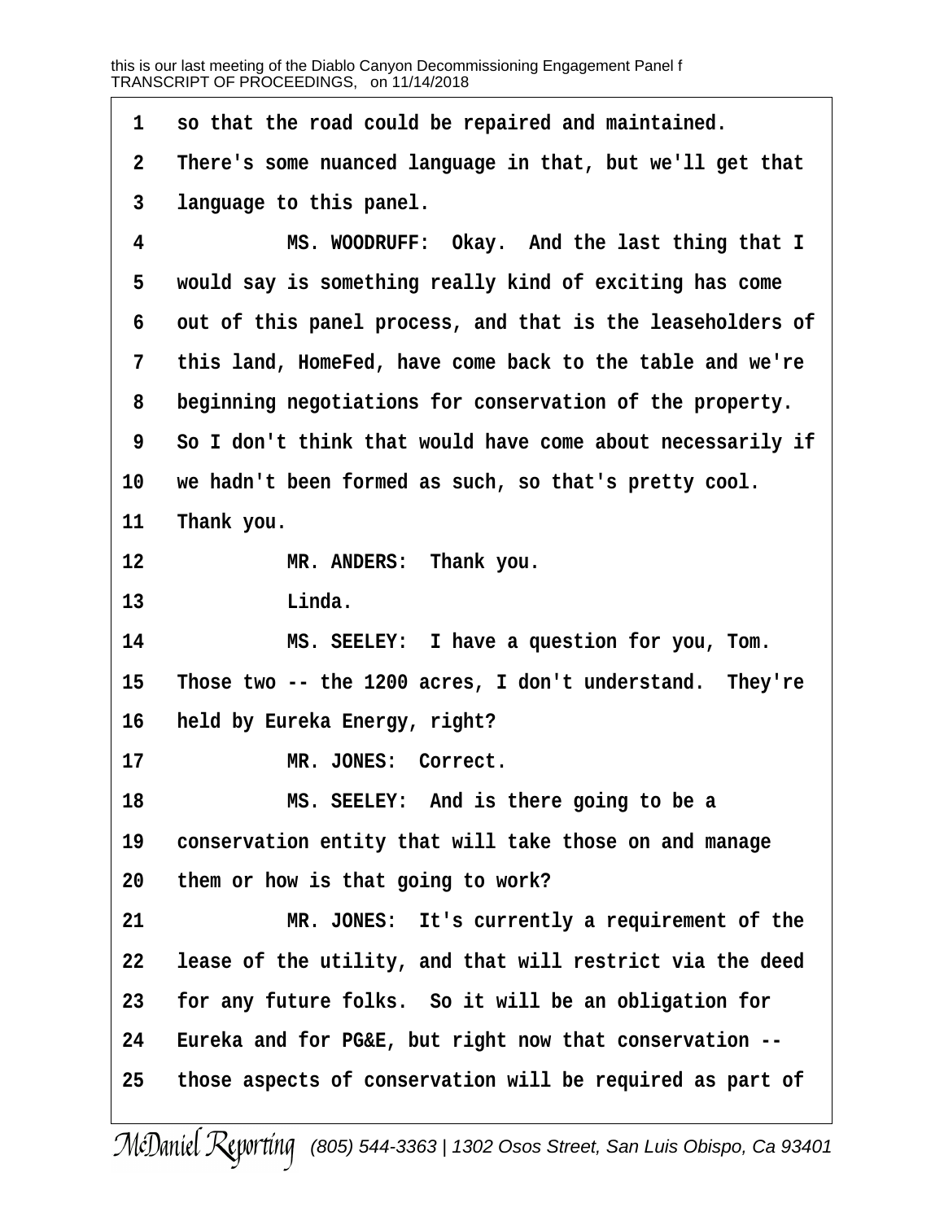1 so that the road could be repaired and maintained.
2 There's some nuanced language in that, but we'll get that
3 language to this panel.

4 MS. WOODRUFF: Okay. And the last thing that I
5 would say is something really kind of exciting has come
6 out of this panel process, and that is the leaseholders of
7 this land, HomeFed, have come back to the table and we're
8 beginning negotiations for conservation of the property.
9 So I don't think that would have come about necessarily if
10 we hadn't been formed as such, so that's pretty cool.
11 Thank you.

12 MR. ANDERS: Thank you.

13 Linda.

14 MS. SEELEY: I have a question for you, Tom.
15 Those two -- the 1200 acres, I don't understand. They're
16 held by Eureka Energy, right?

17 MR. JONES: Correct.

18 MS. SEELEY: And is there going to be a
19 conservation entity that will take those on and manage
20 them or how is that going to work?

21 MR. JONES: It's currently a requirement of the
22 lease of the utility, and that will restrict via the deed
23 for any future folks. So it will be an obligation for
24 Eureka and for PG&E, but right now that conservation --
25 those aspects of conservation will be required as part of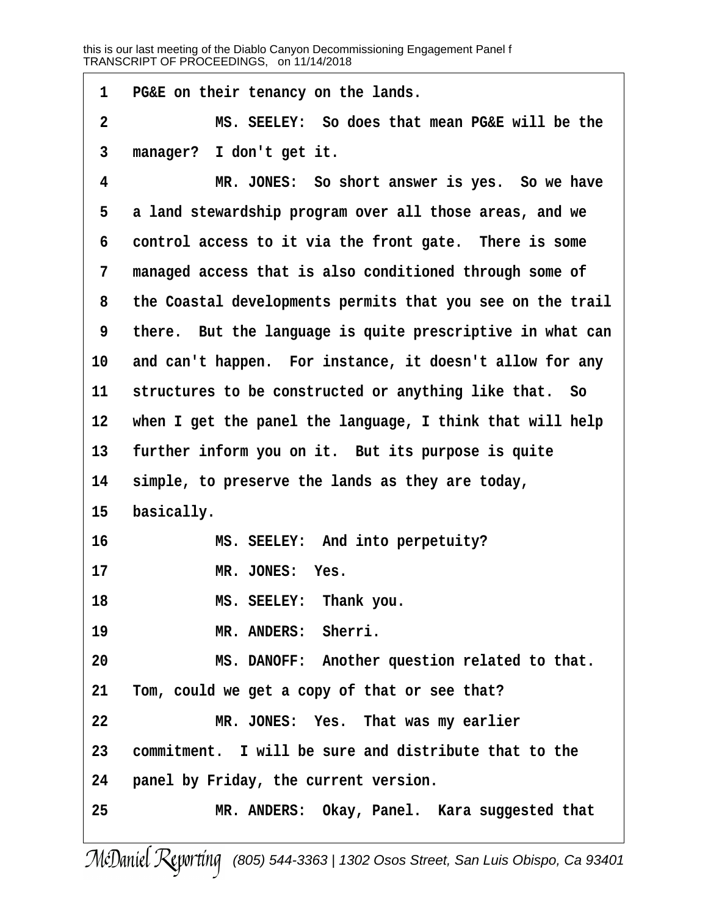PG&E on their tenancy on the lands.

MS. SEELEY: So does that mean PG&E will be the manager? I don't get it.

MR. JONES: So short answer is yes. So we have a land stewardship program over all those areas, and we control access to it via the front gate. There is some managed access that is also conditioned through some of the Coastal developments permits that you see on the trail there. But the language is quite prescriptive in what can and can't happen. For instance, it doesn't allow for any structures to be constructed or anything like that. So when I get the panel the language, I think that will help further inform you on it. But its purpose is quite simple, to preserve the lands as they are today, basically.

MS. SEELEY: And into perpetuity?

MR. JONES: Yes.

MS. SEELEY: Thank you.

MR. ANDERS: Sherri.

MS. DANOFF: Another question related to that. Tom, could we get a copy of that or see that?

MR. JONES: Yes. That was my earlier commitment. I will be sure and distribute that to the panel by Friday, the current version.

MR. ANDERS: Okay, Panel. Kara suggested that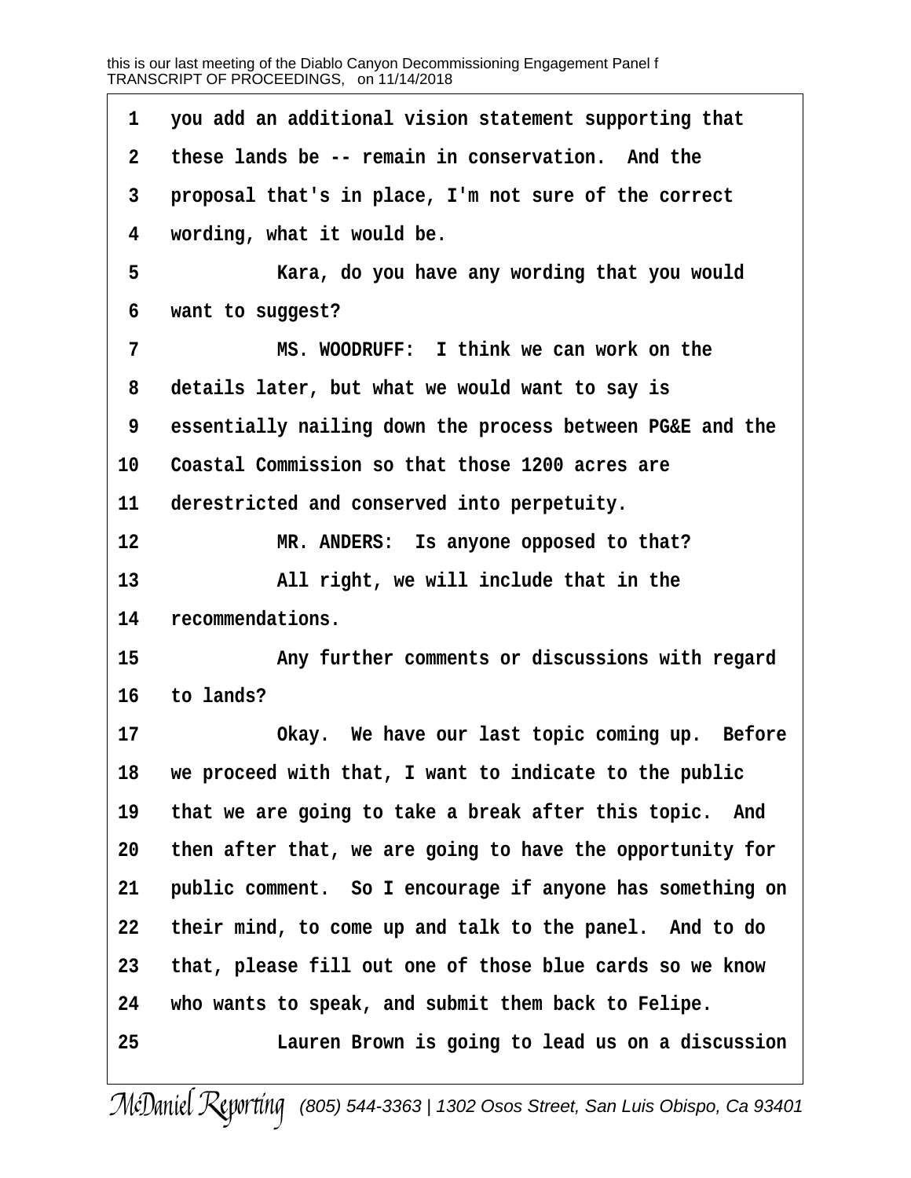1 you add an additional vision statement supporting that
2 these lands be -- remain in conservation. And the
3 proposal that's in place, I'm not sure of the correct
4 wording, what it would be.
5 Kara, do you have any wording that you would
6 want to suggest?
7 MS. WOODRUFF: I think we can work on the
8 details later, but what we would want to say is
9 essentially nailing down the process between PG&E and the
10 Coastal Commission so that those 1200 acres are
11 derestricted and conserved into perpetuity.
12 MR. ANDERS: Is anyone opposed to that?
13 All right, we will include that in the
14 recommendations.
15 Any further comments or discussions with regard
16 to lands?
17 Okay. We have our last topic coming up. Before
18 we proceed with that, I want to indicate to the public
19 that we are going to take a break after this topic. And
20 then after that, we are going to have the opportunity for
21 public comment. So I encourage if anyone has something on
22 their mind, to come up and talk to the panel. And to do
23 that, please fill out one of those blue cards so we know
24 who wants to speak, and submit them back to Felipe.
25 Lauren Brown is going to lead us on a discussion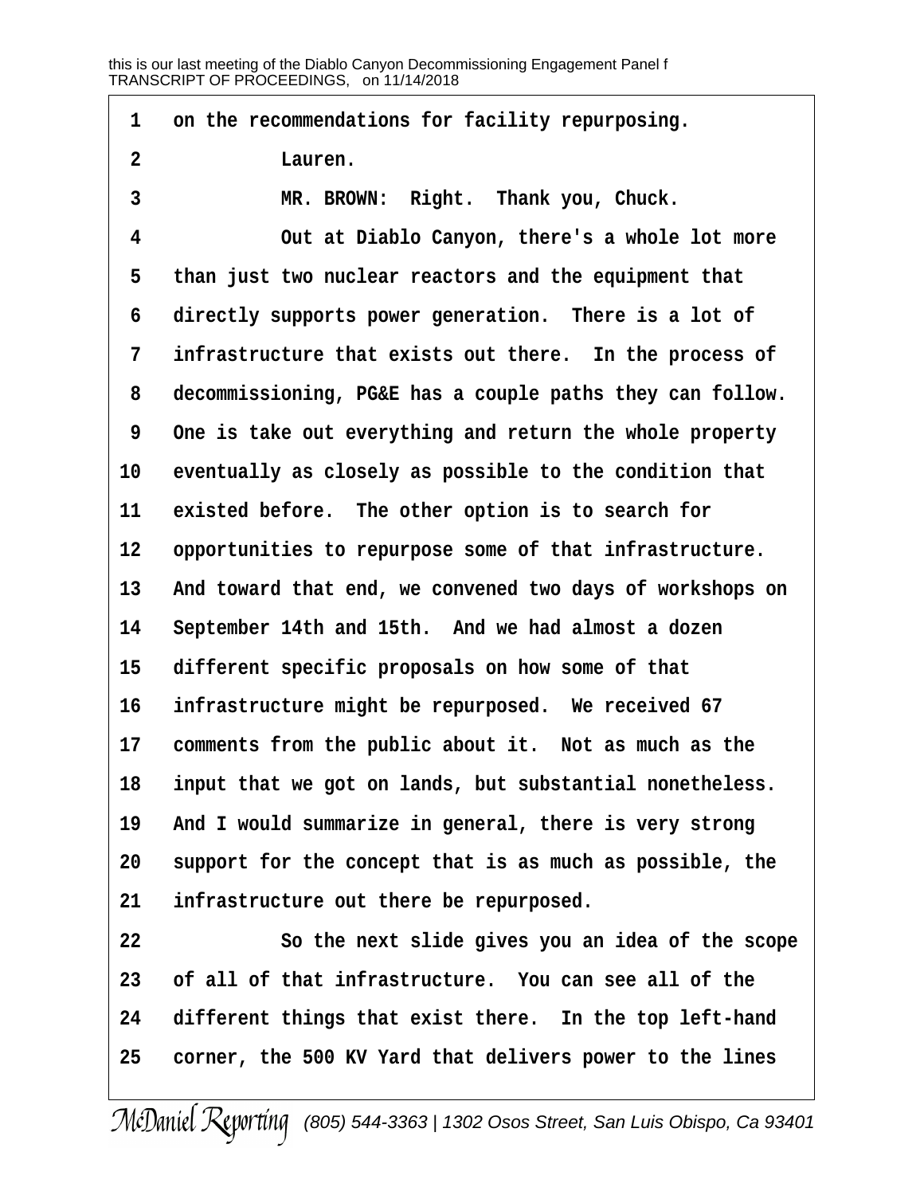1 on the recommendations for facility repurposing.

2 Lauren.

3 MR. BROWN: Right. Thank you, Chuck.

4 Out at Diablo Canyon, there's a whole lot more
5 than just two nuclear reactors and the equipment that
6 directly supports power generation. There is a lot of
7 infrastructure that exists out there. In the process of
8 decommissioning, PG&E has a couple paths they can follow.
9 One is take out everything and return the whole property
10 eventually as closely as possible to the condition that
11 existed before. The other option is to search for
12 opportunities to repurpose some of that infrastructure.
13 And toward that end, we convened two days of workshops on
14 September 14th and 15th. And we had almost a dozen
15 different specific proposals on how some of that
16 infrastructure might be repurposed. We received 67
17 comments from the public about it. Not as much as the
18 input that we got on lands, but substantial nonetheless.
19 And I would summarize in general, there is very strong
20 support for the concept that is as much as possible, the
21 infrastructure out there be repurposed.

22 So the next slide gives you an idea of the scope
23 of all of that infrastructure. You can see all of the
24 different things that exist there. In the top left-hand
25 corner, the 500 KV Yard that delivers power to the lines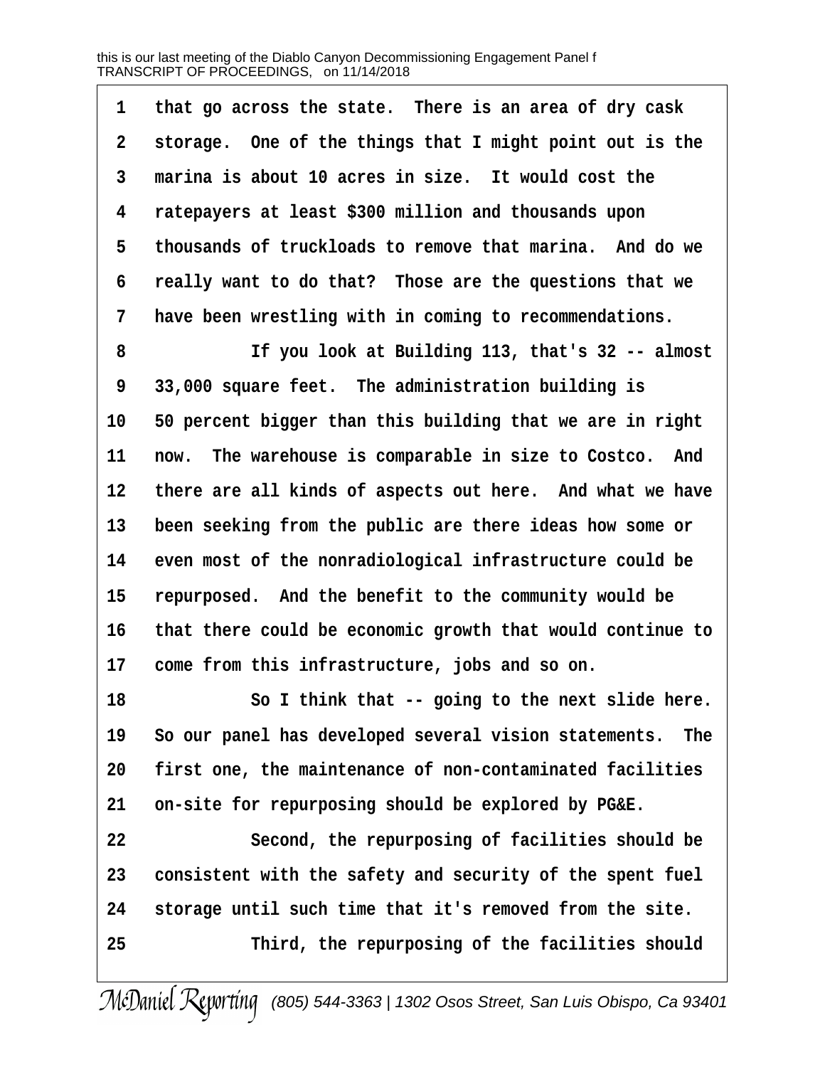that go across the state. There is an area of dry cask storage. One of the things that I might point out is the marina is about 10 acres in size. It would cost the ratepayers at least $300 million and thousands upon thousands of truckloads to remove that marina. And do we really want to do that? Those are the questions that we have been wrestling with in coming to recommendations.

If you look at Building 113, that's 32 -- almost 33,000 square feet. The administration building is 50 percent bigger than this building that we are in right now. The warehouse is comparable in size to Costco. And there are all kinds of aspects out here. And what we have been seeking from the public are there ideas how some or even most of the nonradiological infrastructure could be repurposed. And the benefit to the community would be that there could be economic growth that would continue to come from this infrastructure, jobs and so on.

So I think that -- going to the next slide here. So our panel has developed several vision statements. The first one, the maintenance of non-contaminated facilities on-site for repurposing should be explored by PG&E.

Second, the repurposing of facilities should be consistent with the safety and security of the spent fuel storage until such time that it's removed from the site.

Third, the repurposing of the facilities should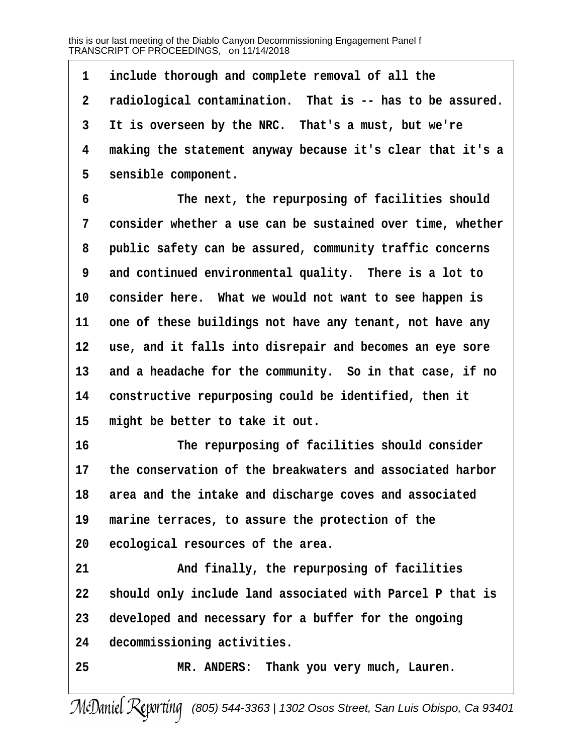include thorough and complete removal of all the radiological contamination. That is -- has to be assured. It is overseen by the NRC. That's a must, but we're making the statement anyway because it's clear that it's a sensible component.

The next, the repurposing of facilities should consider whether a use can be sustained over time, whether public safety can be assured, community traffic concerns and continued environmental quality. There is a lot to consider here. What we would not want to see happen is one of these buildings not have any tenant, not have any use, and it falls into disrepair and becomes an eye sore and a headache for the community. So in that case, if no constructive repurposing could be identified, then it might be better to take it out.

The repurposing of facilities should consider the conservation of the breakwaters and associated harbor area and the intake and discharge coves and associated marine terraces, to assure the protection of the ecological resources of the area.

And finally, the repurposing of facilities should only include land associated with Parcel P that is developed and necessary for a buffer for the ongoing decommissioning activities.

MR. ANDERS: Thank you very much, Lauren.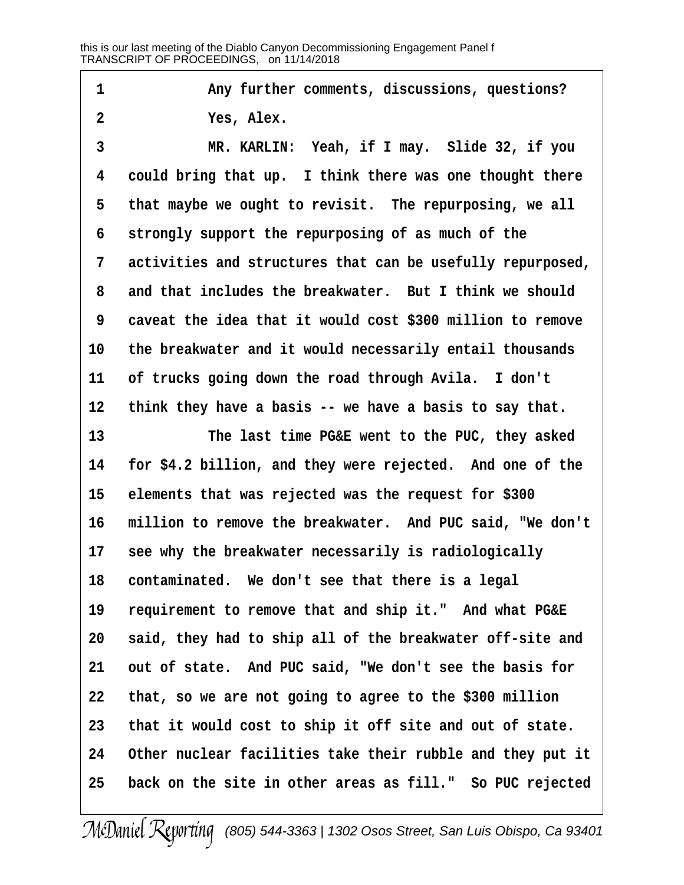1 Any further comments, discussions, questions?

2 Yes, Alex.

3 MR. KARLIN: Yeah, if I may. Slide 32, if you
4 could bring that up. I think there was one thought there
5 that maybe we ought to revisit. The repurposing, we all
6 strongly support the repurposing of as much of the
7 activities and structures that can be usefully repurposed,
8 and that includes the breakwater. But I think we should
9 caveat the idea that it would cost $300 million to remove
10 the breakwater and it would necessarily entail thousands
11 of trucks going down the road through Avila. I don't
12 think they have a basis -- we have a basis to say that.

13 The last time PG&E went to the PUC, they asked
14 for $4.2 billion, and they were rejected. And one of the
15 elements that was rejected was the request for $300
16 million to remove the breakwater. And PUC said, "We don't
17 see why the breakwater necessarily is radiologically
18 contaminated. We don't see that there is a legal
19 requirement to remove that and ship it." And what PG&E
20 said, they had to ship all of the breakwater off-site and
21 out of state. And PUC said, "We don't see the basis for
22 that, so we are not going to agree to the $300 million
23 that it would cost to ship it off site and out of state.
24 Other nuclear facilities take their rubble and they put it
25 back on the site in other areas as fill." So PUC rejected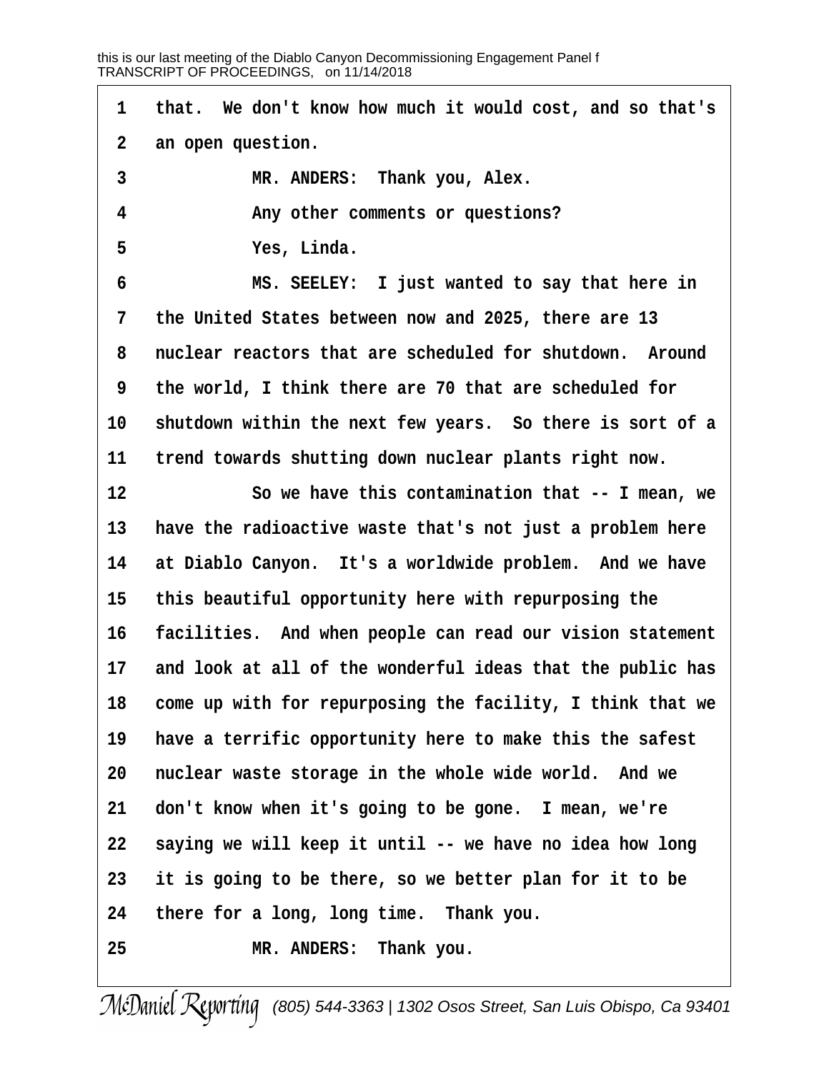that. We don't know how much it would cost, and so that's an open question.

MR. ANDERS: Thank you, Alex.

Any other comments or questions?

Yes, Linda.

MS. SEELEY: I just wanted to say that here in the United States between now and 2025, there are 13 nuclear reactors that are scheduled for shutdown. Around the world, I think there are 70 that are scheduled for shutdown within the next few years. So there is sort of a trend towards shutting down nuclear plants right now.

So we have this contamination that -- I mean, we have the radioactive waste that's not just a problem here at Diablo Canyon. It's a worldwide problem. And we have this beautiful opportunity here with repurposing the facilities. And when people can read our vision statement and look at all of the wonderful ideas that the public has come up with for repurposing the facility, I think that we have a terrific opportunity here to make this the safest nuclear waste storage in the whole wide world. And we don't know when it's going to be gone. I mean, we're saying we will keep it until -- we have no idea how long it is going to be there, so we better plan for it to be there for a long, long time. Thank you.

MR. ANDERS: Thank you.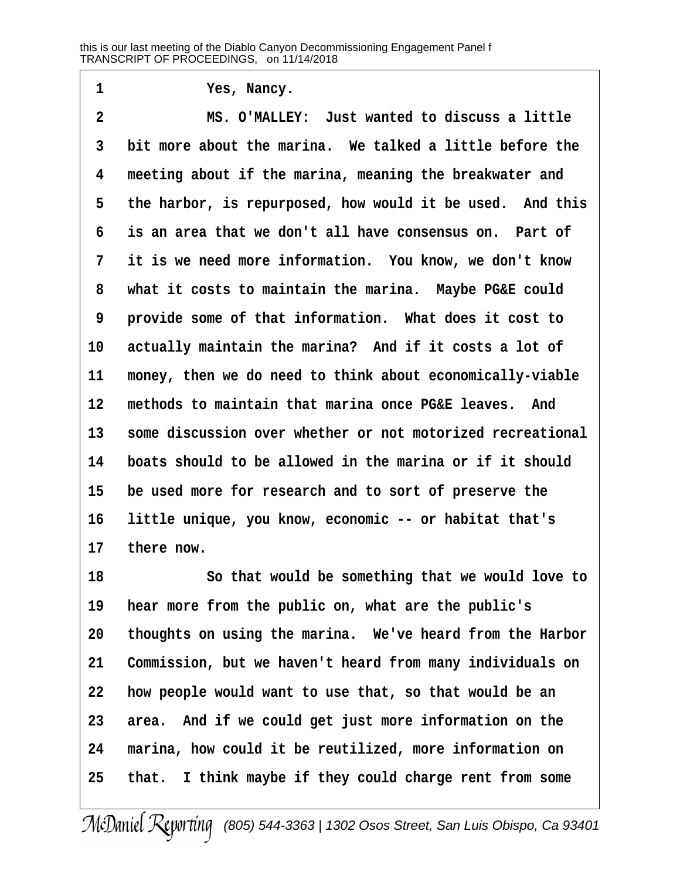Yes, Nancy.

MS. O'MALLEY: Just wanted to discuss a little bit more about the marina. We talked a little before the meeting about if the marina, meaning the breakwater and the harbor, is repurposed, how would it be used. And this is an area that we don't all have consensus on. Part of it is we need more information. You know, we don't know what it costs to maintain the marina. Maybe PG&E could provide some of that information. What does it cost to actually maintain the marina? And if it costs a lot of money, then we do need to think about economically-viable methods to maintain that marina once PG&E leaves. And some discussion over whether or not motorized recreational boats should to be allowed in the marina or if it should be used more for research and to sort of preserve the little unique, you know, economic -- or habitat that's there now.

So that would be something that we would love to hear more from the public on, what are the public's thoughts on using the marina. We've heard from the Harbor Commission, but we haven't heard from many individuals on how people would want to use that, so that would be an area. And if we could get just more information on the marina, how could it be reutilized, more information on that. I think maybe if they could charge rent from some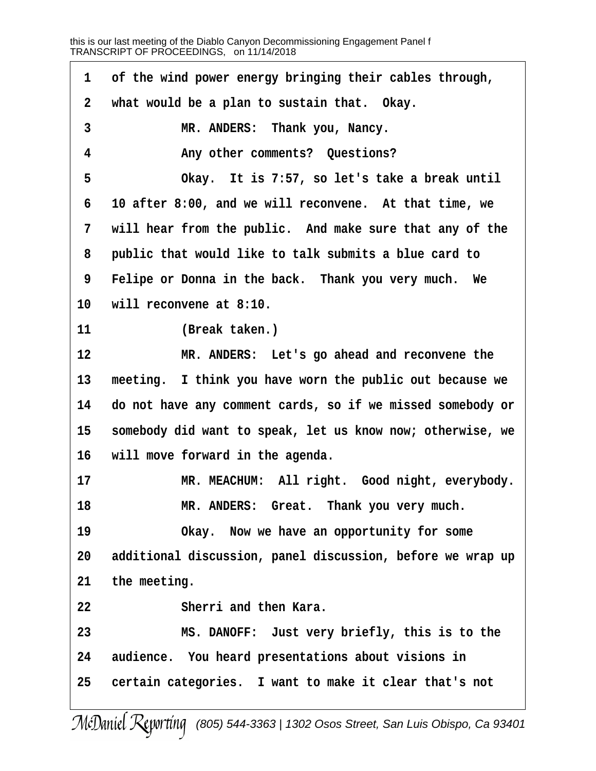1 of the wind power energy bringing their cables through,
2 what would be a plan to sustain that. Okay.
3 MR. ANDERS: Thank you, Nancy.
4 Any other comments? Questions?
5 Okay. It is 7:57, so let's take a break until
6 10 after 8:00, and we will reconvene. At that time, we
7 will hear from the public. And make sure that any of the
8 public that would like to talk submits a blue card to
9 Felipe or Donna in the back. Thank you very much. We
10 will reconvene at 8:10.
11 (Break taken.)
12 MR. ANDERS: Let's go ahead and reconvene the
13 meeting. I think you have worn the public out because we
14 do not have any comment cards, so if we missed somebody or
15 somebody did want to speak, let us know now; otherwise, we
16 will move forward in the agenda.
17 MR. MEACHUM: All right. Good night, everybody.
18 MR. ANDERS: Great. Thank you very much.
19 Okay. Now we have an opportunity for some
20 additional discussion, panel discussion, before we wrap up
21 the meeting.
22 Sherri and then Kara.
23 MS. DANOFF: Just very briefly, this is to the
24 audience. You heard presentations about visions in
25 certain categories. I want to make it clear that's not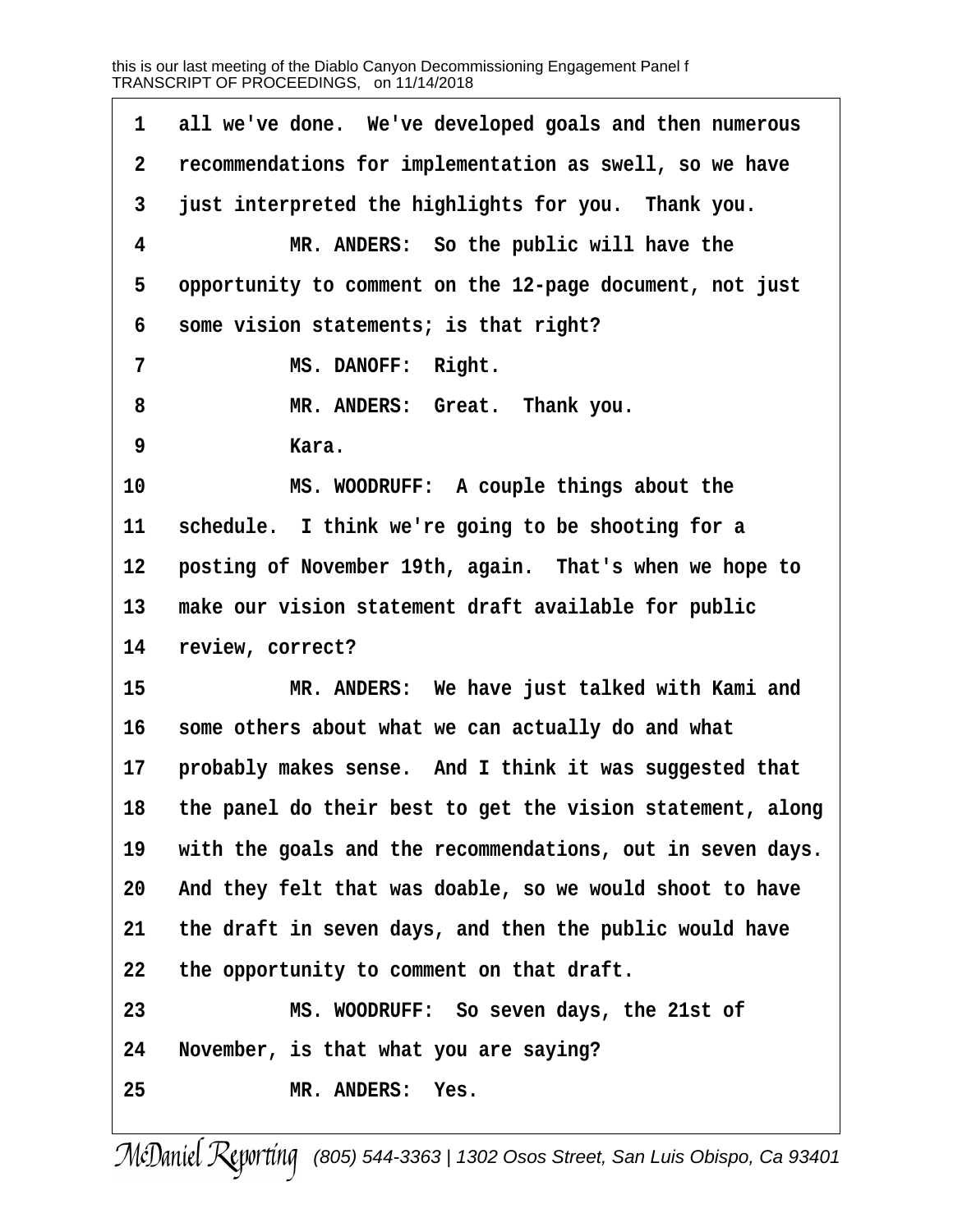1 all we've done. We've developed goals and then numerous

2 recommendations for implementation as swell, so we have

3 just interpreted the highlights for you. Thank you.

4 MR. ANDERS: So the public will have the

5 opportunity to comment on the 12-page document, not just

6 some vision statements; is that right?

7 MS. DANOFF: Right.

8 MR. ANDERS: Great. Thank you.

9 Kara.

10 MS. WOODRUFF: A couple things about the

11 schedule. I think we're going to be shooting for a

12 posting of November 19th, again. That's when we hope to

13 make our vision statement draft available for public

14 review, correct?

15 MR. ANDERS: We have just talked with Kami and

16 some others about what we can actually do and what

17 probably makes sense. And I think it was suggested that

18 the panel do their best to get the vision statement, along

19 with the goals and the recommendations, out in seven days.

20 And they felt that was doable, so we would shoot to have

21 the draft in seven days, and then the public would have

22 the opportunity to comment on that draft.

23 MS. WOODRUFF: So seven days, the 21st of

24 November, is that what you are saying?

25 MR. ANDERS: Yes.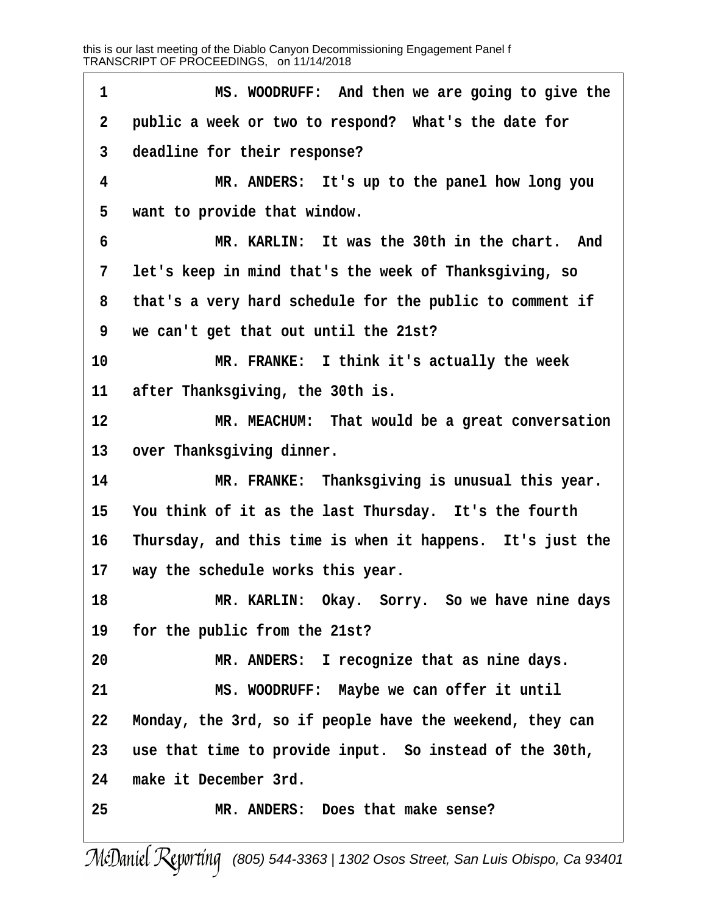1 MS. WOODRUFF: And then we are going to give the
2 public a week or two to respond? What's the date for
3 deadline for their response?
4 MR. ANDERS: It's up to the panel how long you
5 want to provide that window.
6 MR. KARLIN: It was the 30th in the chart. And
7 let's keep in mind that's the week of Thanksgiving, so
8 that's a very hard schedule for the public to comment if
9 we can't get that out until the 21st?
10 MR. FRANKE: I think it's actually the week
11 after Thanksgiving, the 30th is.
12 MR. MEACHUM: That would be a great conversation
13 over Thanksgiving dinner.
14 MR. FRANKE: Thanksgiving is unusual this year.
15 You think of it as the last Thursday. It's the fourth
16 Thursday, and this time is when it happens. It's just the
17 way the schedule works this year.
18 MR. KARLIN: Okay. Sorry. So we have nine days
19 for the public from the 21st?
20 MR. ANDERS: I recognize that as nine days.
21 MS. WOODRUFF: Maybe we can offer it until
22 Monday, the 3rd, so if people have the weekend, they can
23 use that time to provide input. So instead of the 30th,
24 make it December 3rd.
25 MR. ANDERS: Does that make sense?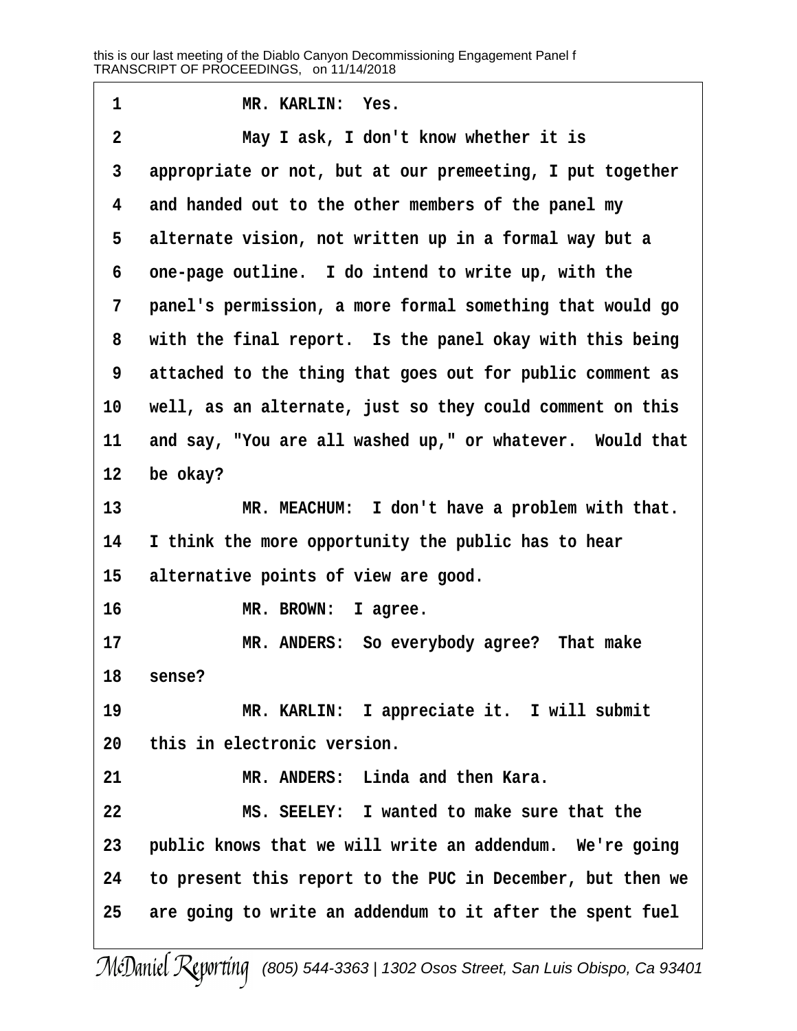MR. KARLIN: Yes.

May I ask, I don't know whether it is appropriate or not, but at our premeeting, I put together and handed out to the other members of the panel my alternate vision, not written up in a formal way but a one-page outline. I do intend to write up, with the panel's permission, a more formal something that would go with the final report. Is the panel okay with this being attached to the thing that goes out for public comment as well, as an alternate, just so they could comment on this and say, "You are all washed up," or whatever. Would that be okay?

MR. MEACHUM: I don't have a problem with that. I think the more opportunity the public has to hear alternative points of view are good.

MR. BROWN: I agree.

MR. ANDERS: So everybody agree? That make sense?

MR. KARLIN: I appreciate it. I will submit this in electronic version.

MR. ANDERS: Linda and then Kara.

MS. SEELEY: I wanted to make sure that the public knows that we will write an addendum. We're going to present this report to the PUC in December, but then we are going to write an addendum to it after the spent fuel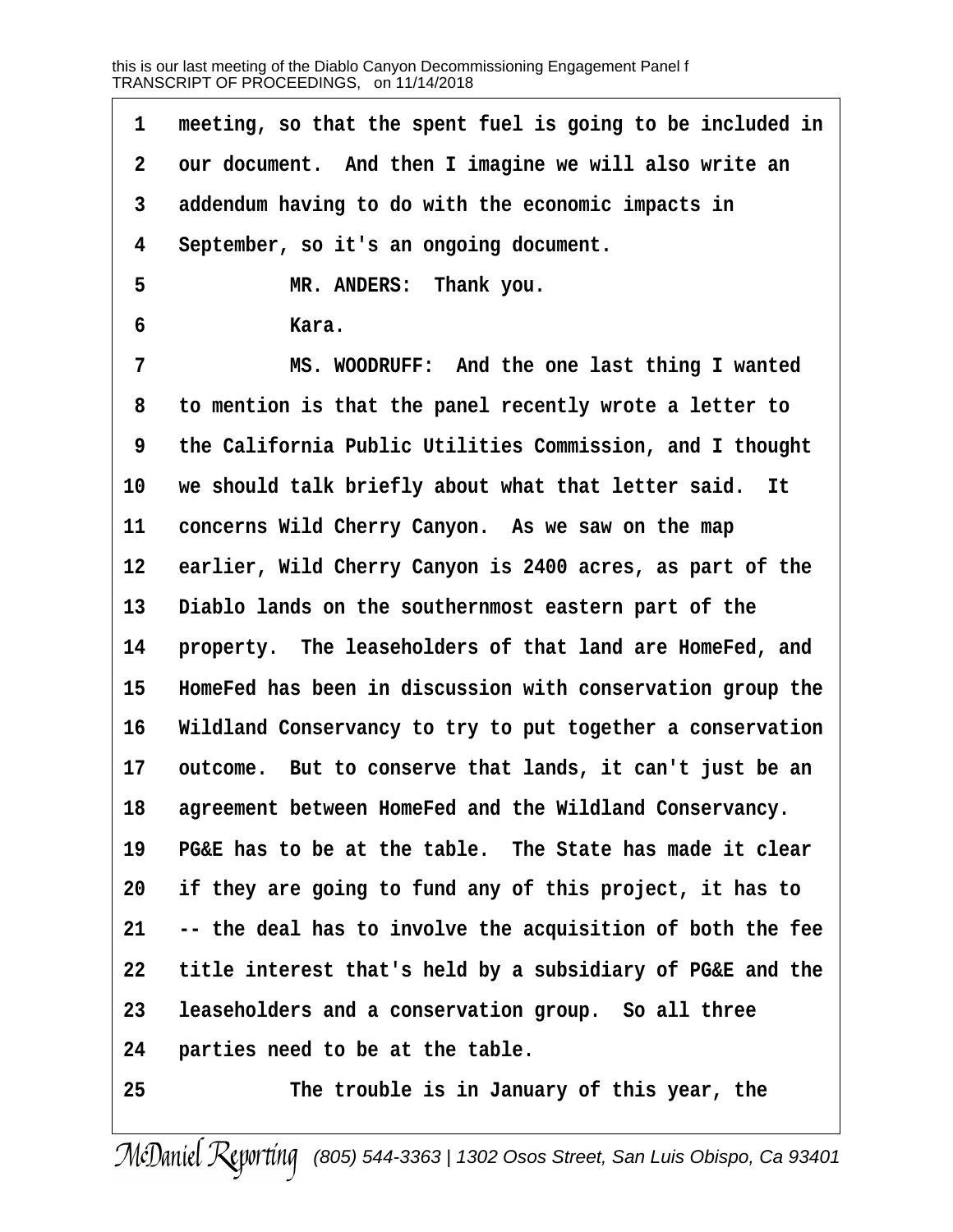meeting, so that the spent fuel is going to be included in our document. And then I imagine we will also write an addendum having to do with the economic impacts in September, so it's an ongoing document.

MR. ANDERS: Thank you.

Kara.

MS. WOODRUFF: And the one last thing I wanted to mention is that the panel recently wrote a letter to the California Public Utilities Commission, and I thought we should talk briefly about what that letter said. It concerns Wild Cherry Canyon. As we saw on the map earlier, Wild Cherry Canyon is 2400 acres, as part of the Diablo lands on the southernmost eastern part of the property. The leaseholders of that land are HomeFed, and HomeFed has been in discussion with conservation group the Wildland Conservancy to try to put together a conservation outcome. But to conserve that lands, it can't just be an agreement between HomeFed and the Wildland Conservancy. PG&E has to be at the table. The State has made it clear if they are going to fund any of this project, it has to -- the deal has to involve the acquisition of both the fee title interest that's held by a subsidiary of PG&E and the leaseholders and a conservation group. So all three parties need to be at the table.

The trouble is in January of this year, the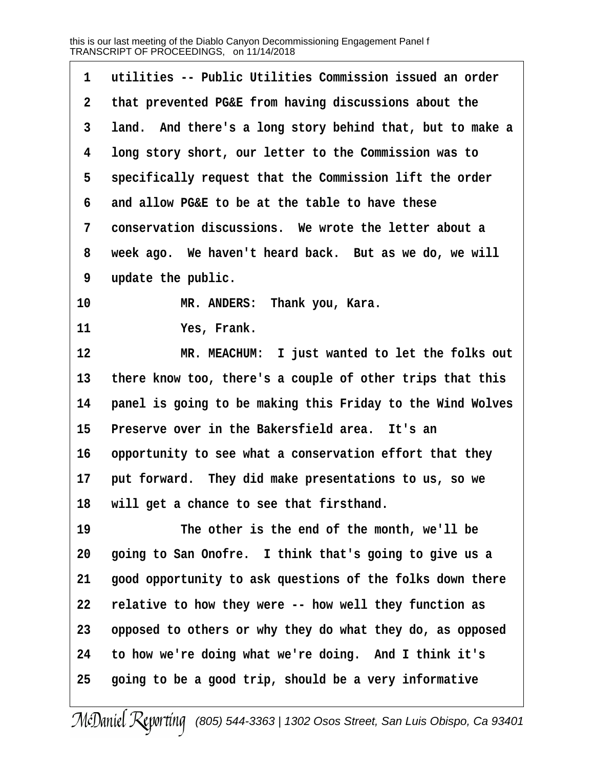1 utilities -- Public Utilities Commission issued an order
2 that prevented PG&E from having discussions about the
3 land. And there's a long story behind that, but to make a
4 long story short, our letter to the Commission was to
5 specifically request that the Commission lift the order
6 and allow PG&E to be at the table to have these
7 conservation discussions. We wrote the letter about a
8 week ago. We haven't heard back. But as we do, we will
9 update the public.

10 MR. ANDERS: Thank you, Kara.

11 Yes, Frank.

12 MR. MEACHUM: I just wanted to let the folks out
13 there know too, there's a couple of other trips that this
14 panel is going to be making this Friday to the Wind Wolves
15 Preserve over in the Bakersfield area. It's an
16 opportunity to see what a conservation effort that they
17 put forward. They did make presentations to us, so we
18 will get a chance to see that firsthand.

19 The other is the end of the month, we'll be
20 going to San Onofre. I think that's going to give us a
21 good opportunity to ask questions of the folks down there
22 relative to how they were -- how well they function as
23 opposed to others or why they do what they do, as opposed
24 to how we're doing what we're doing. And I think it's
25 going to be a good trip, should be a very informative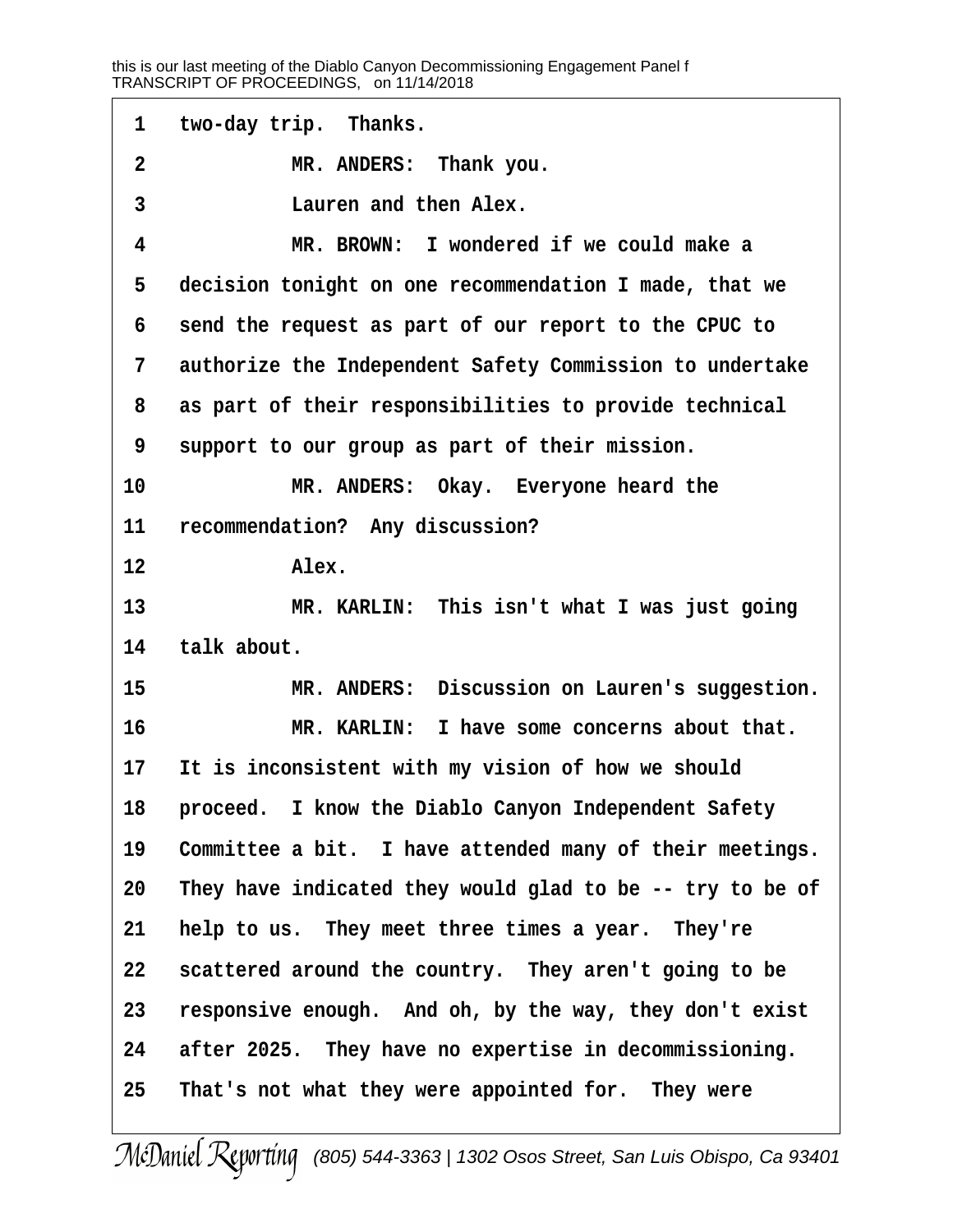1 two-day trip. Thanks.

2 MR. ANDERS: Thank you.

3 Lauren and then Alex.

4 MR. BROWN: I wondered if we could make a

5 decision tonight on one recommendation I made, that we

6 send the request as part of our report to the CPUC to

7 authorize the Independent Safety Commission to undertake

8 as part of their responsibilities to provide technical

9 support to our group as part of their mission.

10 MR. ANDERS: Okay. Everyone heard the

11 recommendation? Any discussion?

12 Alex.

13 MR. KARLIN: This isn't what I was just going

14 talk about.

15 MR. ANDERS: Discussion on Lauren's suggestion.

16 MR. KARLIN: I have some concerns about that.

17 It is inconsistent with my vision of how we should

18 proceed. I know the Diablo Canyon Independent Safety

19 Committee a bit. I have attended many of their meetings.

20 They have indicated they would glad to be -- try to be of

21 help to us. They meet three times a year. They're

22 scattered around the country. They aren't going to be

23 responsive enough. And oh, by the way, they don't exist

24 after 2025. They have no expertise in decommissioning.

25 That's not what they were appointed for. They were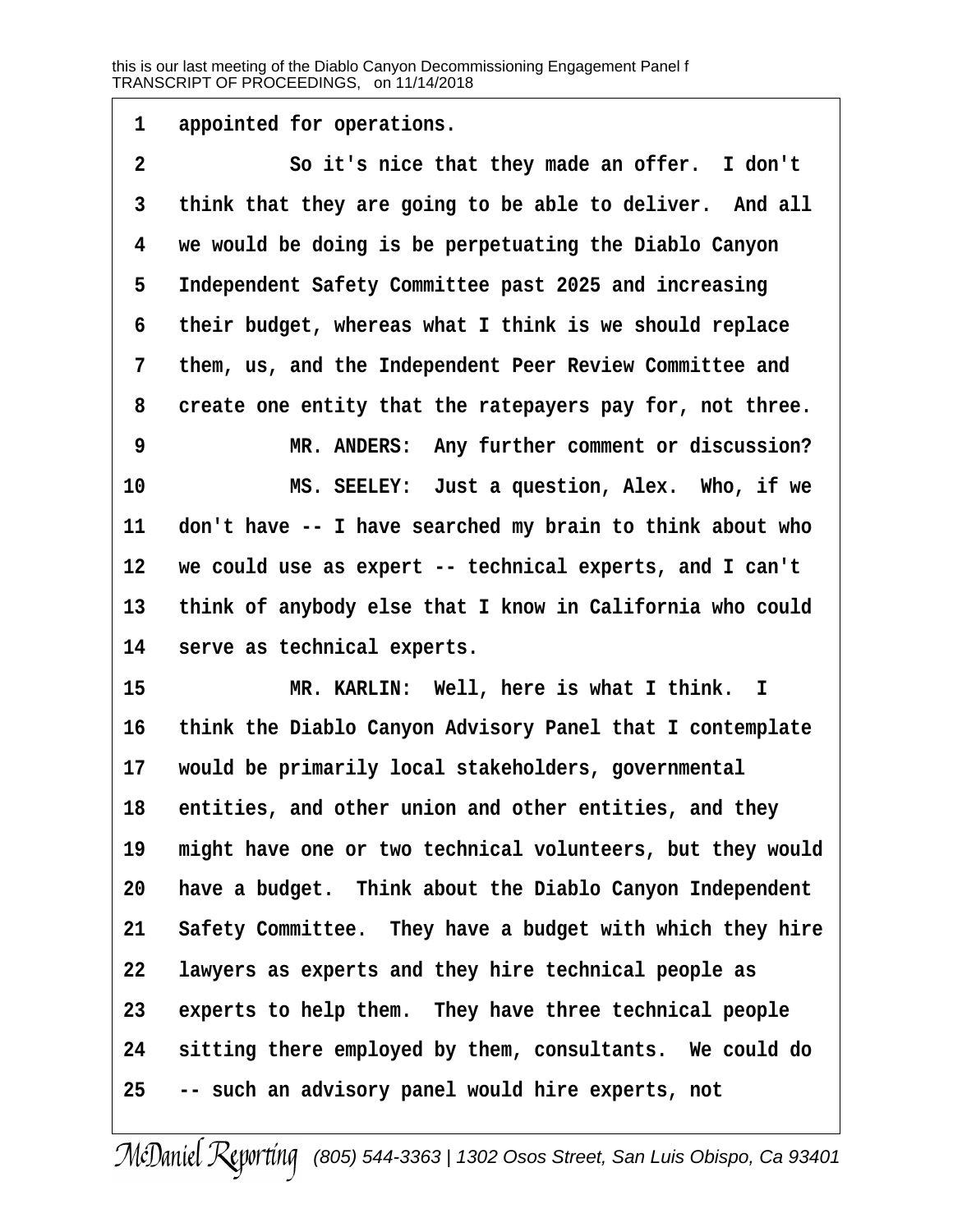appointed for operations.

So it's nice that they made an offer. I don't think that they are going to be able to deliver. And all we would be doing is be perpetuating the Diablo Canyon Independent Safety Committee past 2025 and increasing their budget, whereas what I think is we should replace them, us, and the Independent Peer Review Committee and create one entity that the ratepayers pay for, not three.

MR. ANDERS: Any further comment or discussion?

MS. SEELEY: Just a question, Alex. Who, if we don't have -- I have searched my brain to think about who we could use as expert -- technical experts, and I can't think of anybody else that I know in California who could serve as technical experts.

MR. KARLIN: Well, here is what I think. I think the Diablo Canyon Advisory Panel that I contemplate would be primarily local stakeholders, governmental entities, and other union and other entities, and they might have one or two technical volunteers, but they would have a budget. Think about the Diablo Canyon Independent Safety Committee. They have a budget with which they hire lawyers as experts and they hire technical people as experts to help them. They have three technical people sitting there employed by them, consultants. We could do -- such an advisory panel would hire experts, not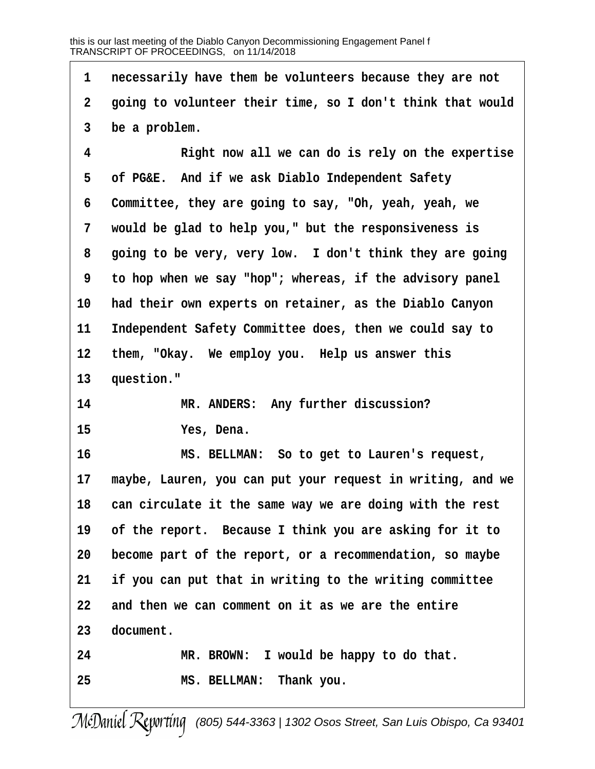necessarily have them be volunteers because they are not going to volunteer their time, so I don't think that would be a problem.

Right now all we can do is rely on the expertise of PG&E. And if we ask Diablo Independent Safety Committee, they are going to say, "Oh, yeah, yeah, we would be glad to help you," but the responsiveness is going to be very, very low. I don't think they are going to hop when we say "hop"; whereas, if the advisory panel had their own experts on retainer, as the Diablo Canyon Independent Safety Committee does, then we could say to them, "Okay. We employ you. Help us answer this question."

MR. ANDERS: Any further discussion?

Yes, Dena.

MS. BELLMAN: So to get to Lauren's request, maybe, Lauren, you can put your request in writing, and we can circulate it the same way we are doing with the rest of the report. Because I think you are asking for it to become part of the report, or a recommendation, so maybe if you can put that in writing to the writing committee and then we can comment on it as we are the entire document.

MR. BROWN: I would be happy to do that.

MS. BELLMAN: Thank you.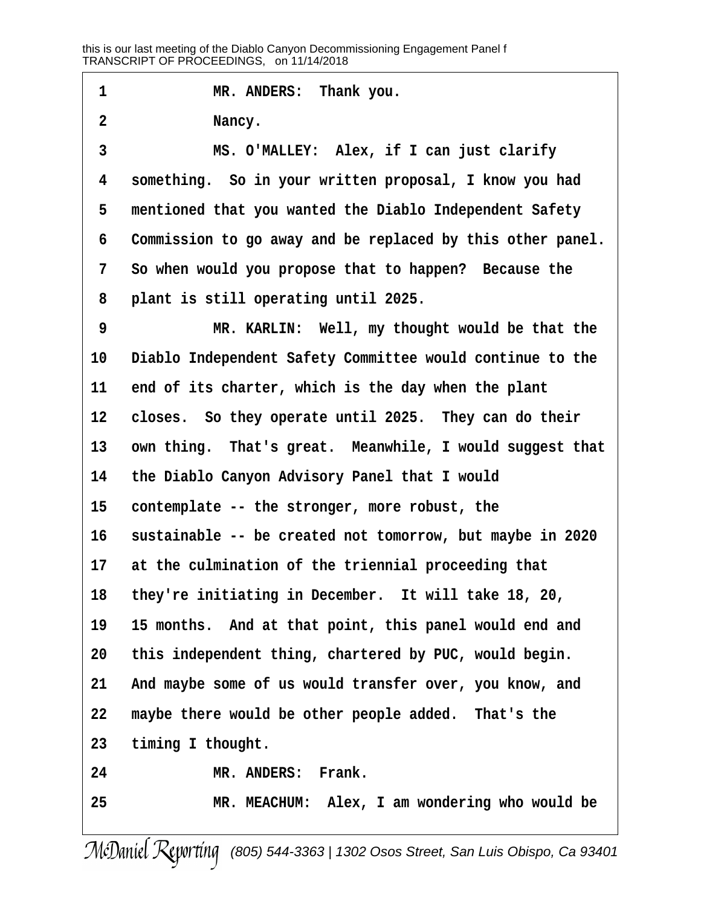MR. ANDERS: Thank you.

Nancy.

MS. O'MALLEY: Alex, if I can just clarify something. So in your written proposal, I know you had mentioned that you wanted the Diablo Independent Safety Commission to go away and be replaced by this other panel. So when would you propose that to happen? Because the plant is still operating until 2025.

MR. KARLIN: Well, my thought would be that the Diablo Independent Safety Committee would continue to the end of its charter, which is the day when the plant closes. So they operate until 2025. They can do their own thing. That's great. Meanwhile, I would suggest that the Diablo Canyon Advisory Panel that I would contemplate -- the stronger, more robust, the sustainable -- be created not tomorrow, but maybe in 2020 at the culmination of the triennial proceeding that they're initiating in December. It will take 18, 20, 15 months. And at that point, this panel would end and this independent thing, chartered by PUC, would begin. And maybe some of us would transfer over, you know, and maybe there would be other people added. That's the timing I thought.

MR. ANDERS: Frank.

MR. MEACHUM: Alex, I am wondering who would be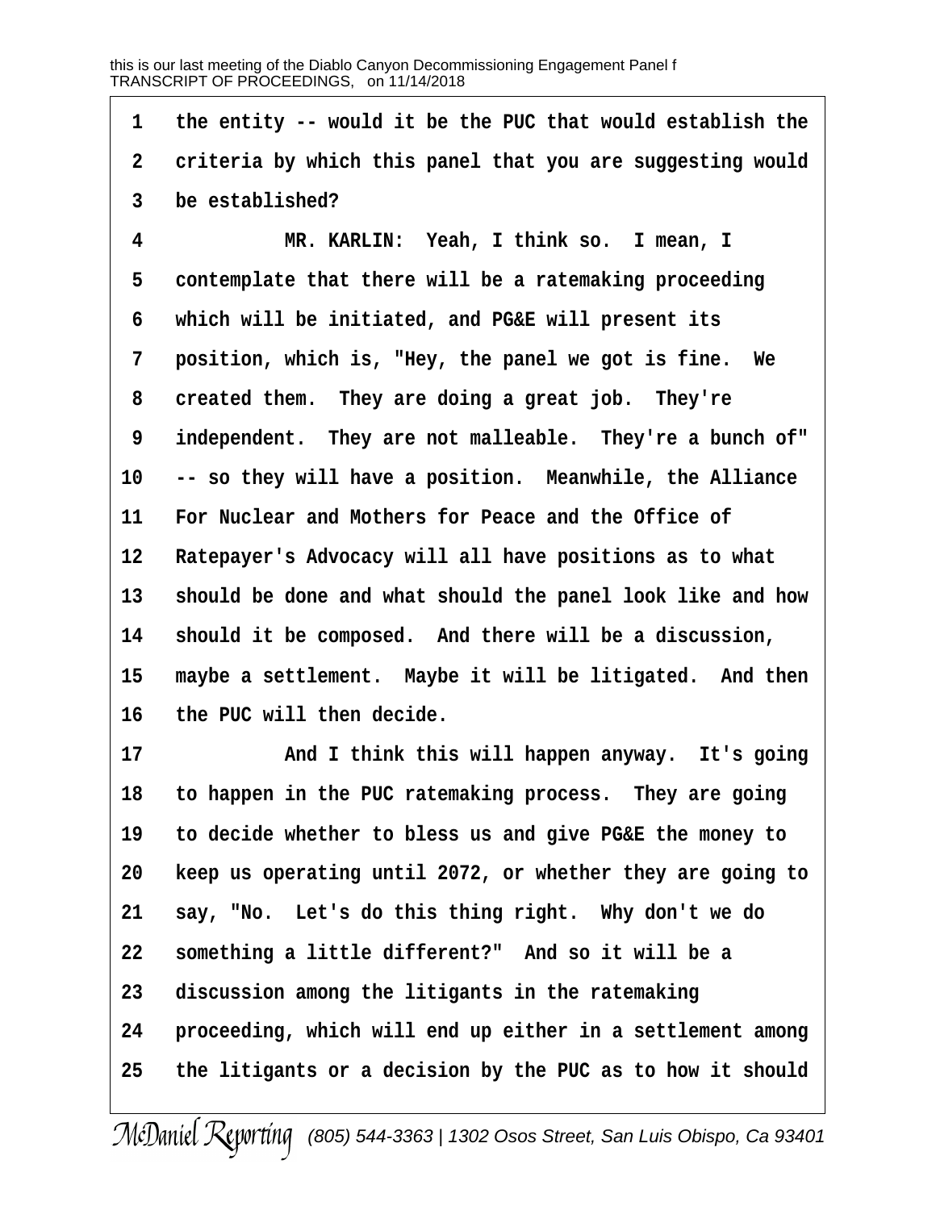the entity -- would it be the PUC that would establish the criteria by which this panel that you are suggesting would be established?

MR. KARLIN: Yeah, I think so. I mean, I contemplate that there will be a ratemaking proceeding which will be initiated, and PG&E will present its position, which is, "Hey, the panel we got is fine. We created them. They are doing a great job. They're independent. They are not malleable. They're a bunch of" -- so they will have a position. Meanwhile, the Alliance For Nuclear and Mothers for Peace and the Office of Ratepayer's Advocacy will all have positions as to what should be done and what should the panel look like and how should it be composed. And there will be a discussion, maybe a settlement. Maybe it will be litigated. And then the PUC will then decide.

And I think this will happen anyway. It's going to happen in the PUC ratemaking process. They are going to decide whether to bless us and give PG&E the money to keep us operating until 2072, or whether they are going to say, "No. Let's do this thing right. Why don't we do something a little different?" And so it will be a discussion among the litigants in the ratemaking proceeding, which will end up either in a settlement among the litigants or a decision by the PUC as to how it should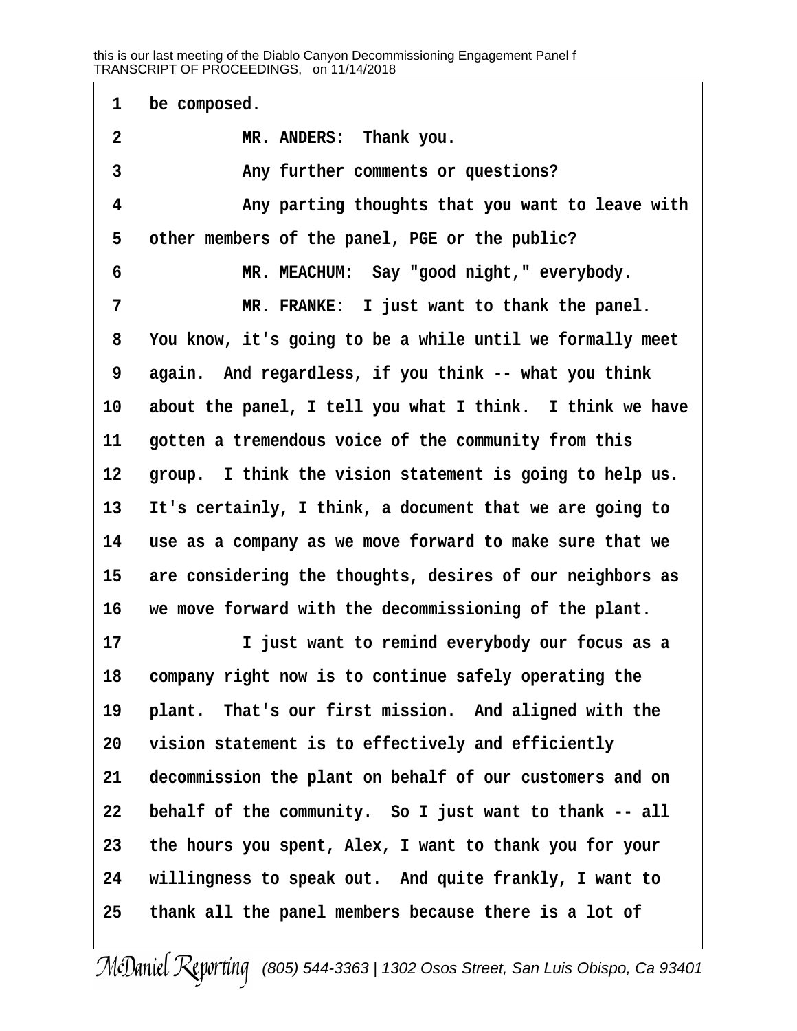1 be composed.

2 MR. ANDERS: Thank you.

3 Any further comments or questions?

4 Any parting thoughts that you want to leave with

5 other members of the panel, PGE or the public?

6 MR. MEACHUM: Say "good night," everybody.

7 MR. FRANKE: I just want to thank the panel.

8 You know, it's going to be a while until we formally meet

9 again. And regardless, if you think -- what you think

10 about the panel, I tell you what I think. I think we have

11 gotten a tremendous voice of the community from this

12 group. I think the vision statement is going to help us.

13 It's certainly, I think, a document that we are going to

14 use as a company as we move forward to make sure that we

15 are considering the thoughts, desires of our neighbors as

16 we move forward with the decommissioning of the plant.

17 I just want to remind everybody our focus as a

18 company right now is to continue safely operating the

19 plant. That's our first mission. And aligned with the

20 vision statement is to effectively and efficiently

21 decommission the plant on behalf of our customers and on

22 behalf of the community. So I just want to thank -- all

23 the hours you spent, Alex, I want to thank you for your

24 willingness to speak out. And quite frankly, I want to

25 thank all the panel members because there is a lot of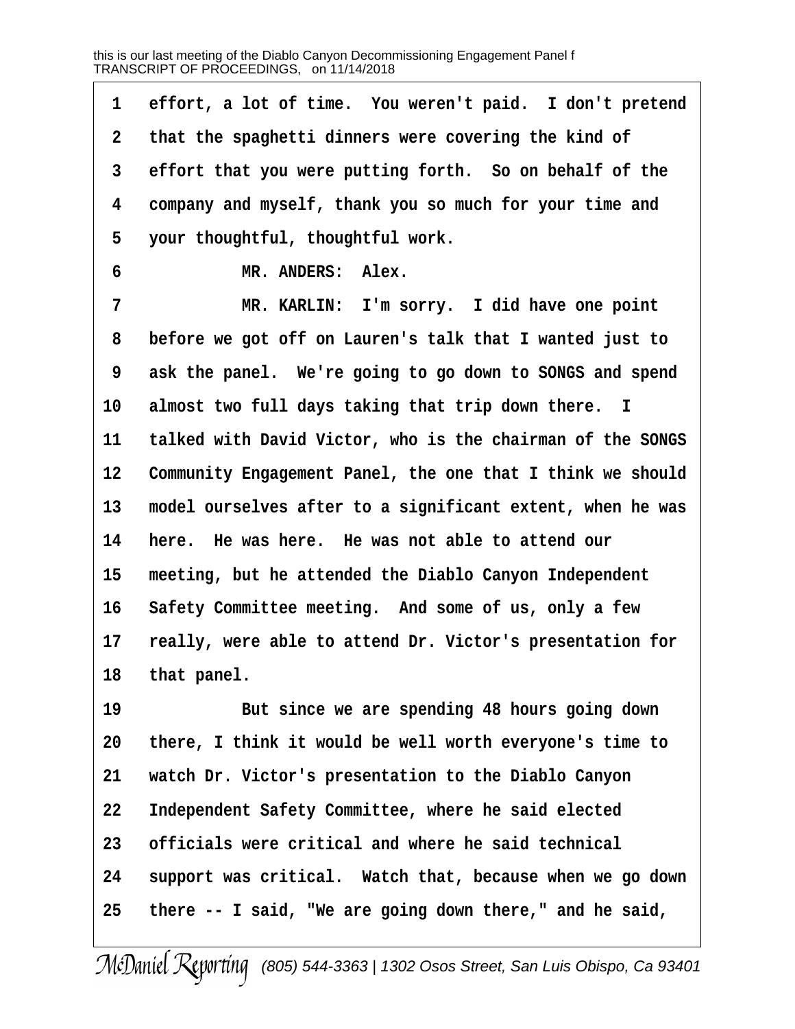effort, a lot of time. You weren't paid. I don't pretend that the spaghetti dinners were covering the kind of effort that you were putting forth. So on behalf of the company and myself, thank you so much for your time and your thoughtful, thoughtful work.

MR. ANDERS: Alex.

MR. KARLIN: I'm sorry. I did have one point before we got off on Lauren's talk that I wanted just to ask the panel. We're going to go down to SONGS and spend almost two full days taking that trip down there. I talked with David Victor, who is the chairman of the SONGS Community Engagement Panel, the one that I think we should model ourselves after to a significant extent, when he was here. He was here. He was not able to attend our meeting, but he attended the Diablo Canyon Independent Safety Committee meeting. And some of us, only a few really, were able to attend Dr. Victor's presentation for that panel.

But since we are spending 48 hours going down there, I think it would be well worth everyone's time to watch Dr. Victor's presentation to the Diablo Canyon Independent Safety Committee, where he said elected officials were critical and where he said technical support was critical. Watch that, because when we go down there -- I said, "We are going down there," and he said,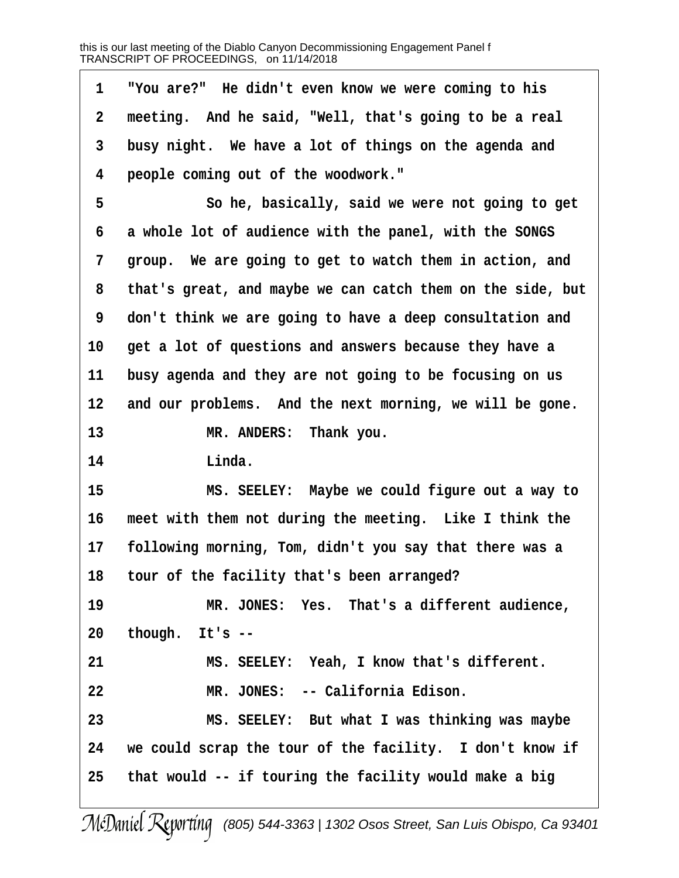1 "You are?" He didn't even know we were coming to his
2 meeting. And he said, "Well, that's going to be a real
3 busy night. We have a lot of things on the agenda and
4 people coming out of the woodwork."
5 So he, basically, said we were not going to get
6 a whole lot of audience with the panel, with the SONGS
7 group. We are going to get to watch them in action, and
8 that's great, and maybe we can catch them on the side, but
9 don't think we are going to have a deep consultation and
10 get a lot of questions and answers because they have a
11 busy agenda and they are not going to be focusing on us
12 and our problems. And the next morning, we will be gone.
13 MR. ANDERS: Thank you.
14 Linda.
15 MS. SEELEY: Maybe we could figure out a way to
16 meet with them not during the meeting. Like I think the
17 following morning, Tom, didn't you say that there was a
18 tour of the facility that's been arranged?
19 MR. JONES: Yes. That's a different audience,
20 though. It's --
21 MS. SEELEY: Yeah, I know that's different.
22 MR. JONES: -- California Edison.
23 MS. SEELEY: But what I was thinking was maybe
24 we could scrap the tour of the facility. I don't know if
25 that would -- if touring the facility would make a big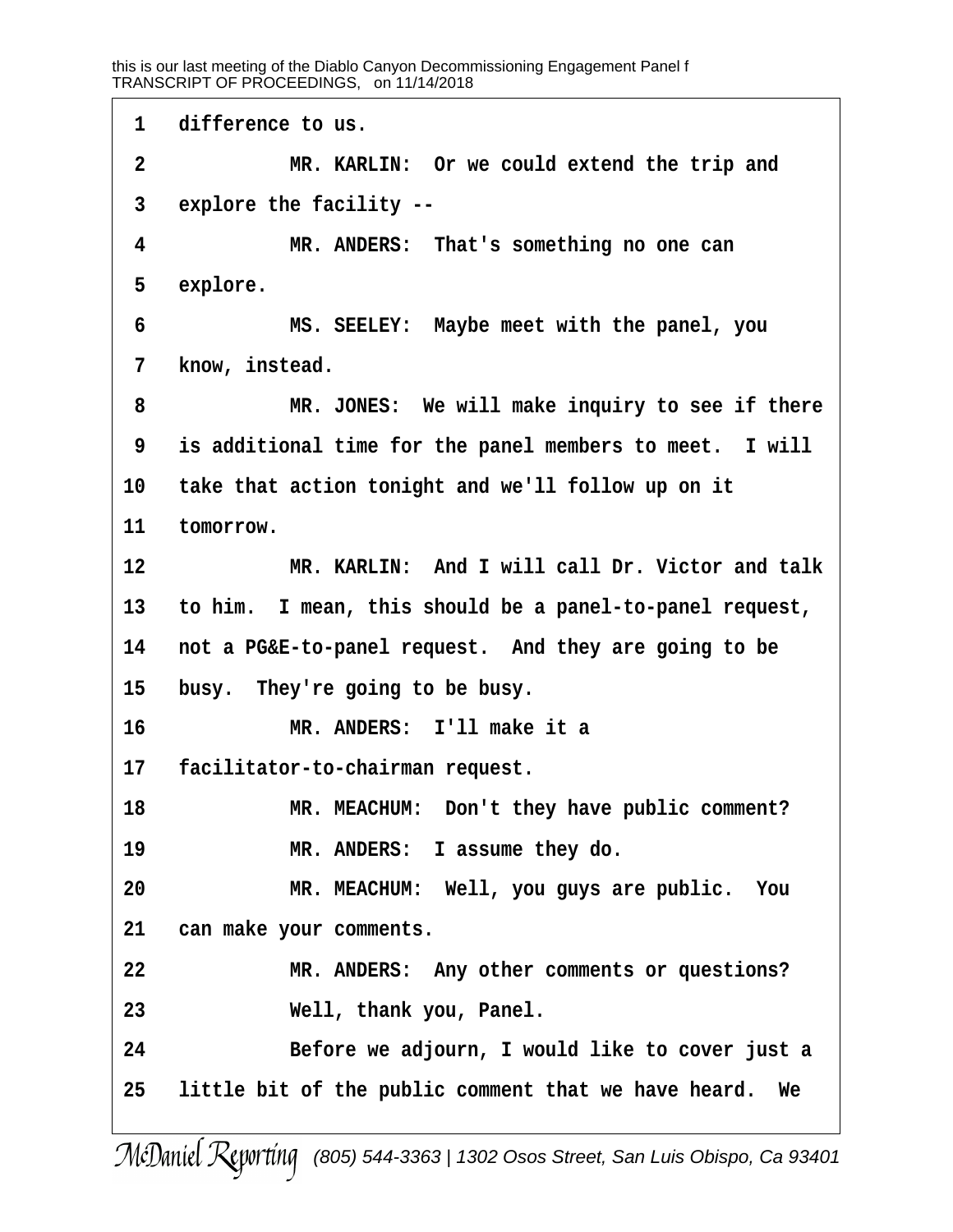1 difference to us.

2 MR. KARLIN: Or we could extend the trip and

3 explore the facility --

4 MR. ANDERS: That's something no one can

5 explore.

6 MS. SEELEY: Maybe meet with the panel, you

7 know, instead.

8 MR. JONES: We will make inquiry to see if there

9 is additional time for the panel members to meet. I will

10 take that action tonight and we'll follow up on it

11 tomorrow.

12 MR. KARLIN: And I will call Dr. Victor and talk

13 to him. I mean, this should be a panel-to-panel request,

14 not a PG&E-to-panel request. And they are going to be

15 busy. They're going to be busy.

16 MR. ANDERS: I'll make it a

17 facilitator-to-chairman request.

18 MR. MEACHUM: Don't they have public comment?

19 MR. ANDERS: I assume they do.

20 MR. MEACHUM: Well, you guys are public. You

21 can make your comments.

22 MR. ANDERS: Any other comments or questions?

23 Well, thank you, Panel.

24 Before we adjourn, I would like to cover just a

25 little bit of the public comment that we have heard. We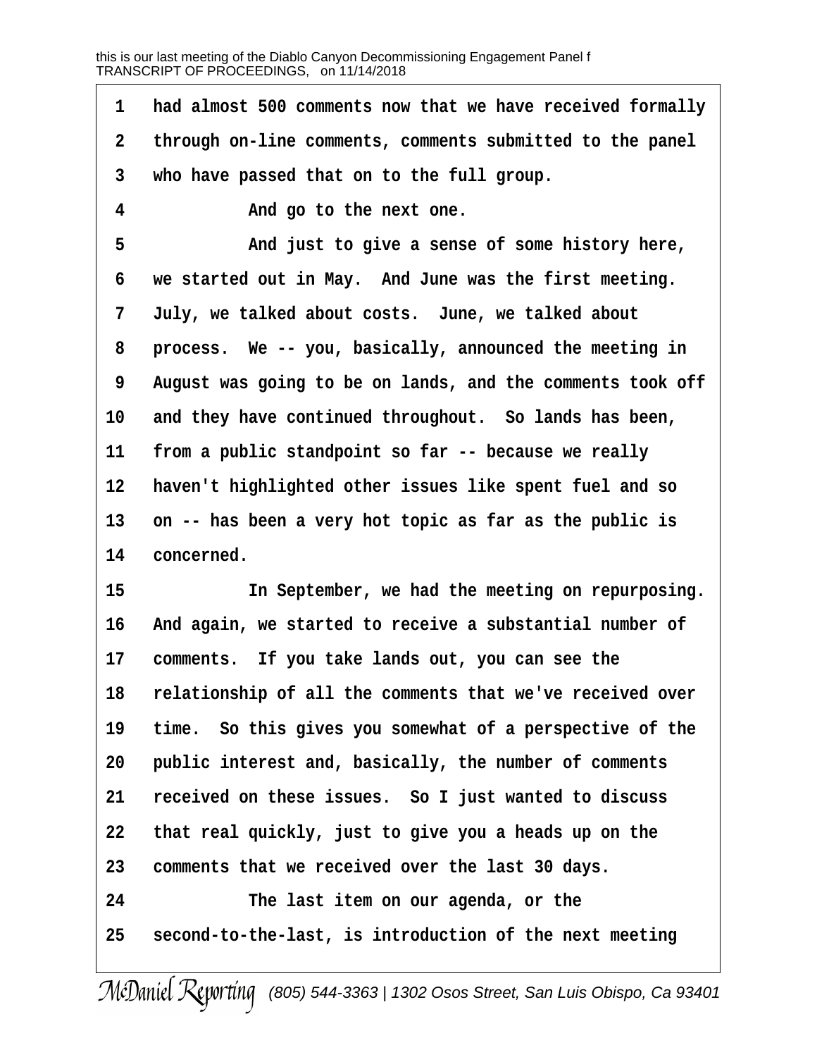1 had almost 500 comments now that we have received formally
2 through on-line comments, comments submitted to the panel
3 who have passed that on to the full group.
4 And go to the next one.
5 And just to give a sense of some history here,
6 we started out in May. And June was the first meeting.
7 July, we talked about costs. June, we talked about
8 process. We -- you, basically, announced the meeting in
9 August was going to be on lands, and the comments took off
10 and they have continued throughout. So lands has been,
11 from a public standpoint so far -- because we really
12 haven't highlighted other issues like spent fuel and so
13 on -- has been a very hot topic as far as the public is
14 concerned.
15 In September, we had the meeting on repurposing.
16 And again, we started to receive a substantial number of
17 comments. If you take lands out, you can see the
18 relationship of all the comments that we've received over
19 time. So this gives you somewhat of a perspective of the
20 public interest and, basically, the number of comments
21 received on these issues. So I just wanted to discuss
22 that real quickly, just to give you a heads up on the
23 comments that we received over the last 30 days.
24 The last item on our agenda, or the
25 second-to-the-last, is introduction of the next meeting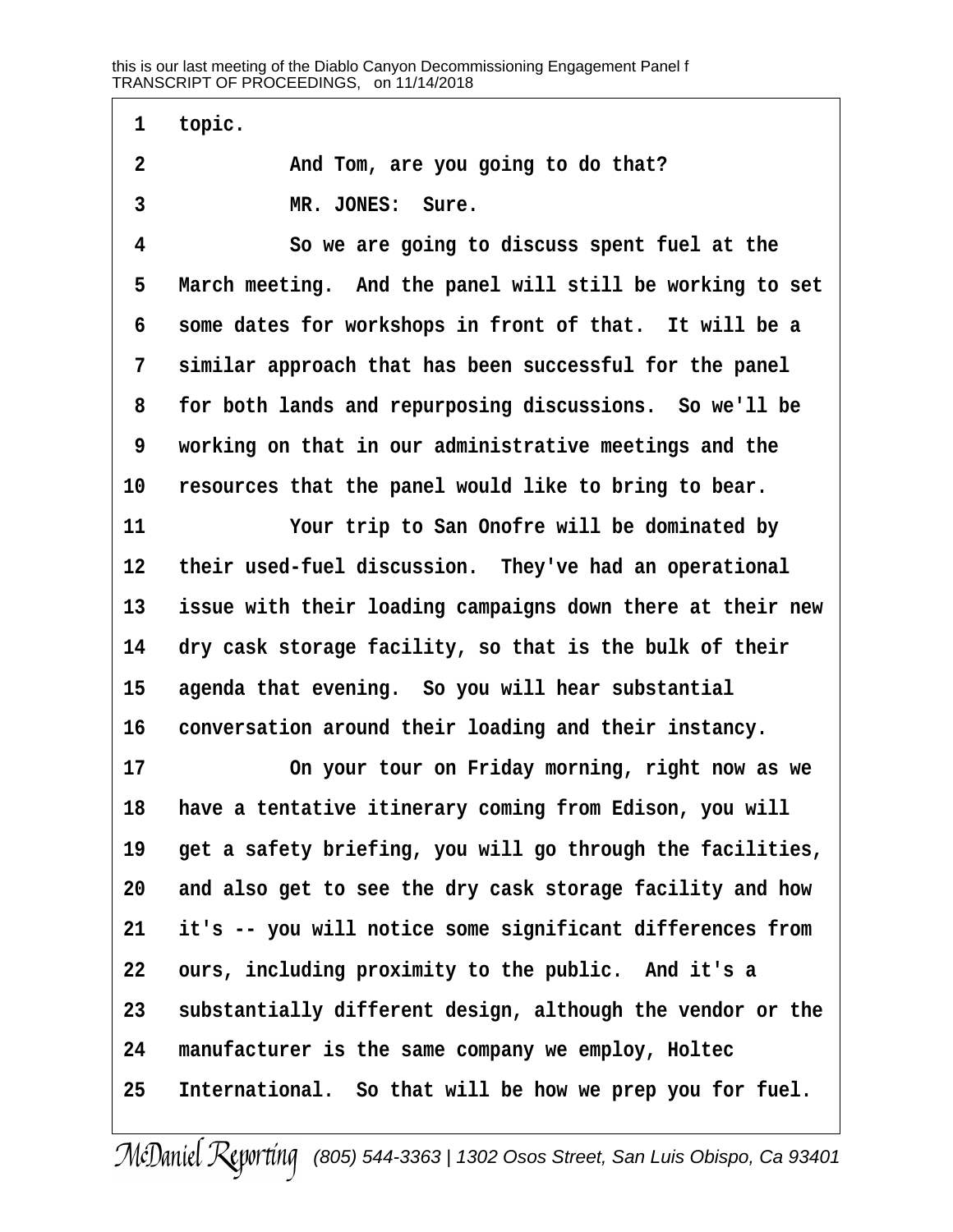1 topic.

2 And Tom, are you going to do that?

3 MR. JONES: Sure.

4 So we are going to discuss spent fuel at the

5 March meeting. And the panel will still be working to set

6 some dates for workshops in front of that. It will be a

7 similar approach that has been successful for the panel

8 for both lands and repurposing discussions. So we'll be

9 working on that in our administrative meetings and the

10 resources that the panel would like to bring to bear.

11 Your trip to San Onofre will be dominated by

12 their used-fuel discussion. They've had an operational

13 issue with their loading campaigns down there at their new

14 dry cask storage facility, so that is the bulk of their

15 agenda that evening. So you will hear substantial

16 conversation around their loading and their instancy.

17 On your tour on Friday morning, right now as we

18 have a tentative itinerary coming from Edison, you will

19 get a safety briefing, you will go through the facilities,

20 and also get to see the dry cask storage facility and how

21 it's -- you will notice some significant differences from

22 ours, including proximity to the public. And it's a

23 substantially different design, although the vendor or the

24 manufacturer is the same company we employ, Holtec

25 International. So that will be how we prep you for fuel.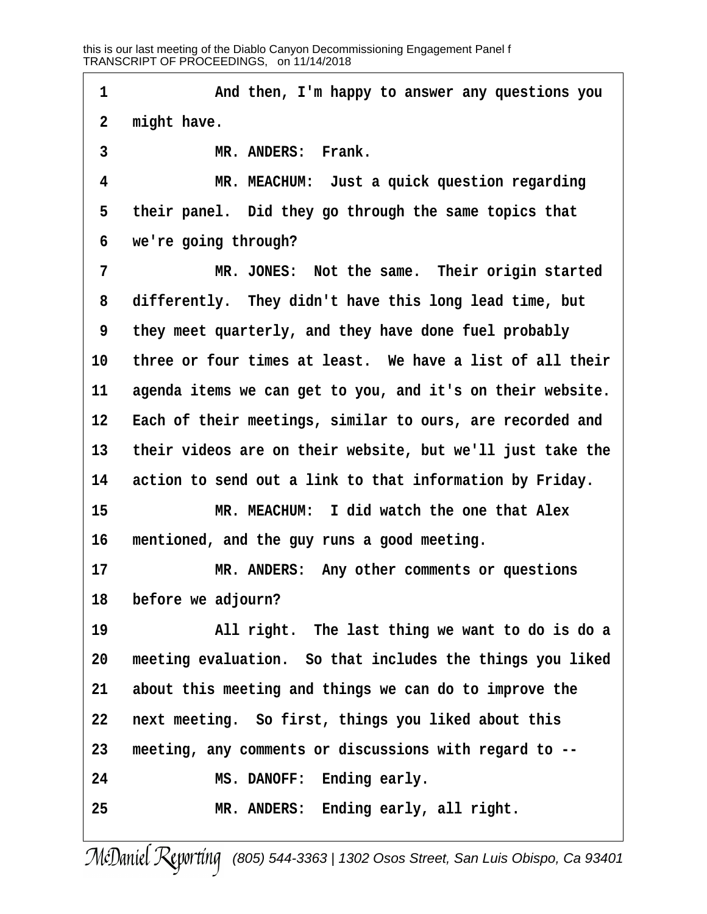1 And then, I'm happy to answer any questions you
2 might have.
3 MR. ANDERS: Frank.
4 MR. MEACHUM: Just a quick question regarding
5 their panel. Did they go through the same topics that
6 we're going through?
7 MR. JONES: Not the same. Their origin started
8 differently. They didn't have this long lead time, but
9 they meet quarterly, and they have done fuel probably
10 three or four times at least. We have a list of all their
11 agenda items we can get to you, and it's on their website.
12 Each of their meetings, similar to ours, are recorded and
13 their videos are on their website, but we'll just take the
14 action to send out a link to that information by Friday.
15 MR. MEACHUM: I did watch the one that Alex
16 mentioned, and the guy runs a good meeting.
17 MR. ANDERS: Any other comments or questions
18 before we adjourn?
19 All right. The last thing we want to do is do a
20 meeting evaluation. So that includes the things you liked
21 about this meeting and things we can do to improve the
22 next meeting. So first, things you liked about this
23 meeting, any comments or discussions with regard to --
24 MS. DANOFF: Ending early.
25 MR. ANDERS: Ending early, all right.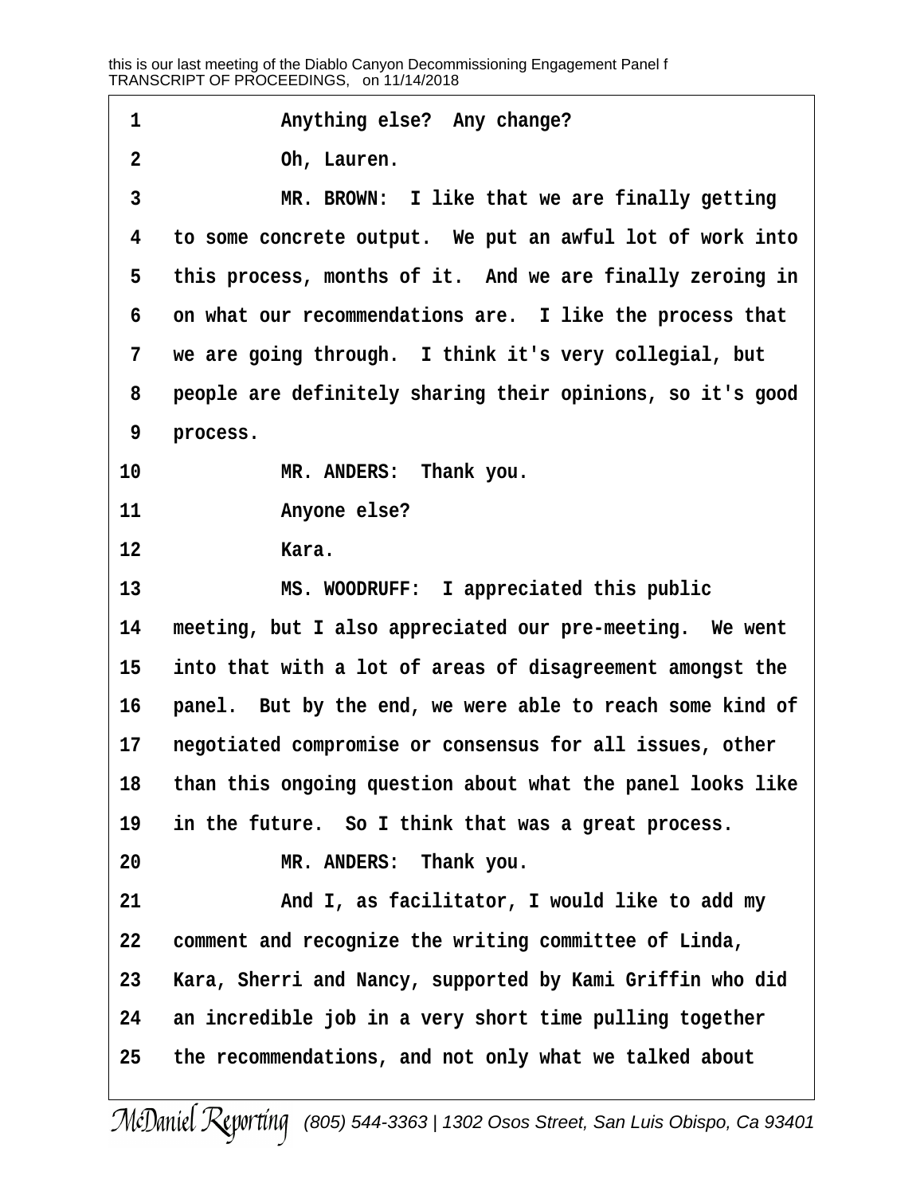1 Anything else? Any change?

2 Oh, Lauren.

3 MR. BROWN: I like that we are finally getting

4 to some concrete output. We put an awful lot of work into

5 this process, months of it. And we are finally zeroing in

6 on what our recommendations are. I like the process that

7 we are going through. I think it's very collegial, but

8 people are definitely sharing their opinions, so it's good

9 process.

10 MR. ANDERS: Thank you.

11 Anyone else?

12 Kara.

13 MS. WOODRUFF: I appreciated this public

14 meeting, but I also appreciated our pre-meeting. We went

15 into that with a lot of areas of disagreement amongst the

16 panel. But by the end, we were able to reach some kind of

17 negotiated compromise or consensus for all issues, other

18 than this ongoing question about what the panel looks like

19 in the future. So I think that was a great process.

20 MR. ANDERS: Thank you.

21 And I, as facilitator, I would like to add my

22 comment and recognize the writing committee of Linda,

23 Kara, Sherri and Nancy, supported by Kami Griffin who did

24 an incredible job in a very short time pulling together

25 the recommendations, and not only what we talked about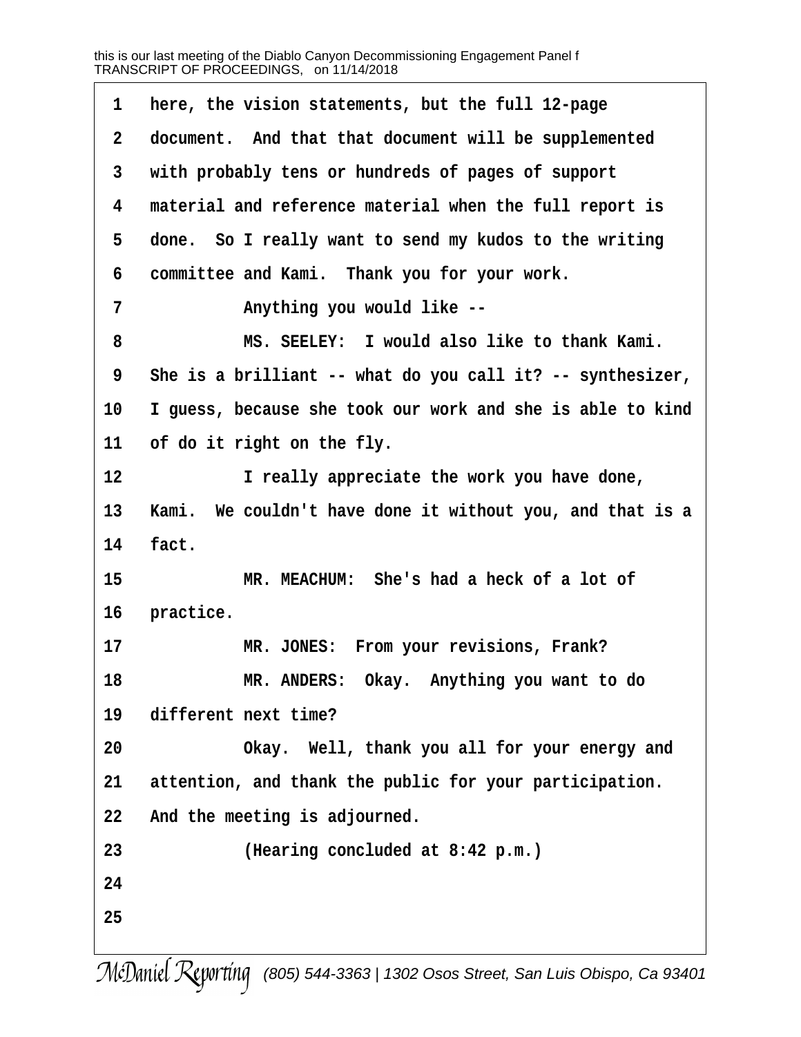here, the vision statements, but the full 12-page document. And that that document will be supplemented with probably tens or hundreds of pages of support material and reference material when the full report is done. So I really want to send my kudos to the writing committee and Kami. Thank you for your work.

Anything you would like --

MS. SEELEY: I would also like to thank Kami. She is a brilliant -- what do you call it? -- synthesizer, I guess, because she took our work and she is able to kind of do it right on the fly.

I really appreciate the work you have done, Kami. We couldn't have done it without you, and that is a fact.

MR. MEACHUM: She's had a heck of a lot of practice.

MR. JONES: From your revisions, Frank?

MR. ANDERS: Okay. Anything you want to do different next time?

Okay. Well, thank you all for your energy and attention, and thank the public for your participation. And the meeting is adjourned.

(Hearing concluded at 8:42 p.m.)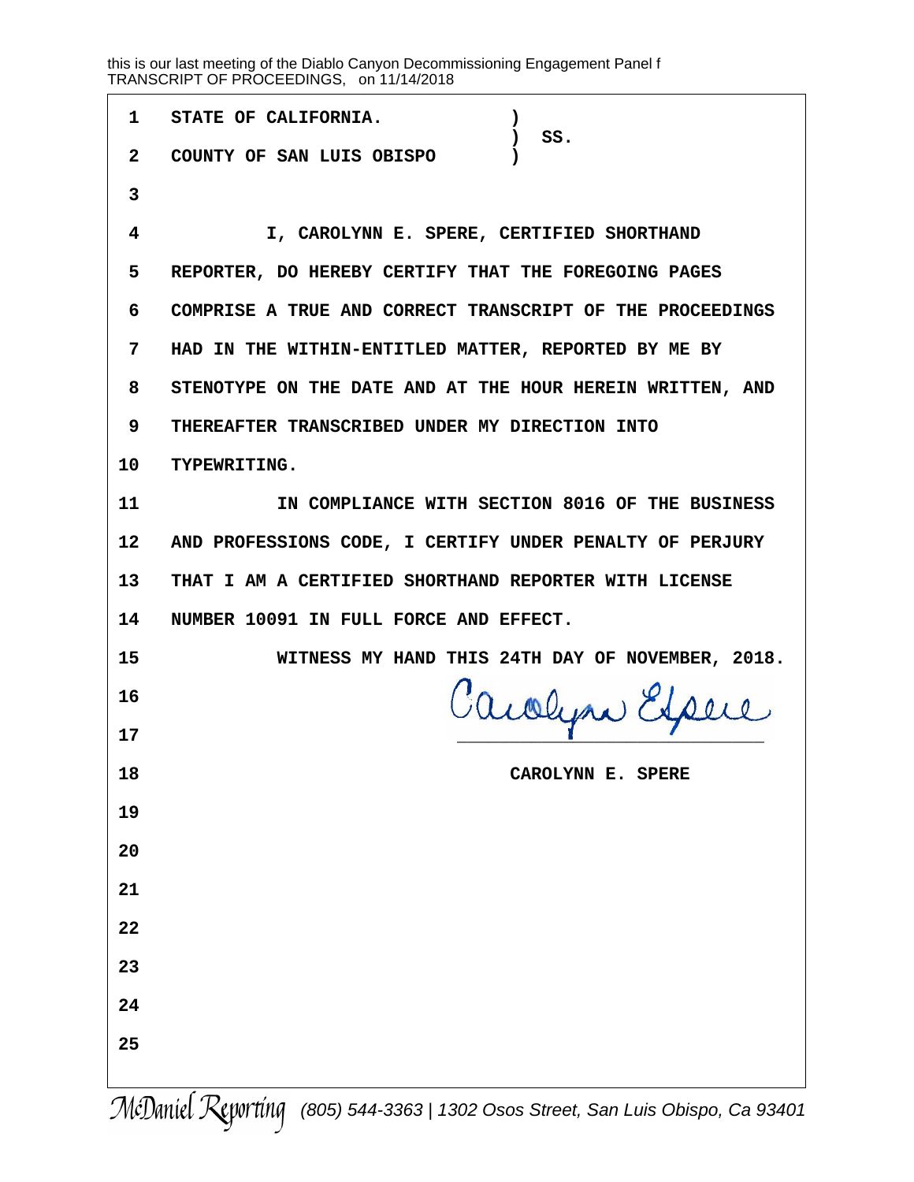STATE OF CALIFORNIA. )
) SS.
COUNTY OF SAN LUIS OBISPO )

I, CAROLYNN E. SPERE, CERTIFIED SHORTHAND REPORTER, DO HEREBY CERTIFY THAT THE FOREGOING PAGES COMPRISE A TRUE AND CORRECT TRANSCRIPT OF THE PROCEEDINGS HAD IN THE WITHIN-ENTITLED MATTER, REPORTED BY ME BY STENOTYPE ON THE DATE AND AT THE HOUR HEREIN WRITTEN, AND THEREAFTER TRANSCRIBED UNDER MY DIRECTION INTO TYPEWRITING.

IN COMPLIANCE WITH SECTION 8016 OF THE BUSINESS AND PROFESSIONS CODE, I CERTIFY UNDER PENALTY OF PERJURY THAT I AM A CERTIFIED SHORTHAND REPORTER WITH LICENSE NUMBER 10091 IN FULL FORCE AND EFFECT.

WITNESS MY HAND THIS 24TH DAY OF NOVEMBER, 2018.

Carolynn E Spere
\_\_\_\_\_\_\_\_\_\_\_\_\_\_\_\_\_\_\_\_\_\_\_\_\_\_\_\_\_\_

CAROLYNN E. SPERE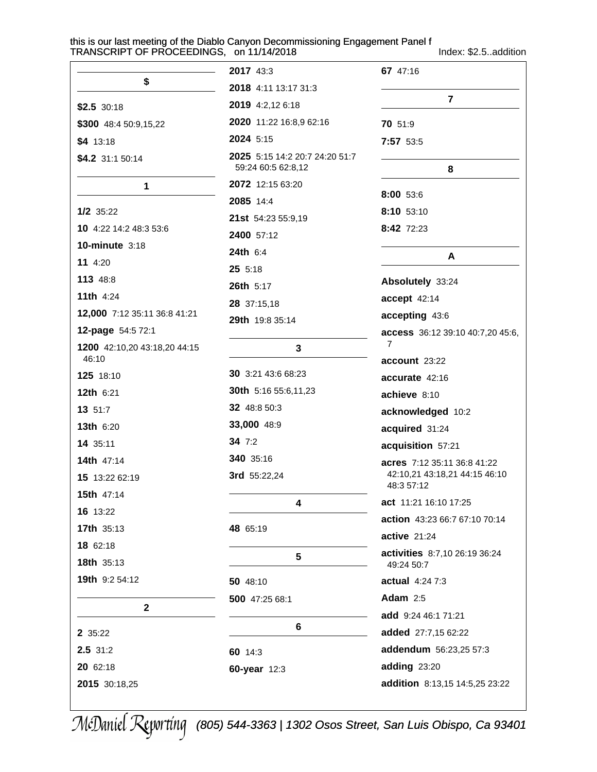## $

**$2.5** 30:18

**$300** 48:4 50:9,15,22

**$4** 13:18

**$4.2** 31:1 50:14

## 1

**1/2** 35:22

**10** 4:22 14:2 48:3 53:6

**10-minute** 3:18

**11** 4:20

**113** 48:8

**11th** 4:24

**12,000** 7:12 35:11 36:8 41:21

**12-page** 54:5 72:1

**1200** 42:10,20 43:18,20 44:15 46:10

**125** 18:10

**12th** 6:21

**13** 51:7

**13th** 6:20

**14** 35:11

**14th** 47:14

**15** 13:22 62:19

**15th** 47:14

**16** 13:22

**17th** 35:13

**18** 62:18

**18th** 35:13

**19th** 9:2 54:12

## 2

**2** 35:22

**2.5** 31:2

**20** 62:18

**2015** 30:18,25

**2017** 43:3

**2018** 4:11 13:17 31:3

**2019** 4:2,12 6:18

**2020** 11:22 16:8,9 62:16

**2024** 5:15

**2025** 5:15 14:2 20:7 24:20 51:7 59:24 60:5 62:8,12

**2072** 12:15 63:20

**2085** 14:4

**21st** 54:23 55:9,19

**2400** 57:12

**24th** 6:4

**25** 5:18

**26th** 5:17

**28** 37:15,18

**29th** 19:8 35:14

## 3

**30** 3:21 43:6 68:23

**30th** 5:16 55:6,11,23

**32** 48:8 50:3

**33,000** 48:9

**34** 7:2

**340** 35:16

**3rd** 55:22,24

## 4

**48** 65:19

## 5

**50** 48:10

**500** 47:25 68:1

## 6

**60** 14:3

**60-year** 12:3

**67** 47:16

## 7

**70** 51:9

**7:57** 53:5

## 8

**8:00** 53:6

**8:10** 53:10

**8:42** 72:23

## A

**Absolutely** 33:24

**accept** 42:14

**accepting** 43:6

**access** 36:12 39:10 40:7,20 45:6,7

**account** 23:22

**accurate** 42:16

**achieve** 8:10

**acknowledged** 10:2

**acquired** 31:24

**acquisition** 57:21

**acres** 7:12 35:11 36:8 41:22 42:10,21 43:18,21 44:15 46:10 48:3 57:12

**act** 11:21 16:10 17:25

**action** 43:23 66:7 67:10 70:14

**active** 21:24

**activities** 8:7,10 26:19 36:24 49:24 50:7

**actual** 4:24 7:3

**Adam** 2:5

**add** 9:24 46:1 71:21

**added** 27:7,15 62:22

**addendum** 56:23,25 57:3

**adding** 23:20

**addition** 8:13,15 14:5,25 23:22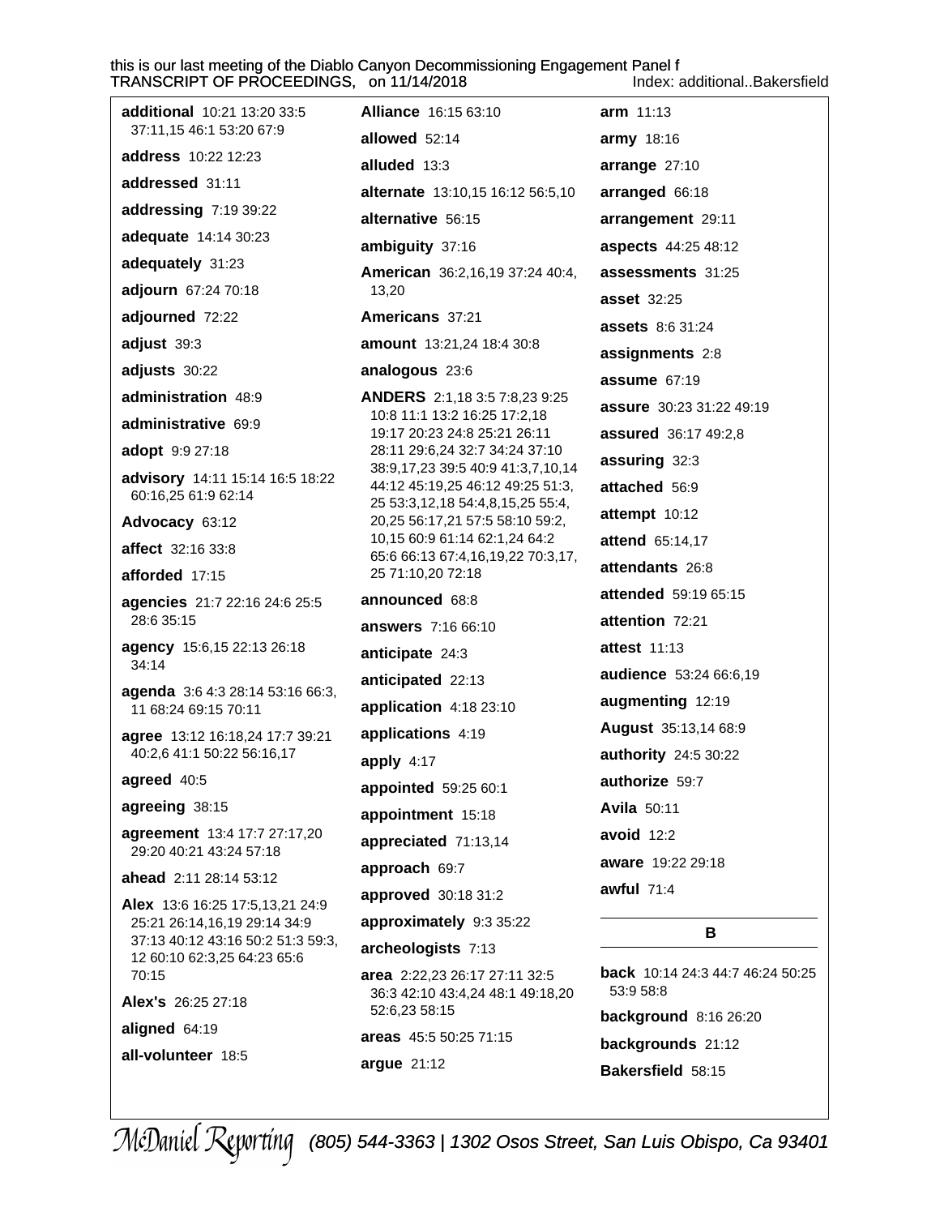**additional** 10:21 13:20 33:5 37:11,15 46:1 53:20 67:9

**address** 10:22 12:23

**addressed** 31:11

**addressing** 7:19 39:22

**adequate** 14:14 30:23

**adequately** 31:23

**adjourn** 67:24 70:18

**adjourned** 72:22

**adjust** 39:3

**adjusts** 30:22

**administration** 48:9

**administrative** 69:9

**adopt** 9:9 27:18

**advisory** 14:11 15:14 16:5 18:22 60:16,25 61:9 62:14

**Advocacy** 63:12

**affect** 32:16 33:8

**afforded** 17:15

**agencies** 21:7 22:16 24:6 25:5 28:6 35:15

**agency** 15:6,15 22:13 26:18 34:14

**agenda** 3:6 4:3 28:14 53:16 66:3, 11 68:24 69:15 70:11

**agree** 13:12 16:18,24 17:7 39:21 40:2,6 41:1 50:22 56:16,17

**agreed** 40:5

**agreeing** 38:15

**agreement** 13:4 17:7 27:17,20 29:20 40:21 43:24 57:18

**ahead** 2:11 28:14 53:12

**Alex** 13:6 16:25 17:5,13,21 24:9 25:21 26:14,16,19 29:14 34:9 37:13 40:12 43:16 50:2 51:3 59:3, 12 60:10 62:3,25 64:23 65:6 70:15

**Alex's** 26:25 27:18

**aligned** 64:19

**all-volunteer** 18:5

**Alliance** 16:15 63:10

**allowed** 52:14

**alluded** 13:3

**alternate** 13:10,15 16:12 56:5,10

**alternative** 56:15

**ambiguity** 37:16

**American** 36:2,16,19 37:24 40:4, 13,20

**Americans** 37:21

**amount** 13:21,24 18:4 30:8

**analogous** 23:6

**ANDERS** 2:1,18 3:5 7:8,23 9:25 10:8 11:1 13:2 16:25 17:2,18 19:17 20:23 24:8 25:21 26:11 28:11 29:6,24 32:7 34:24 37:10 38:9,17,23 39:5 40:9 41:3,7,10,14 44:12 45:19,25 46:12 49:25 51:3, 25 53:3,12,18 54:4,8,15,25 55:4, 20,25 56:17,21 57:5 58:10 59:2, 10,15 60:9 61:14 62:1,24 64:2 65:6 66:13 67:4,16,19,22 70:3,17, 25 71:10,20 72:18

**announced** 68:8

**answers** 7:16 66:10

**anticipate** 24:3

**anticipated** 22:13

**application** 4:18 23:10

**applications** 4:19

**apply** 4:17

**appointed** 59:25 60:1

**appointment** 15:18

**appreciated** 71:13,14

**approach** 69:7

**approved** 30:18 31:2

**approximately** 9:3 35:22

**archeologists** 7:13

**area** 2:22,23 26:17 27:11 32:5 36:3 42:10 43:4,24 48:1 49:18,20 52:6,23 58:15

**areas** 45:5 50:25 71:15

**argue** 21:12

**arm** 11:13

**army** 18:16

**arrange** 27:10

**arranged** 66:18

**arrangement** 29:11

**aspects** 44:25 48:12

**assessments** 31:25

**asset** 32:25

**assets** 8:6 31:24

**assignments** 2:8

**assume** 67:19

**assure** 30:23 31:22 49:19

**assured** 36:17 49:2,8

**assuring** 32:3

**attached** 56:9

**attempt** 10:12

**attend** 65:14,17

**attendants** 26:8

**attended** 59:19 65:15

**attention** 72:21

**attest** 11:13

**audience** 53:24 66:6,19

**augmenting** 12:19

**August** 35:13,14 68:9

**authority** 24:5 30:22

**authorize** 59:7

**Avila** 50:11

**avoid** 12:2

**aware** 19:22 29:18

**awful** 71:4

## B

**back** 10:14 24:3 44:7 46:24 50:25 53:9 58:8

**background** 8:16 26:20

**backgrounds** 21:12

**Bakersfield** 58:15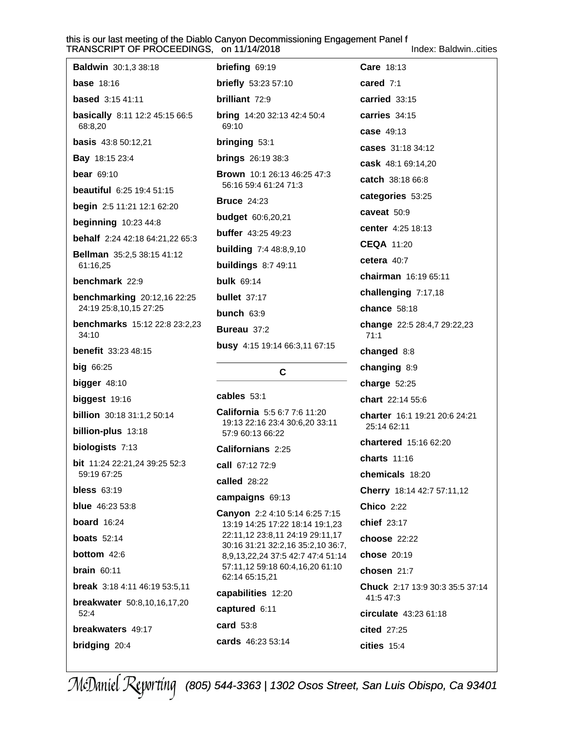**Baldwin** 30:1,3 38:18

**base** 18:16

**based** 3:15 41:11

**basically** 8:11 12:2 45:15 66:5 68:8,20

**basis** 43:8 50:12,21

**Bay** 18:15 23:4

**bear** 69:10

**beautiful** 6:25 19:4 51:15

**begin** 2:5 11:21 12:1 62:20

**beginning** 10:23 44:8

**behalf** 2:24 42:18 64:21,22 65:3

**Bellman** 35:2,5 38:15 41:12 61:16,25

**benchmark** 22:9

**benchmarking** 20:12,16 22:25 24:19 25:8,10,15 27:25

**benchmarks** 15:12 22:8 23:2,23 34:10

**benefit** 33:23 48:15

**big** 66:25

**bigger** 48:10

**biggest** 19:16

**billion** 30:18 31:1,2 50:14

**billion-plus** 13:18

**biologists** 7:13

**bit** 11:24 22:21,24 39:25 52:3 59:19 67:25

**bless** 63:19

**blue** 46:23 53:8

**board** 16:24

**boats** 52:14

**bottom** 42:6

**brain** 60:11

**break** 3:18 4:11 46:19 53:5,11

**breakwater** 50:8,10,16,17,20 52:4

**breakwaters** 49:17

**bridging** 20:4

**briefing** 69:19

**briefly** 53:23 57:10

**brilliant** 72:9

**bring** 14:20 32:13 42:4 50:4 69:10

**bringing** 53:1

**brings** 26:19 38:3

**Brown** 10:1 26:13 46:25 47:3 56:16 59:4 61:24 71:3

**Bruce** 24:23

**budget** 60:6,20,21

**buffer** 43:25 49:23

**building** 7:4 48:8,9,10

**buildings** 8:7 49:11

**bulk** 69:14

**bullet** 37:17

**bunch** 63:9

**Bureau** 37:2

**busy** 4:15 19:14 66:3,11 67:15

## C

**cables** 53:1

**California** 5:5 6:7 7:6 11:20 19:13 22:16 23:4 30:6,20 33:11 57:9 60:13 66:22

**Californians** 2:25

**call** 67:12 72:9

**called** 28:22

**campaigns** 69:13

**Canyon** 2:2 4:10 5:14 6:25 7:15 13:19 14:25 17:22 18:14 19:1,23 22:11,12 23:8,11 24:19 29:11,17 30:16 31:21 32:2,16 35:2,10 36:7,8,9,13,22,24 37:5 42:7 47:4 51:14 57:11,12 59:18 60:4,16,20 61:10 62:14 65:15,21

**capabilities** 12:20

**captured** 6:11

**card** 53:8

**cards** 46:23 53:14

**Care** 18:13

**cared** 7:1

**carried** 33:15

**carries** 34:15

**case** 49:13

**cases** 31:18 34:12

**cask** 48:1 69:14,20

**catch** 38:18 66:8

**categories** 53:25

**caveat** 50:9

**center** 4:25 18:13

**CEQA** 11:20

**cetera** 40:7

**chairman** 16:19 65:11

**challenging** 7:17,18

**chance** 58:18

**change** 22:5 28:4,7 29:22,23 71:1

**changed** 8:8

**changing** 8:9

**charge** 52:25

**chart** 22:14 55:6

**charter** 16:1 19:21 20:6 24:21 25:14 62:11

**chartered** 15:16 62:20

**charts** 11:16

**chemicals** 18:20

**Cherry** 18:14 42:7 57:11,12

**Chico** 2:22

**chief** 23:17

**choose** 22:22

**chose** 20:19

**chosen** 21:7

**Chuck** 2:17 13:9 30:3 35:5 37:14 41:5 47:3

**circulate** 43:23 61:18

**cited** 27:25

**cities** 15:4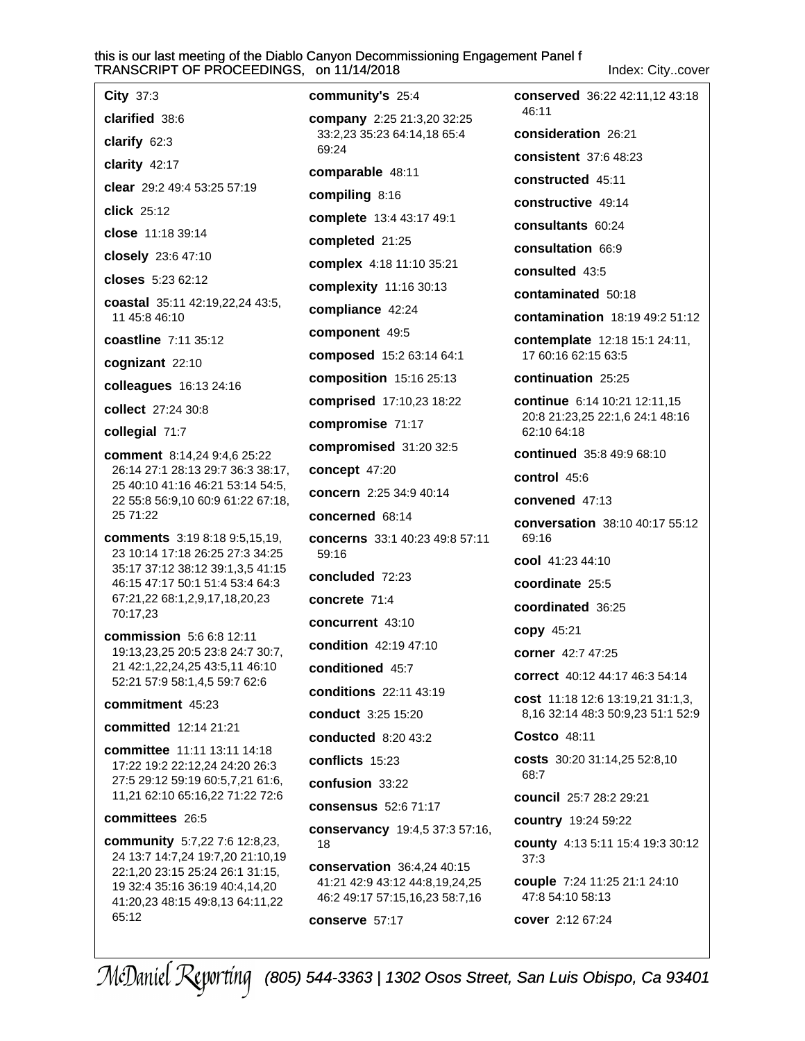**City** 37:3

**clarified** 38:6

**clarify** 62:3

**clarity** 42:17

**clear** 29:2 49:4 53:25 57:19

**click** 25:12

**close** 11:18 39:14

**closely** 23:6 47:10

**closes** 5:23 62:12

**coastal** 35:11 42:19,22,24 43:5, 11 45:8 46:10

**coastline** 7:11 35:12

**cognizant** 22:10

**colleagues** 16:13 24:16

**collect** 27:24 30:8

**collegial** 71:7

**comment** 8:14,24 9:4,6 25:22 26:14 27:1 28:13 29:7 36:3 38:17, 25 40:10 41:16 46:21 53:14 54:5, 22 55:8 56:9,10 60:9 61:22 67:18, 25 71:22

**comments** 3:19 8:18 9:5,15,19, 23 10:14 17:18 26:25 27:3 34:25 35:17 37:12 38:12 39:1,3,5 41:15 46:15 47:17 50:1 51:4 53:4 64:3 67:21,22 68:1,2,9,17,18,20,23 70:17,23

**commission** 5:6 6:8 12:11 19:13,23,25 20:5 23:8 24:7 30:7, 21 42:1,22,24,25 43:5,11 46:10 52:21 57:9 58:1,4,5 59:7 62:6

**commitment** 45:23

**committed** 12:14 21:21

**committee** 11:11 13:11 14:18 17:22 19:2 22:12,24 24:20 26:3 27:5 29:12 59:19 60:5,7,21 61:6, 11,21 62:10 65:16,22 71:22 72:6

**committees** 26:5

**community** 5:7,22 7:6 12:8,23, 24 13:7 14:7,24 19:7,20 21:10,19 22:1,20 23:15 25:24 26:1 31:15, 19 32:4 35:16 36:19 40:4,14,20 41:20,23 48:15 49:8,13 64:11,22 65:12

**community's** 25:4

**company** 2:25 21:3,20 32:25 33:2,23 35:23 64:14,18 65:4 69:24

**comparable** 48:11

**compiling** 8:16

**complete** 13:4 43:17 49:1

**completed** 21:25

**complex** 4:18 11:10 35:21

**complexity** 11:16 30:13

**compliance** 42:24

**component** 49:5

**composed** 15:2 63:14 64:1

**composition** 15:16 25:13

**comprised** 17:10,23 18:22

**compromise** 71:17

**compromised** 31:20 32:5

**concept** 47:20

**concern** 2:25 34:9 40:14

**concerned** 68:14

**concerns** 33:1 40:23 49:8 57:11 59:16

**concluded** 72:23

**concrete** 71:4

**concurrent** 43:10

**condition** 42:19 47:10

**conditioned** 45:7

**conditions** 22:11 43:19

**conduct** 3:25 15:20

**conducted** 8:20 43:2

**conflicts** 15:23

**confusion** 33:22

**consensus** 52:6 71:17

**conservancy** 19:4,5 37:3 57:16, 18

**conservation** 36:4,24 40:15 41:21 42:9 43:12 44:8,19,24,25 46:2 49:17 57:15,16,23 58:7,16

**conserve** 57:17

**conserved** 36:22 42:11,12 43:18 46:11

**consideration** 26:21

**consistent** 37:6 48:23

**constructed** 45:11

**constructive** 49:14

**consultants** 60:24

**consultation** 66:9

**consulted** 43:5

**contaminated** 50:18

**contamination** 18:19 49:2 51:12

**contemplate** 12:18 15:1 24:11, 17 60:16 62:15 63:5

**continuation** 25:25

**continue** 6:14 10:21 12:11,15 20:8 21:23,25 22:1,6 24:1 48:16 62:10 64:18

**continued** 35:8 49:9 68:10

**control** 45:6

**convened** 47:13

**conversation** 38:10 40:17 55:12 69:16

**cool** 41:23 44:10

**coordinate** 25:5

**coordinated** 36:25

**copy** 45:21

**corner** 42:7 47:25

**correct** 40:12 44:17 46:3 54:14

**cost** 11:18 12:6 13:19,21 31:1,3, 8,16 32:14 48:3 50:9,23 51:1 52:9

**Costco** 48:11

**costs** 30:20 31:14,25 52:8,10 68:7

**council** 25:7 28:2 29:21

**country** 19:24 59:22

**county** 4:13 5:11 15:4 19:3 30:12 37:3

**couple** 7:24 11:25 21:1 24:10 47:8 54:10 58:13

**cover** 2:12 67:24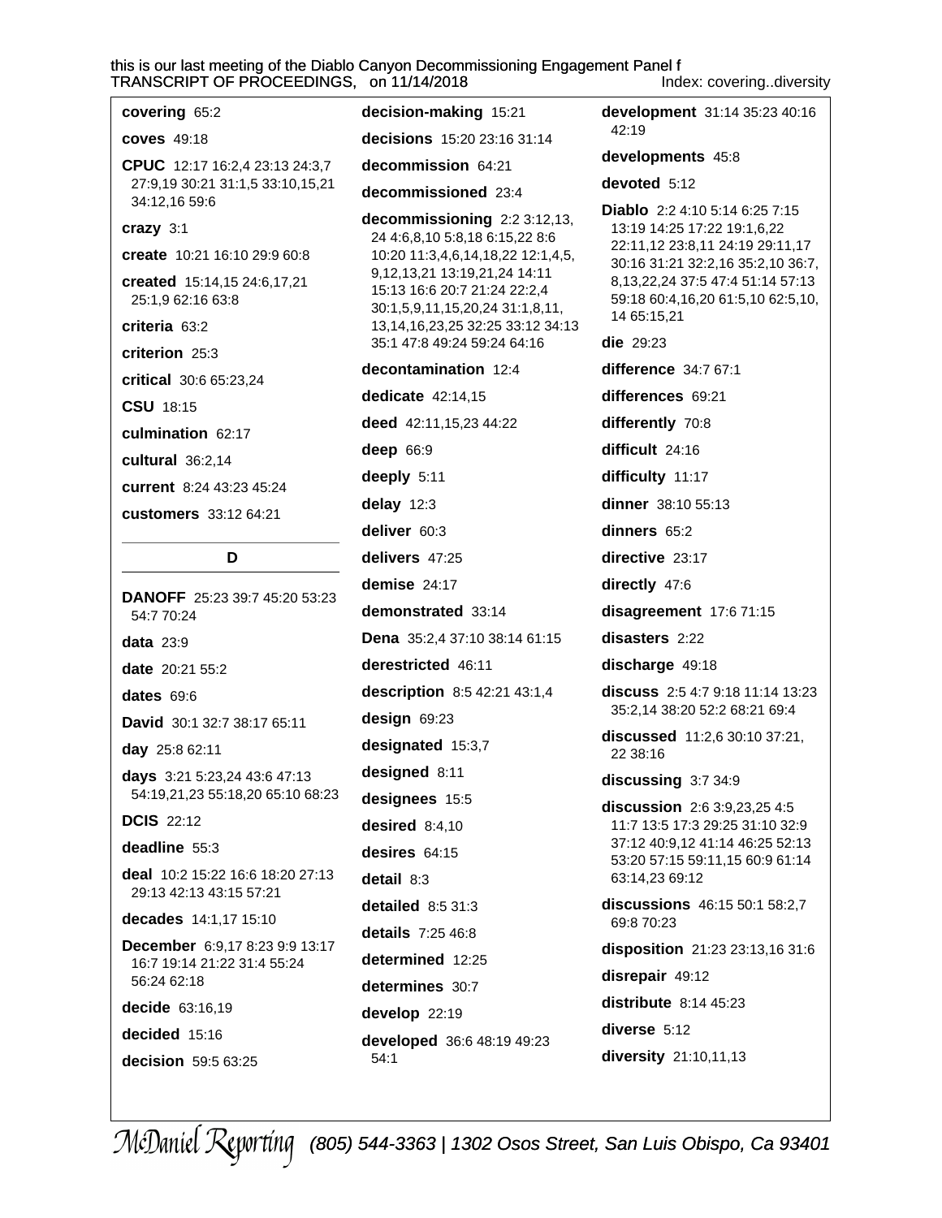**covering** 65:2

**coves** 49:18

**CPUC** 12:17 16:2,4 23:13 24:3,7 27:9,19 30:21 31:1,5 33:10,15,21 34:12,16 59:6

**crazy** 3:1

**create** 10:21 16:10 29:9 60:8

**created** 15:14,15 24:6,17,21 25:1,9 62:16 63:8

**criteria** 63:2

**criterion** 25:3

**critical** 30:6 65:23,24

**CSU** 18:15

**culmination** 62:17

**cultural** 36:2,14

**current** 8:24 43:23 45:24

**customers** 33:12 64:21

## D

**DANOFF** 25:23 39:7 45:20 53:23 54:7 70:24

**data** 23:9

**date** 20:21 55:2

**dates** 69:6

**David** 30:1 32:7 38:17 65:11

**day** 25:8 62:11

**days** 3:21 5:23,24 43:6 47:13 54:19,21,23 55:18,20 65:10 68:23

**DCIS** 22:12

**deadline** 55:3

**deal** 10:2 15:22 16:6 18:20 27:13 29:13 42:13 43:15 57:21

**decades** 14:1,17 15:10

**December** 6:9,17 8:23 9:9 13:17 16:7 19:14 21:22 31:4 55:24 56:24 62:18

**decide** 63:16,19

**decided** 15:16

**decision** 59:5 63:25

**decision-making** 15:21

**decisions** 15:20 23:16 31:14

**decommission** 64:21

**decommissioned** 23:4

**decommissioning** 2:2 3:12,13, 24 4:6,8,10 5:8,18 6:15,22 8:6 10:20 11:3,4,6,14,18,22 12:1,4,5, 9,12,13,21 13:19,21,24 14:11 15:13 16:6 20:7 21:24 22:2,4 30:1,5,9,11,15,20,24 31:1,8,11, 13,14,16,23,25 32:25 33:12 34:13 35:1 47:8 49:24 59:24 64:16

**decontamination** 12:4

**dedicate** 42:14,15

**deed** 42:11,15,23 44:22

**deep** 66:9

**deeply** 5:11

**delay** 12:3

**deliver** 60:3

**delivers** 47:25

**demise** 24:17

**demonstrated** 33:14

**Dena** 35:2,4 37:10 38:14 61:15

**derestricted** 46:11

**description** 8:5 42:21 43:1,4

**design** 69:23

**designated** 15:3,7

**designed** 8:11

**designees** 15:5

**desired** 8:4,10

**desires** 64:15

**detail** 8:3

**detailed** 8:5 31:3

**details** 7:25 46:8

**determined** 12:25

**determines** 30:7

**develop** 22:19

**developed** 36:6 48:19 49:23 54:1

**development** 31:14 35:23 40:16 42:19

**developments** 45:8

**devoted** 5:12

**Diablo** 2:2 4:10 5:14 6:25 7:15 13:19 14:25 17:22 19:1,6,22 22:11,12 23:8,11 24:19 29:11,17 30:16 31:21 32:2,16 35:2,10 36:7, 8,13,22,24 37:5 47:4 51:14 57:13 59:18 60:4,16,20 61:5,10 62:5,10, 14 65:15,21

**die** 29:23

**difference** 34:7 67:1

**differences** 69:21

**differently** 70:8

**difficult** 24:16

**difficulty** 11:17

**dinner** 38:10 55:13

**dinners** 65:2

**directive** 23:17

**directly** 47:6

**disagreement** 17:6 71:15

**disasters** 2:22

**discharge** 49:18

**discuss** 2:5 4:7 9:18 11:14 13:23 35:2,14 38:20 52:2 68:21 69:4

**discussed** 11:2,6 30:10 37:21, 22 38:16

**discussing** 3:7 34:9

**discussion** 2:6 3:9,23,25 4:5 11:7 13:5 17:3 29:25 31:10 32:9 37:12 40:9,12 41:14 46:25 52:13 53:20 57:15 59:11,15 60:9 61:14 63:14,23 69:12

**discussions** 46:15 50:1 58:2,7 69:8 70:23

**disposition** 21:23 23:13,16 31:6

**disrepair** 49:12

**distribute** 8:14 45:23

**diverse** 5:12

**diversity** 21:10,11,13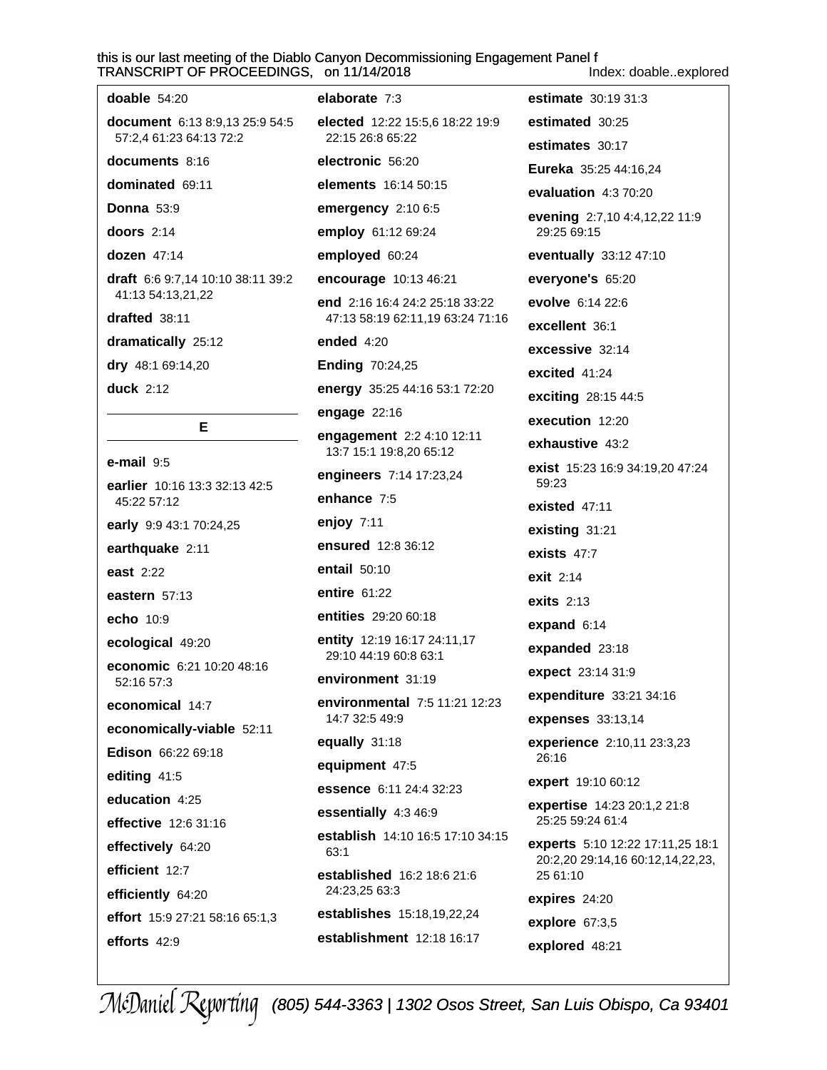**doable** 54:20

**document** 6:13 8:9,13 25:9 54:5 57:2,4 61:23 64:13 72:2

**documents** 8:16

**dominated** 69:11

**Donna** 53:9

**doors** 2:14

**dozen** 47:14

**draft** 6:6 9:7,14 10:10 38:11 39:2 41:13 54:13,21,22

**drafted** 38:11

**dramatically** 25:12

**dry** 48:1 69:14,20

**duck** 2:12

## E

**e-mail** 9:5

**earlier** 10:16 13:3 32:13 42:5 45:22 57:12

**early** 9:9 43:1 70:24,25

**earthquake** 2:11

**east** 2:22

**eastern** 57:13

**echo** 10:9

**ecological** 49:20

**economic** 6:21 10:20 48:16 52:16 57:3

**economical** 14:7

**economically-viable** 52:11

**Edison** 66:22 69:18

**editing** 41:5

**education** 4:25

**effective** 12:6 31:16

**effectively** 64:20

**efficient** 12:7

**efficiently** 64:20

**effort** 15:9 27:21 58:16 65:1,3

**efforts** 42:9

**elaborate** 7:3

**elected** 12:22 15:5,6 18:22 19:9 22:15 26:8 65:22

**electronic** 56:20

**elements** 16:14 50:15

**emergency** 2:10 6:5

**employ** 61:12 69:24

**employed** 60:24

**encourage** 10:13 46:21

**end** 2:16 16:4 24:2 25:18 33:22 47:13 58:19 62:11,19 63:24 71:16

**ended** 4:20

**Ending** 70:24,25

**energy** 35:25 44:16 53:1 72:20

**engage** 22:16

**engagement** 2:2 4:10 12:11 13:7 15:1 19:8,20 65:12

**engineers** 7:14 17:23,24

**enhance** 7:5

**enjoy** 7:11

**ensured** 12:8 36:12

**entail** 50:10

**entire** 61:22

**entities** 29:20 60:18

**entity** 12:19 16:17 24:11,17 29:10 44:19 60:8 63:1

**environment** 31:19

**environmental** 7:5 11:21 12:23 14:7 32:5 49:9

**equally** 31:18

**equipment** 47:5

**essence** 6:11 24:4 32:23

**essentially** 4:3 46:9

**establish** 14:10 16:5 17:10 34:15 63:1

**established** 16:2 18:6 21:6 24:23,25 63:3

**establishes** 15:18,19,22,24

**establishment** 12:18 16:17

**estimate** 30:19 31:3

**estimated** 30:25

**estimates** 30:17

**Eureka** 35:25 44:16,24

**evaluation** 4:3 70:20

**evening** 2:7,10 4:4,12,22 11:9 29:25 69:15

**eventually** 33:12 47:10

**everyone's** 65:20

**evolve** 6:14 22:6

**excellent** 36:1

**excessive** 32:14

**excited** 41:24

**exciting** 28:15 44:5

**execution** 12:20

**exhaustive** 43:2

**exist** 15:23 16:9 34:19,20 47:24 59:23

**existed** 47:11

**existing** 31:21

**exists** 47:7

**exit** 2:14

**exits** 2:13

**expand** 6:14

**expanded** 23:18

**expect** 23:14 31:9

**expenditure** 33:21 34:16

**expenses** 33:13,14

**experience** 2:10,11 23:3,23 26:16

**expert** 19:10 60:12

**expertise** 14:23 20:1,2 21:8 25:25 59:24 61:4

**experts** 5:10 12:22 17:11,25 18:1 20:2,20 29:14,16 60:12,14,22,23, 25 61:10

**expires** 24:20

**explore** 67:3,5

**explored** 48:21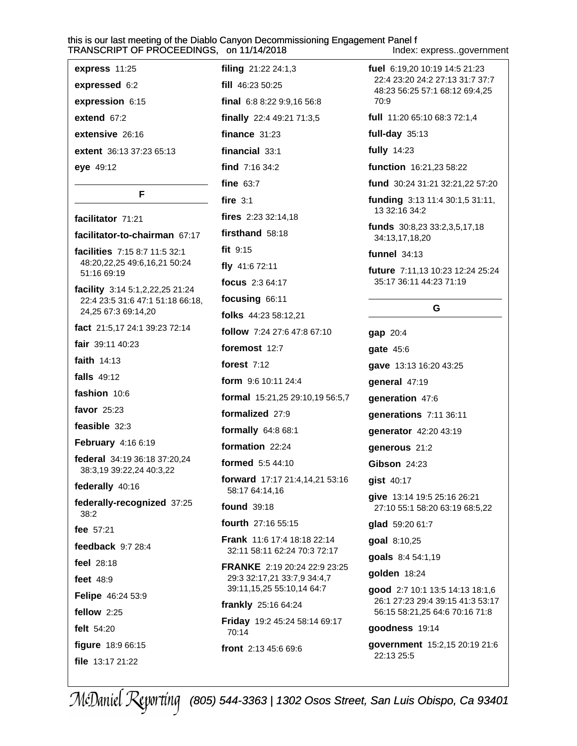**express** 11:25

**expressed** 6:2

**expression** 6:15

**extend** 67:2

**extensive** 26:16

**extent** 36:13 37:23 65:13

**eye** 49:12

## F

**facilitator** 71:21

**facilitator-to-chairman** 67:17

**facilities** 7:15 8:7 11:5 32:1 48:20,22,25 49:6,16,21 50:24 51:16 69:19

**facility** 3:14 5:1,2,22,25 21:24 22:4 23:5 31:6 47:1 51:18 66:18, 24,25 67:3 69:14,20

**fact** 21:5,17 24:1 39:23 72:14

**fair** 39:11 40:23

**faith** 14:13

**falls** 49:12

**fashion** 10:6

**favor** 25:23

**feasible** 32:3

**February** 4:16 6:19

**federal** 34:19 36:18 37:20,24 38:3,19 39:22,24 40:3,22

**federally** 40:16

**federally-recognized** 37:25 38:2

**fee** 57:21

**feedback** 9:7 28:4

**feel** 28:18

**feet** 48:9

**Felipe** 46:24 53:9

**fellow** 2:25

**felt** 54:20

**figure** 18:9 66:15

**file** 13:17 21:22

**filing** 21:22 24:1,3

**fill** 46:23 50:25

**final** 6:8 8:22 9:9,16 56:8

**finally** 22:4 49:21 71:3,5

**finance** 31:23

**financial** 33:1

**find** 7:16 34:2

**fine** 63:7

**fire** 3:1

**fires** 2:23 32:14,18

**firsthand** 58:18

**fit** 9:15

**fly** 41:6 72:11

**focus** 2:3 64:17

**focusing** 66:11

**folks** 44:23 58:12,21

**follow** 7:24 27:6 47:8 67:10

**foremost** 12:7

**forest** 7:12

**form** 9:6 10:11 24:4

**formal** 15:21,25 29:10,19 56:5,7

**formalized** 27:9

**formally** 64:8 68:1

**formation** 22:24

**formed** 5:5 44:10

**forward** 17:17 21:4,14,21 53:16 58:17 64:14,16

**found** 39:18

**fourth** 27:16 55:15

**Frank** 11:6 17:4 18:18 22:14 32:11 58:11 62:24 70:3 72:17

**FRANKE** 2:19 20:24 22:9 23:25 29:3 32:17,21 33:7,9 34:4,7 39:11,15,25 55:10,14 64:7

**frankly** 25:16 64:24

**Friday** 19:2 45:24 58:14 69:17 70:14

**front** 2:13 45:6 69:6

**fuel** 6:19,20 10:19 14:5 21:23 22:4 23:20 24:2 27:13 31:7 37:7 48:23 56:25 57:1 68:12 69:4,25 70:9

**full** 11:20 65:10 68:3 72:1,4

**full-day** 35:13

**fully** 14:23

**function** 16:21,23 58:22

**fund** 30:24 31:21 32:21,22 57:20

**funding** 3:13 11:4 30:1,5 31:11, 13 32:16 34:2

**funds** 30:8,23 33:2,3,5,17,18 34:13,17,18,20

**funnel** 34:13

**future** 7:11,13 10:23 12:24 25:24 35:17 36:11 44:23 71:19

## G

**gap** 20:4

**gate** 45:6

**gave** 13:13 16:20 43:25

**general** 47:19

**generation** 47:6

**generations** 7:11 36:11

**generator** 42:20 43:19

**generous** 21:2

**Gibson** 24:23

**gist** 40:17

**give** 13:14 19:5 25:16 26:21 27:10 55:1 58:20 63:19 68:5,22

**glad** 59:20 61:7

**goal** 8:10,25

**goals** 8:4 54:1,19

**golden** 18:24

**good** 2:7 10:1 13:5 14:13 18:1,6 26:1 27:23 29:4 39:15 41:3 53:17 56:15 58:21,25 64:6 70:16 71:8

**goodness** 19:14

**government** 15:2,15 20:19 21:6 22:13 25:5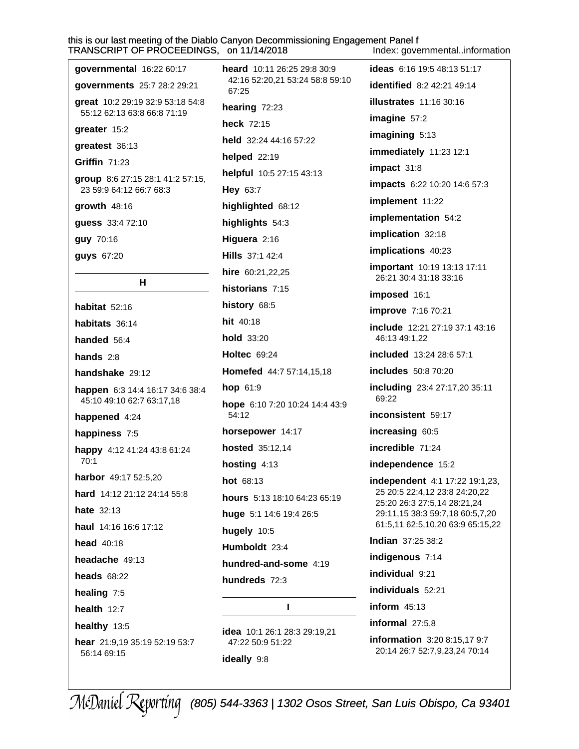**governmental** 16:22 60:17

**governments** 25:7 28:2 29:21

**great** 10:2 29:19 32:9 53:18 54:8 55:12 62:13 63:8 66:8 71:19

**greater** 15:2

**greatest** 36:13

**Griffin** 71:23

**group** 8:6 27:15 28:1 41:2 57:15, 23 59:9 64:12 66:7 68:3

**growth** 48:16

**guess** 33:4 72:10

**guy** 70:16

**guys** 67:20

## H

**habitat** 52:16

**habitats** 36:14

**handed** 56:4

**hands** 2:8

**handshake** 29:12

**happen** 6:3 14:4 16:17 34:6 38:4 45:10 49:10 62:7 63:17,18

**happened** 4:24

**happiness** 7:5

**happy** 4:12 41:24 43:8 61:24 70:1

**harbor** 49:17 52:5,20

**hard** 14:12 21:12 24:14 55:8

**hate** 32:13

**haul** 14:16 16:6 17:12

**head** 40:18

**headache** 49:13

**heads** 68:22

**healing** 7:5

**health** 12:7

**healthy** 13:5

**hear** 21:9,19 35:19 52:19 53:7 56:14 69:15

**heard** 10:11 26:25 29:8 30:9 42:16 52:20,21 53:24 58:8 59:10 67:25

**hearing** 72:23

**heck** 72:15

**held** 32:24 44:16 57:22

**helped** 22:19

**helpful** 10:5 27:15 43:13

**Hey** 63:7

**highlighted** 68:12

**highlights** 54:3

**Higuera** 2:16

**Hills** 37:1 42:4

**hire** 60:21,22,25

**historians** 7:15

**history** 68:5

**hit** 40:18

**hold** 33:20

**Holtec** 69:24

**Homefed** 44:7 57:14,15,18

**hop** 61:9

**hope** 6:10 7:20 10:24 14:4 43:9 54:12

**horsepower** 14:17

**hosted** 35:12,14

**hosting** 4:13

**hot** 68:13

**hours** 5:13 18:10 64:23 65:19

**huge** 5:1 14:6 19:4 26:5

**hugely** 10:5

**Humboldt** 23:4

**hundred-and-some** 4:19

**hundreds** 72:3

## I

**idea** 10:1 26:1 28:3 29:19,21 47:22 50:9 51:22

**ideally** 9:8

**ideas** 6:16 19:5 48:13 51:17

**identified** 8:2 42:21 49:14

**illustrates** 11:16 30:16

**imagine** 57:2

**imagining** 5:13

**immediately** 11:23 12:1

**impact** 31:8

**impacts** 6:22 10:20 14:6 57:3

**implement** 11:22

**implementation** 54:2

**implication** 32:18

**implications** 40:23

**important** 10:19 13:13 17:11 26:21 30:4 31:18 33:16

**imposed** 16:1

**improve** 7:16 70:21

**include** 12:21 27:19 37:1 43:16 46:13 49:1,22

**included** 13:24 28:6 57:1

**includes** 50:8 70:20

**including** 23:4 27:17,20 35:11 69:22

**inconsistent** 59:17

**increasing** 60:5

**incredible** 71:24

**independence** 15:2

**independent** 4:1 17:22 19:1,23, 25 20:5 22:4,12 23:8 24:20,22 25:20 26:3 27:5,14 28:21,24 29:11,15 38:3 59:7,18 60:5,7,20 61:5,11 62:5,10,20 63:9 65:15,22

**Indian** 37:25 38:2

**indigenous** 7:14

**individual** 9:21

**individuals** 52:21

**inform** 45:13

**informal** 27:5,8

**information** 3:20 8:15,17 9:7 20:14 26:7 52:7,9,23,24 70:14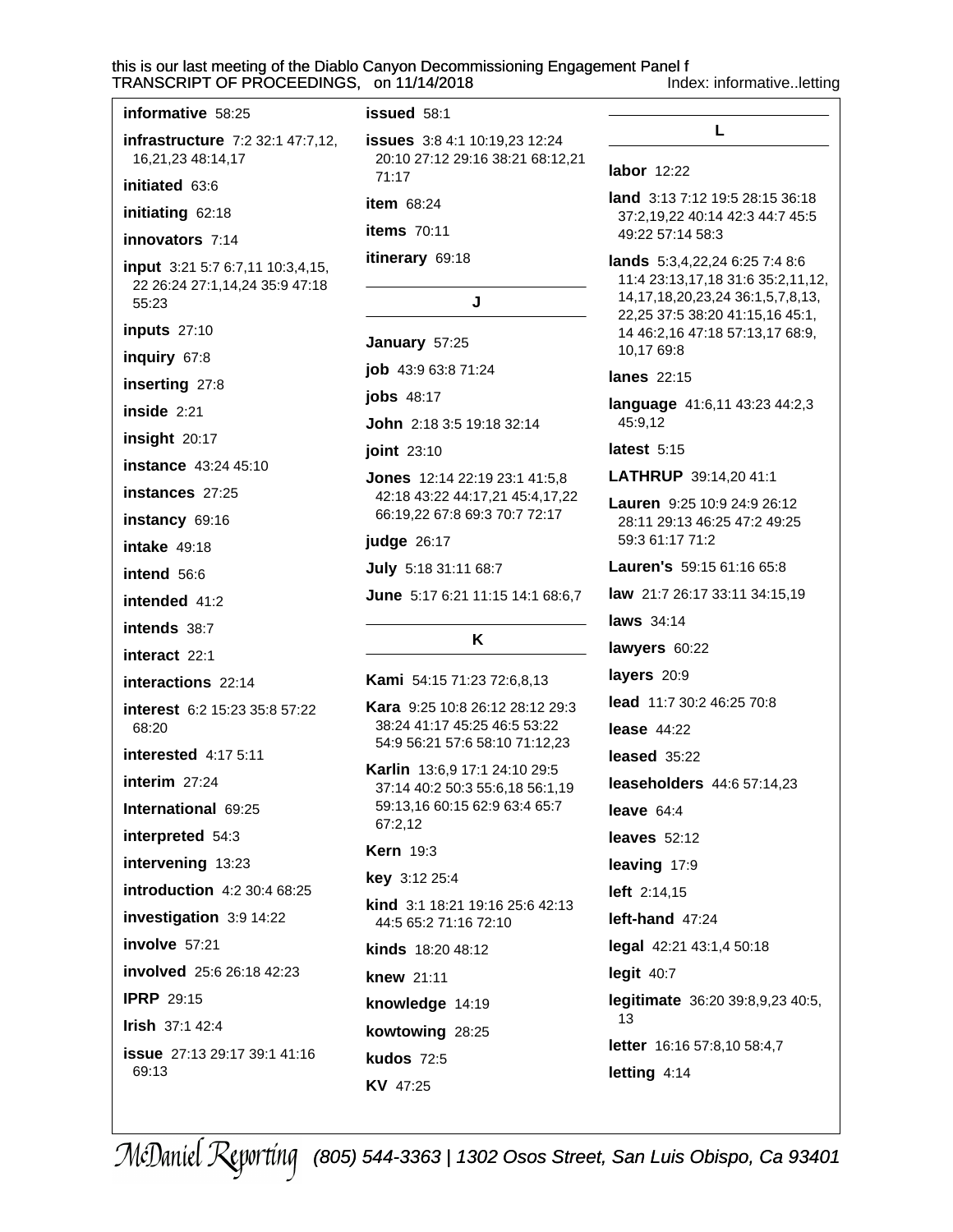**informative** 58:25

**infrastructure** 7:2 32:1 47:7,12, 16,21,23 48:14,17

**initiated** 63:6

**initiating** 62:18

**innovators** 7:14

**input** 3:21 5:7 6:7,11 10:3,4,15, 22 26:24 27:1,14,24 35:9 47:18 55:23

**inputs** 27:10

**inquiry** 67:8

**inserting** 27:8

**inside** 2:21

**insight** 20:17

**instance** 43:24 45:10

**instances** 27:25

**instancy** 69:16

**intake** 49:18

**intend** 56:6

**intended** 41:2

**intends** 38:7

**interact** 22:1

**interactions** 22:14

**interest** 6:2 15:23 35:8 57:22 68:20

**interested** 4:17 5:11

**interim** 27:24

**International** 69:25

**interpreted** 54:3

**intervening** 13:23

**introduction** 4:2 30:4 68:25

**investigation** 3:9 14:22

**involve** 57:21

**involved** 25:6 26:18 42:23

**IPRP** 29:15

**Irish** 37:1 42:4

**issue** 27:13 29:17 39:1 41:16 69:13

**issued** 58:1

**issues** 3:8 4:1 10:19,23 12:24 20:10 27:12 29:16 38:21 68:12,21 71:17

**item** 68:24

**items** 70:11

**itinerary** 69:18

## J

**January** 57:25

**job** 43:9 63:8 71:24

**jobs** 48:17

**John** 2:18 3:5 19:18 32:14

**joint** 23:10

**Jones** 12:14 22:19 23:1 41:5,8 42:18 43:22 44:17,21 45:4,17,22 66:19,22 67:8 69:3 70:7 72:17

**judge** 26:17

**July** 5:18 31:11 68:7

**June** 5:17 6:21 11:15 14:1 68:6,7

## K

**Kami** 54:15 71:23 72:6,8,13

**Kara** 9:25 10:8 26:12 28:12 29:3 38:24 41:17 45:25 46:5 53:22 54:9 56:21 57:6 58:10 71:12,23

**Karlin** 13:6,9 17:1 24:10 29:5 37:14 40:2 50:3 55:6,18 56:1,19 59:13,16 60:15 62:9 63:4 65:7 67:2,12

**Kern** 19:3

**key** 3:12 25:4

**kind** 3:1 18:21 19:16 25:6 42:13 44:5 65:2 71:16 72:10

**kinds** 18:20 48:12

**knew** 21:11

**knowledge** 14:19

**kowtowing** 28:25

**kudos** 72:5

**KV** 47:25

## L

**labor** 12:22

**land** 3:13 7:12 19:5 28:15 36:18 37:2,19,22 40:14 42:3 44:7 45:5 49:22 57:14 58:3

**lands** 5:3,4,22,24 6:25 7:4 8:6 11:4 23:13,17,18 31:6 35:2,11,12, 14,17,18,20,23,24 36:1,5,7,8,13, 22,25 37:5 38:20 41:15,16 45:1, 14 46:2,16 47:18 57:13,17 68:9, 10,17 69:8

**lanes** 22:15

**language** 41:6,11 43:23 44:2,3 45:9,12

**latest** 5:15

**LATHRUP** 39:14,20 41:1

**Lauren** 9:25 10:9 24:9 26:12 28:11 29:13 46:25 47:2 49:25 59:3 61:17 71:2

**Lauren's** 59:15 61:16 65:8

**law** 21:7 26:17 33:11 34:15,19

**laws** 34:14

**lawyers** 60:22

**layers** 20:9

**lead** 11:7 30:2 46:25 70:8

**lease** 44:22

**leased** 35:22

**leaseholders** 44:6 57:14,23

**leave** 64:4

**leaves** 52:12

**leaving** 17:9

**left** 2:14,15

**left-hand** 47:24

**legal** 42:21 43:1,4 50:18

**legit** 40:7

**legitimate** 36:20 39:8,9,23 40:5, 13

**letter** 16:16 57:8,10 58:4,7

**letting** 4:14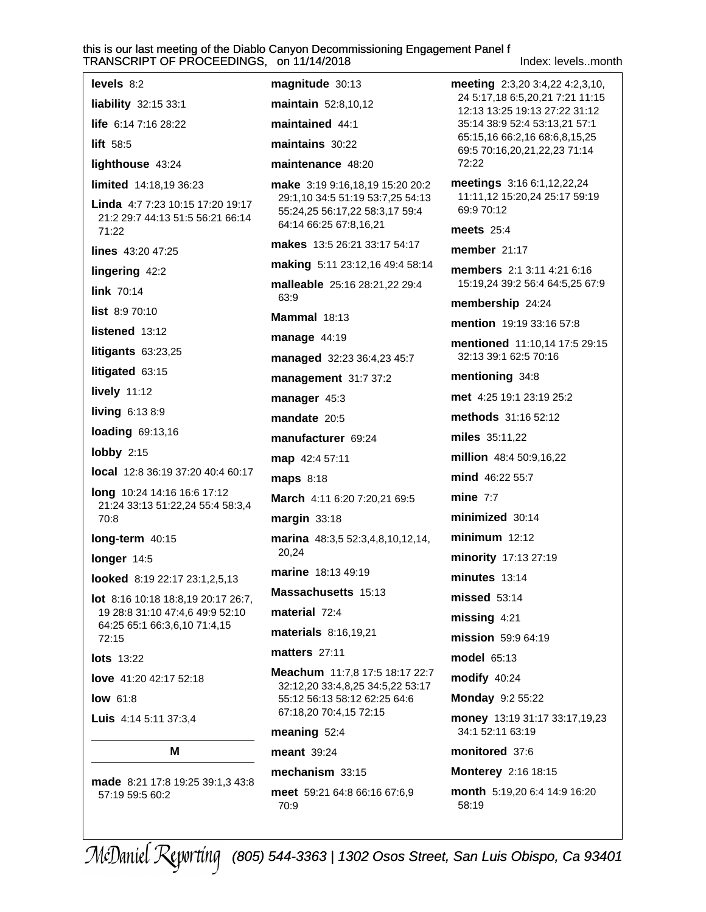**levels** 8:2

**liability** 32:15 33:1

**life** 6:14 7:16 28:22

**lift** 58:5

**lighthouse** 43:24

**limited** 14:18,19 36:23

**Linda** 4:7 7:23 10:15 17:20 19:17 21:2 29:7 44:13 51:5 56:21 66:14 71:22

**lines** 43:20 47:25

**lingering** 42:2

**link** 70:14

**list** 8:9 70:10

**listened** 13:12

**litigants** 63:23,25

**litigated** 63:15

**lively** 11:12

**living** 6:13 8:9

**loading** 69:13,16

**lobby** 2:15

**local** 12:8 36:19 37:20 40:4 60:17

**long** 10:24 14:16 16:6 17:12 21:24 33:13 51:22,24 55:4 58:3,4 70:8

**long-term** 40:15

**longer** 14:5

**looked** 8:19 22:17 23:1,2,5,13

**lot** 8:16 10:18 18:8,19 20:17 26:7, 19 28:8 31:10 47:4,6 49:9 52:10 64:25 65:1 66:3,6,10 71:4,15 72:15

**lots** 13:22

**love** 41:20 42:17 52:18

**low** 61:8

**Luis** 4:14 5:11 37:3,4

## M

**made** 8:21 17:8 19:25 39:1,3 43:8 57:19 59:5 60:2

**magnitude** 30:13

**maintain** 52:8,10,12

**maintained** 44:1

**maintains** 30:22

**maintenance** 48:20

**make** 3:19 9:16,18,19 15:20 20:2 29:1,10 34:5 51:19 53:7,25 54:13 55:24,25 56:17,22 58:3,17 59:4 64:14 66:25 67:8,16,21

**makes** 13:5 26:21 33:17 54:17

**making** 5:11 23:12,16 49:4 58:14

**malleable** 25:16 28:21,22 29:4 63:9

**Mammal** 18:13

**manage** 44:19

**managed** 32:23 36:4,23 45:7

**management** 31:7 37:2

**manager** 45:3

**mandate** 20:5

**manufacturer** 69:24

**map** 42:4 57:11

**maps** 8:18

**March** 4:11 6:20 7:20,21 69:5

**margin** 33:18

**marina** 48:3,5 52:3,4,8,10,12,14, 20,24

**marine** 18:13 49:19

**Massachusetts** 15:13

**material** 72:4

**materials** 8:16,19,21

**matters** 27:11

**Meachum** 11:7,8 17:5 18:17 22:7 32:12,20 33:4,8,25 34:5,22 53:17 55:12 56:13 58:12 62:25 64:6 67:18,20 70:4,15 72:15

**meaning** 52:4

**meant** 39:24

**mechanism** 33:15

**meet** 59:21 64:8 66:16 67:6,9 70:9

**meeting** 2:3,20 3:4,22 4:2,3,10, 24 5:17,18 6:5,20,21 7:21 11:15 12:13 13:25 19:13 27:22 31:12 35:14 38:9 52:4 53:13,21 57:1 65:15,16 66:2,16 68:6,8,15,25 69:5 70:16,20,21,22,23 71:14 72:22

**meetings** 3:16 6:1,12,22,24 11:11,12 15:20,24 25:17 59:19 69:9 70:12

**meets** 25:4

**member** 21:17

**members** 2:1 3:11 4:21 6:16 15:19,24 39:2 56:4 64:5,25 67:9

**membership** 24:24

**mention** 19:19 33:16 57:8

**mentioned** 11:10,14 17:5 29:15 32:13 39:1 62:5 70:16

**mentioning** 34:8

**met** 4:25 19:1 23:19 25:2

**methods** 31:16 52:12

**miles** 35:11,22

**million** 48:4 50:9,16,22

**mind** 46:22 55:7

**mine** 7:7

**minimized** 30:14

**minimum** 12:12

**minority** 17:13 27:19

**minutes** 13:14

**missed** 53:14

**missing** 4:21

**mission** 59:9 64:19

**model** 65:13

**modify** 40:24

**Monday** 9:2 55:22

**money** 13:19 31:17 33:17,19,23 34:1 52:11 63:19

**monitored** 37:6

**Monterey** 2:16 18:15

**month** 5:19,20 6:4 14:9 16:20 58:19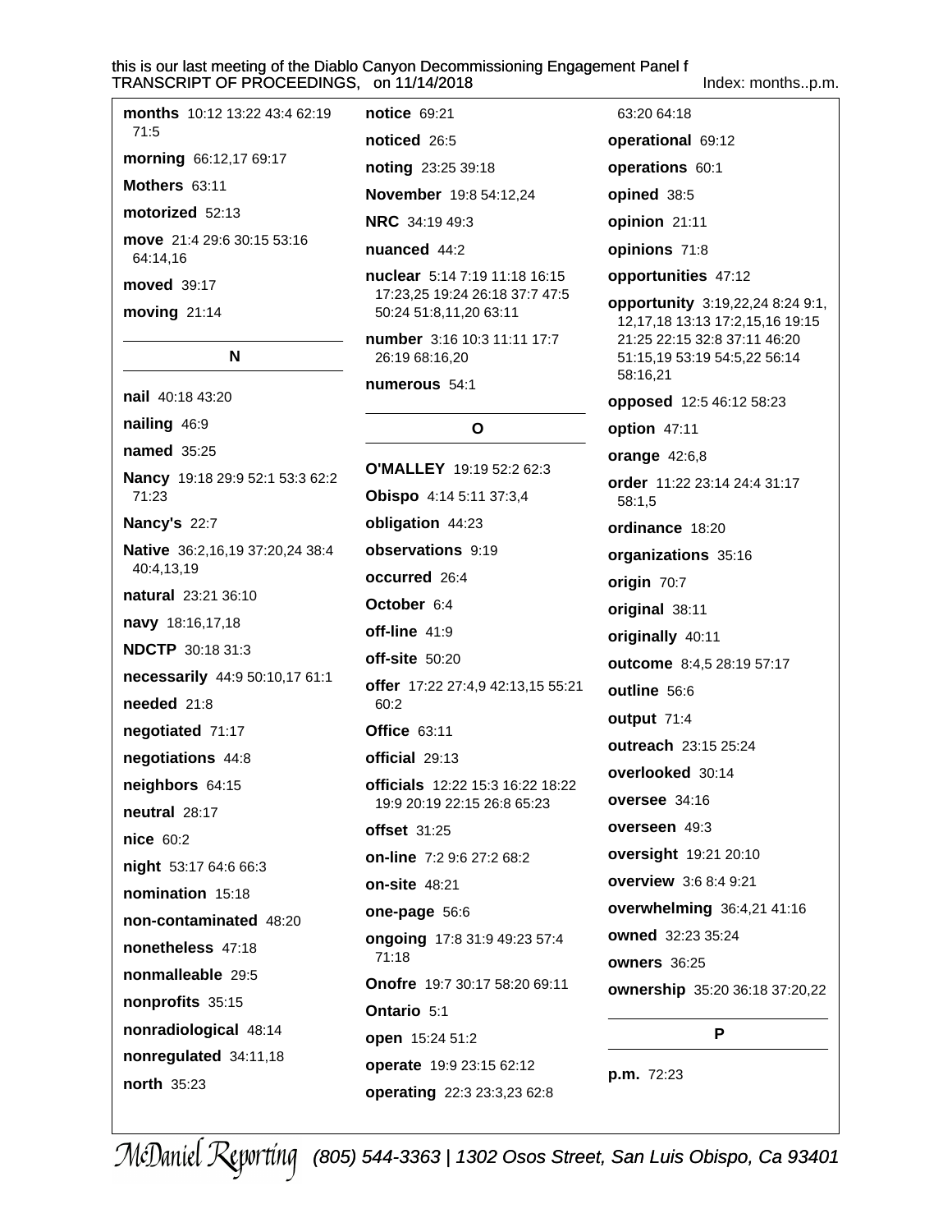**months** 10:12 13:22 43:4 62:19 71:5

**morning** 66:12,17 69:17

**Mothers** 63:11

**motorized** 52:13

**move** 21:4 29:6 30:15 53:16 64:14,16

**moved** 39:17

**moving** 21:14

## N

**nail** 40:18 43:20

**nailing** 46:9

**named** 35:25

**Nancy** 19:18 29:9 52:1 53:3 62:2 71:23

**Nancy's** 22:7

**Native** 36:2,16,19 37:20,24 38:4 40:4,13,19

**natural** 23:21 36:10

**navy** 18:16,17,18

**NDCTP** 30:18 31:3

**necessarily** 44:9 50:10,17 61:1

**needed** 21:8

**negotiated** 71:17

**negotiations** 44:8

**neighbors** 64:15

**neutral** 28:17

**nice** 60:2

**night** 53:17 64:6 66:3

**nomination** 15:18

**non-contaminated** 48:20

**nonetheless** 47:18

**nonmalleable** 29:5

**nonprofits** 35:15

**nonradiological** 48:14

**nonregulated** 34:11,18

**north** 35:23

**notice** 69:21

**noticed** 26:5

**noting** 23:25 39:18

**November** 19:8 54:12,24

**NRC** 34:19 49:3

**nuanced** 44:2

**nuclear** 5:14 7:19 11:18 16:15 17:23,25 19:24 26:18 37:7 47:5 50:24 51:8,11,20 63:11

**number** 3:16 10:3 11:11 17:7 26:19 68:16,20

**numerous** 54:1

## O

**O'MALLEY** 19:19 52:2 62:3

**Obispo** 4:14 5:11 37:3,4

**obligation** 44:23

**observations** 9:19

**occurred** 26:4

**October** 6:4

**off-line** 41:9

**off-site** 50:20

**offer** 17:22 27:4,9 42:13,15 55:21 60:2

**Office** 63:11

**official** 29:13

**officials** 12:22 15:3 16:22 18:22 19:9 20:19 22:15 26:8 65:23

**offset** 31:25

**on-line** 7:2 9:6 27:2 68:2

**on-site** 48:21

**one-page** 56:6

**ongoing** 17:8 31:9 49:23 57:4 71:18

**Onofre** 19:7 30:17 58:20 69:11

**Ontario** 5:1

**open** 15:24 51:2

**operate** 19:9 23:15 62:12

**operating** 22:3 23:3,23 62:8 63:20 64:18

**operational** 69:12

**operations** 60:1

**opined** 38:5

**opinion** 21:11

**opinions** 71:8

**opportunities** 47:12

**opportunity** 3:19,22,24 8:24 9:1, 12,17,18 13:13 17:2,15,16 19:15 21:25 22:15 32:8 37:11 46:20 51:15,19 53:19 54:5,22 56:14 58:16,21

**opposed** 12:5 46:12 58:23

**option** 47:11

**orange** 42:6,8

**order** 11:22 23:14 24:4 31:17 58:1,5

**ordinance** 18:20

**organizations** 35:16

**origin** 70:7

**original** 38:11

**originally** 40:11

**outcome** 8:4,5 28:19 57:17

**outline** 56:6

**output** 71:4

**outreach** 23:15 25:24

**overlooked** 30:14

**oversee** 34:16

**overseen** 49:3

**oversight** 19:21 20:10

**overview** 3:6 8:4 9:21

**overwhelming** 36:4,21 41:16

**owned** 32:23 35:24

**owners** 36:25

**ownership** 35:20 36:18 37:20,22

## P

**p.m.** 72:23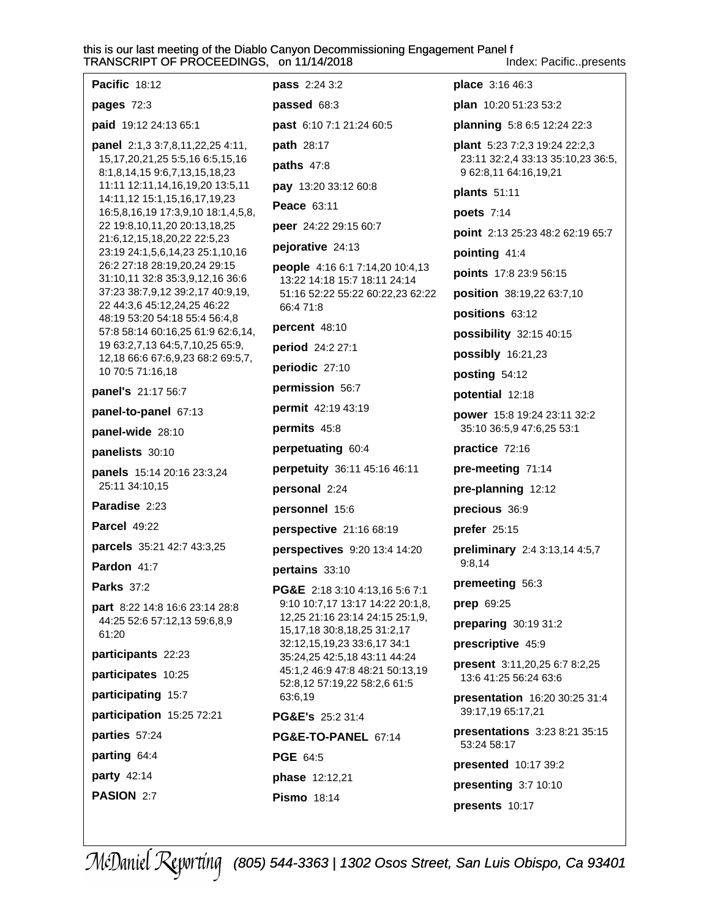**Pacific** 18:12

**pages** 72:3

**paid** 19:12 24:13 65:1

**panel** 2:1,3 3:7,8,11,22,25 4:11, 15,17,20,21,25 5:5,16 6:5,15,16 8:1,8,14,15 9:6,7,13,15,18,23 11:11 12:11,14,16,19,20 13:5,11 14:11,12 15:1,15,16,17,19,23 16:5,8,16,19 17:3,9,10 18:1,4,5,8, 22 19:8,10,11,20 20:13,18,25 21:6,12,15,18,20,22 22:5,23 23:19 24:1,5,6,14,23 25:1,10,16 26:2 27:18 28:19,20,24 29:15 31:10,11 32:8 35:3,9,12,16 36:6 37:23 38:7,9,12 39:2,17 40:9,19, 22 44:3,6 45:12,24,25 46:22 48:19 53:20 54:18 55:4 56:4,8 57:8 58:14 60:16,25 61:9 62:6,14, 19 63:2,7,13 64:5,7,10,25 65:9, 12,18 66:6 67:6,9,23 68:2 69:5,7, 10 70:5 71:16,18

**panel's** 21:17 56:7

**panel-to-panel** 67:13

**panel-wide** 28:10

**panelists** 30:10

**panels** 15:14 20:16 23:3,24 25:11 34:10,15

**Paradise** 2:23

**Parcel** 49:22

**parcels** 35:21 42:7 43:3,25

**Pardon** 41:7

**Parks** 37:2

**part** 8:22 14:8 16:6 23:14 28:8 44:25 52:6 57:12,13 59:6,8,9 61:20

**participants** 22:23

**participates** 10:25

**participating** 15:7

**participation** 15:25 72:21

**parties** 57:24

**parting** 64:4

**party** 42:14

**PASION** 2:7

**pass** 2:24 3:2

**passed** 68:3

**past** 6:10 7:1 21:24 60:5

**path** 28:17

**paths** 47:8

**pay** 13:20 33:12 60:8

**Peace** 63:11

**peer** 24:22 29:15 60:7

**pejorative** 24:13

**people** 4:16 6:1 7:14,20 10:4,13 13:22 14:18 15:7 18:11 24:14 51:16 52:22 55:22 60:22,23 62:22 66:4 71:8

**percent** 48:10

**period** 24:2 27:1

**periodic** 27:10

**permission** 56:7

**permit** 42:19 43:19

**permits** 45:8

**perpetuating** 60:4

**perpetuity** 36:11 45:16 46:11

**personal** 2:24

**personnel** 15:6

**perspective** 21:16 68:19

**perspectives** 9:20 13:4 14:20

**pertains** 33:10

**PG&E** 2:18 3:10 4:13,16 5:6 7:1 9:10 10:7,17 13:17 14:22 20:1,8, 12,25 21:16 23:14 24:15 25:1,9, 15,17,18 30:8,18,25 31:2,17 32:12,15,19,23 33:6,17 34:1 35:24,25 42:5,18 43:11 44:24 45:1,2 46:9 47:8 48:21 50:13,19 52:8,12 57:19,22 58:2,6 61:5 63:6,19

**PG&E's** 25:2 31:4

**PG&E-TO-PANEL** 67:14

**PGE** 64:5

**phase** 12:12,21

**Pismo** 18:14

**place** 3:16 46:3

**plan** 10:20 51:23 53:2

**planning** 5:8 6:5 12:24 22:3

**plant** 5:23 7:2,3 19:24 22:2,3 23:11 32:2,4 33:13 35:10,23 36:5, 9 62:8,11 64:16,19,21

**plants** 51:11

**poets** 7:14

**point** 2:13 25:23 48:2 62:19 65:7

**pointing** 41:4

**points** 17:8 23:9 56:15

**position** 38:19,22 63:7,10

**positions** 63:12

**possibility** 32:15 40:15

**possibly** 16:21,23

**posting** 54:12

**potential** 12:18

**power** 15:8 19:24 23:11 32:2 35:10 36:5,9 47:6,25 53:1

**practice** 72:16

**pre-meeting** 71:14

**pre-planning** 12:12

**precious** 36:9

**prefer** 25:15

**preliminary** 2:4 3:13,14 4:5,7 9:8,14

**premeeting** 56:3

**prep** 69:25

**preparing** 30:19 31:2

**prescriptive** 45:9

**present** 3:11,20,25 6:7 8:2,25 13:6 41:25 56:24 63:6

**presentation** 16:20 30:25 31:4 39:17,19 65:17,21

**presentations** 3:23 8:21 35:15 53:24 58:17

**presented** 10:17 39:2

**presenting** 3:7 10:10

**presents** 10:17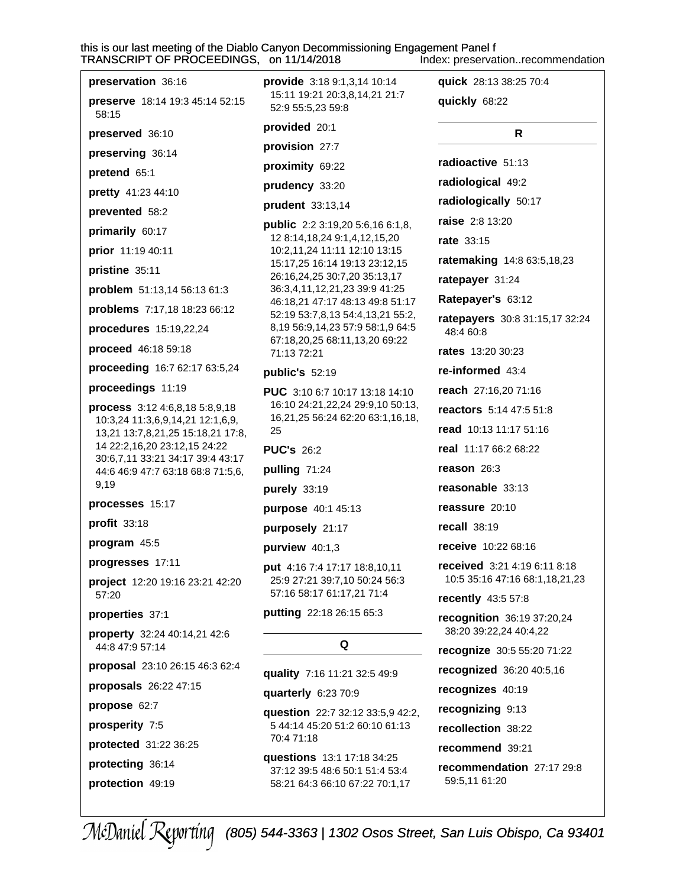**preservation** 36:16

**preserve** 18:14 19:3 45:14 52:15 58:15

**preserved** 36:10

**preserving** 36:14

**pretend** 65:1

**pretty** 41:23 44:10

**prevented** 58:2

**primarily** 60:17

**prior** 11:19 40:11

**pristine** 35:11

**problem** 51:13,14 56:13 61:3

**problems** 7:17,18 18:23 66:12

**procedures** 15:19,22,24

**proceed** 46:18 59:18

**proceeding** 16:7 62:17 63:5,24

**proceedings** 11:19

**process** 3:12 4:6,8,18 5:8,9,18 10:3,24 11:3,6,9,14,21 12:1,6,9, 13,21 13:7,8,21,25 15:18,21 17:8, 14 22:2,16,20 23:12,15 24:22 30:6,7,11 33:21 34:17 39:4 43:17 44:6 46:9 47:7 63:18 68:8 71:5,6, 9,19

**processes** 15:17

**profit** 33:18

**program** 45:5

**progresses** 17:11

**project** 12:20 19:16 23:21 42:20 57:20

**properties** 37:1

**property** 32:24 40:14,21 42:6 44:8 47:9 57:14

**proposal** 23:10 26:15 46:3 62:4

**proposals** 26:22 47:15

**propose** 62:7

**prosperity** 7:5

**protected** 31:22 36:25

**protecting** 36:14

**protection** 49:19

**provide** 3:18 9:1,3,14 10:14 15:11 19:21 20:3,8,14,21 21:7 52:9 55:5,23 59:8

**provided** 20:1

**provision** 27:7

**proximity** 69:22

**prudency** 33:20

**prudent** 33:13,14

**public** 2:2 3:19,20 5:6,16 6:1,8, 12 8:14,18,24 9:1,4,12,15,20 10:2,11,24 11:11 12:10 13:15 15:17,25 16:14 19:13 23:12,15 26:16,24,25 30:7,20 35:13,17 36:3,4,11,12,21,23 39:9 41:25 46:18,21 47:17 48:13 49:8 51:17 52:19 53:7,8,13 54:4,13,21 55:2, 8,19 56:9,14,23 57:9 58:1,9 64:5 67:18,20,25 68:11,13,20 69:22 71:13 72:21

**public's** 52:19

**PUC** 3:10 6:7 10:17 13:18 14:10 16:10 24:21,22,24 29:9,10 50:13, 16,21,25 56:24 62:20 63:1,16,18, 25

**PUC's** 26:2

**pulling** 71:24

**purely** 33:19

**purpose** 40:1 45:13

**purposely** 21:17

**purview** 40:1,3

**put** 4:16 7:4 17:17 18:8,10,11 25:9 27:21 39:7,10 50:24 56:3 57:16 58:17 61:17,21 71:4

**putting** 22:18 26:15 65:3

## Q

**quality** 7:16 11:21 32:5 49:9

**quarterly** 6:23 70:9

**question** 22:7 32:12 33:5,9 42:2, 5 44:14 45:20 51:2 60:10 61:13 70:4 71:18

**questions** 13:1 17:18 34:25 37:12 39:5 48:6 50:1 51:4 53:4 58:21 64:3 66:10 67:22 70:1,17

**quick** 28:13 38:25 70:4

**quickly** 68:22

## R

**radioactive** 51:13

**radiological** 49:2

**radiologically** 50:17

**raise** 2:8 13:20

**rate** 33:15

**ratemaking** 14:8 63:5,18,23

**ratepayer** 31:24

**Ratepayer's** 63:12

**ratepayers** 30:8 31:15,17 32:24 48:4 60:8

**rates** 13:20 30:23

**re-informed** 43:4

**reach** 27:16,20 71:16

**reactors** 5:14 47:5 51:8

**read** 10:13 11:17 51:16

**real** 11:17 66:2 68:22

**reason** 26:3

**reasonable** 33:13

**reassure** 20:10

**recall** 38:19

**receive** 10:22 68:16

**received** 3:21 4:19 6:11 8:18 10:5 35:16 47:16 68:1,18,21,23

**recently** 43:5 57:8

**recognition** 36:19 37:20,24 38:20 39:22,24 40:4,22

**recognize** 30:5 55:20 71:22

**recognized** 36:20 40:5,16

**recognizes** 40:19

**recognizing** 9:13

**recollection** 38:22

**recommend** 39:21

**recommendation** 27:17 29:8 59:5,11 61:20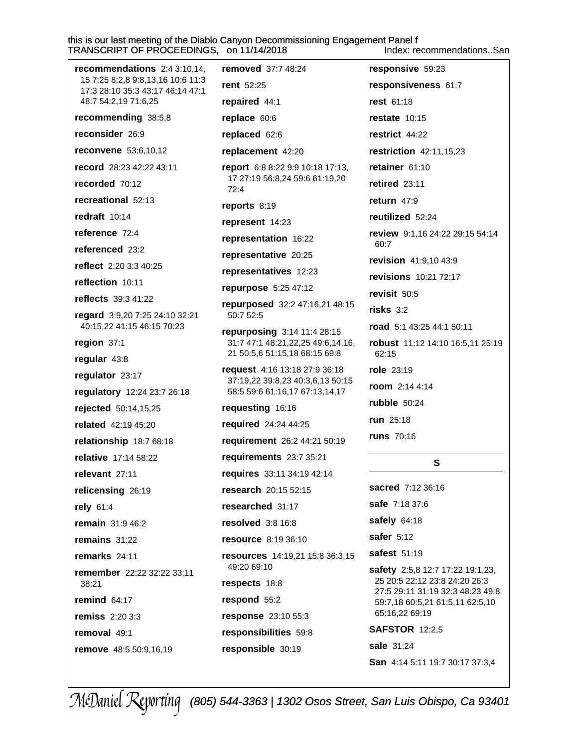**recommendations** 2:4 3:10,14, 15 7:25 8:2,8 9:8,13,16 10:6 11:3 17:3 28:10 35:3 43:17 46:14 47:1 48:7 54:2,19 71:6,25

**recommending** 38:5,8

**reconsider** 26:9

**reconvene** 53:6,10,12

**record** 28:23 42:22 43:11

**recorded** 70:12

**recreational** 52:13

**redraft** 10:14

**reference** 72:4

**referenced** 23:2

**reflect** 2:20 3:3 40:25

**reflection** 10:11

**reflects** 39:3 41:22

**regard** 3:9,20 7:25 24:10 32:21 40:15,22 41:15 46:15 70:23

**region** 37:1

**regular** 43:8

**regulator** 23:17

**regulatory** 12:24 23:7 26:18

**rejected** 50:14,15,25

**related** 42:19 45:20

**relationship** 18:7 68:18

**relative** 17:14 58:22

**relevant** 27:11

**relicensing** 26:19

**rely** 61:4

**remain** 31:9 46:2

**remains** 31:22

**remarks** 24:11

**remember** 22:22 32:22 33:11 38:21

**remind** 64:17

**remiss** 2:20 3:3

**removal** 49:1

**remove** 48:5 50:9,16,19

**removed** 37:7 48:24

**rent** 52:25

**repaired** 44:1

**replace** 60:6

**replaced** 62:6

**replacement** 42:20

**report** 6:8 8:22 9:9 10:18 17:13, 17 27:19 56:8,24 59:6 61:19,20 72:4

**reports** 8:19

**represent** 14:23

**representation** 16:22

**representative** 20:25

**representatives** 12:23

**repurpose** 5:25 47:12

**repurposed** 32:2 47:16,21 48:15 50:7 52:5

**repurposing** 3:14 11:4 28:15 31:7 47:1 48:21,22,25 49:6,14,16, 21 50:5,6 51:15,18 68:15 69:8

**request** 4:16 13:18 27:9 36:18 37:19,22 39:8,23 40:3,6,13 50:15 58:5 59:6 61:16,17 67:13,14,17

**requesting** 16:16

**required** 24:24 44:25

**requirement** 26:2 44:21 50:19

**requirements** 23:7 35:21

**requires** 33:11 34:19 42:14

**research** 20:15 52:15

**researched** 31:17

**resolved** 3:8 16:8

**resource** 8:19 36:10

**resources** 14:19,21 15:8 36:3,15 49:20 69:10

**respects** 18:8

**respond** 55:2

**response** 23:10 55:3

**responsibilities** 59:8

**responsible** 30:19

**responsive** 59:23

**responsiveness** 61:7

**rest** 61:18

**restate** 10:15

**restrict** 44:22

**restriction** 42:11,15,23

**retainer** 61:10

**retired** 23:11

**return** 47:9

**reutilized** 52:24

**review** 9:1,16 24:22 29:15 54:14 60:7

**revision** 41:9,10 43:9

**revisions** 10:21 72:17

**revisit** 50:5

**risks** 3:2

**road** 5:1 43:25 44:1 50:11

**robust** 11:12 14:10 16:5,11 25:19 62:15

**role** 23:19

**room** 2:14 4:14

**rubble** 50:24

**run** 25:18

**runs** 70:16

## S

**sacred** 7:12 36:16

**safe** 7:18 37:6

**safely** 64:18

**safer** 5:12

**safest** 51:19

**safety** 2:5,8 12:7 17:22 19:1,23, 25 20:5 22:12 23:8 24:20 26:3 27:5 29:11 31:19 32:3 48:23 49:8 59:7,18 60:5,21 61:5,11 62:5,10 65:16,22 69:19

**SAFSTOR** 12:2,5

**sale** 31:24

**San** 4:14 5:11 19:7 30:17 37:3,4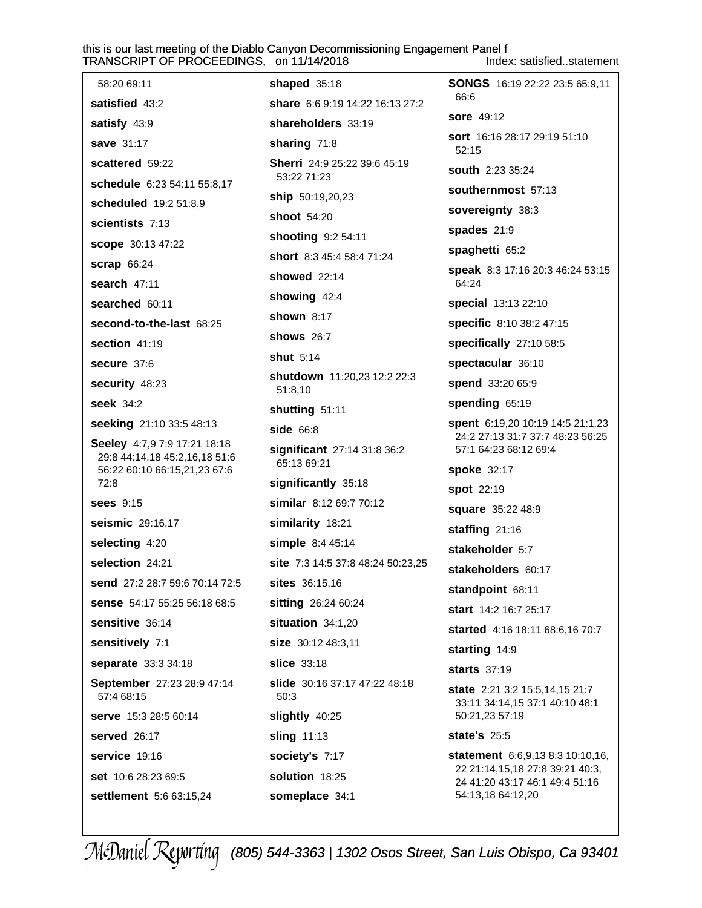58:20 69:11

**satisfied** 43:2

**satisfy** 43:9

**save** 31:17

**scattered** 59:22

**schedule** 6:23 54:11 55:8,17

**scheduled** 19:2 51:8,9

**scientists** 7:13

**scope** 30:13 47:22

**scrap** 66:24

**search** 47:11

**searched** 60:11

**second-to-the-last** 68:25

**section** 41:19

**secure** 37:6

**security** 48:23

**seek** 34:2

**seeking** 21:10 33:5 48:13

**Seeley** 4:7,9 7:9 17:21 18:18 29:8 44:14,18 45:2,16,18 51:6 56:22 60:10 66:15,21,23 67:6 72:8

**sees** 9:15

**seismic** 29:16,17

**selecting** 4:20

**selection** 24:21

**send** 27:2 28:7 59:6 70:14 72:5

**sense** 54:17 55:25 56:18 68:5

**sensitive** 36:14

**sensitively** 7:1

**separate** 33:3 34:18

**September** 27:23 28:9 47:14 57:4 68:15

**serve** 15:3 28:5 60:14

**served** 26:17

**service** 19:16

**set** 10:6 28:23 69:5

**settlement** 5:6 63:15,24

**shaped** 35:18

**share** 6:6 9:19 14:22 16:13 27:2

**shareholders** 33:19

**sharing** 71:8

**Sherri** 24:9 25:22 39:6 45:19 53:22 71:23

**ship** 50:19,20,23

**shoot** 54:20

**shooting** 9:2 54:11

**short** 8:3 45:4 58:4 71:24

**showed** 22:14

**showing** 42:4

**shown** 8:17

**shows** 26:7

**shut** 5:14

**shutdown** 11:20,23 12:2 22:3 51:8,10

**shutting** 51:11

**side** 66:8

**significant** 27:14 31:8 36:2 65:13 69:21

**significantly** 35:18

**similar** 8:12 69:7 70:12

**similarity** 18:21

**simple** 8:4 45:14

**site** 7:3 14:5 37:8 48:24 50:23,25

**sites** 36:15,16

**sitting** 26:24 60:24

**situation** 34:1,20

**size** 30:12 48:3,11

**slice** 33:18

**slide** 30:16 37:17 47:22 48:18 50:3

**slightly** 40:25

**sling** 11:13

**society's** 7:17

**solution** 18:25

**someplace** 34:1

**SONGS** 16:19 22:22 23:5 65:9,11 66:6

**sore** 49:12

**sort** 16:16 28:17 29:19 51:10 52:15

**south** 2:23 35:24

**southernmost** 57:13

**sovereignty** 38:3

**spades** 21:9

**spaghetti** 65:2

**speak** 8:3 17:16 20:3 46:24 53:15 64:24

**special** 13:13 22:10

**specific** 8:10 38:2 47:15

**specifically** 27:10 58:5

**spectacular** 36:10

**spend** 33:20 65:9

**spending** 65:19

**spent** 6:19,20 10:19 14:5 21:1,23 24:2 27:13 31:7 37:7 48:23 56:25 57:1 64:23 68:12 69:4

**spoke** 32:17

**spot** 22:19

**square** 35:22 48:9

**staffing** 21:16

**stakeholder** 5:7

**stakeholders** 60:17

**standpoint** 68:11

**start** 14:2 16:7 25:17

**started** 4:16 18:11 68:6,16 70:7

**starting** 14:9

**starts** 37:19

**state** 2:21 3:2 15:5,14,15 21:7 33:11 34:14,15 37:1 40:10 48:1 50:21,23 57:19

**state's** 25:5

**statement** 6:6,9,13 8:3 10:10,16, 22 21:14,15,18 27:8 39:21 40:3, 24 41:20 43:17 46:1 49:4 51:16 54:13,18 64:12,20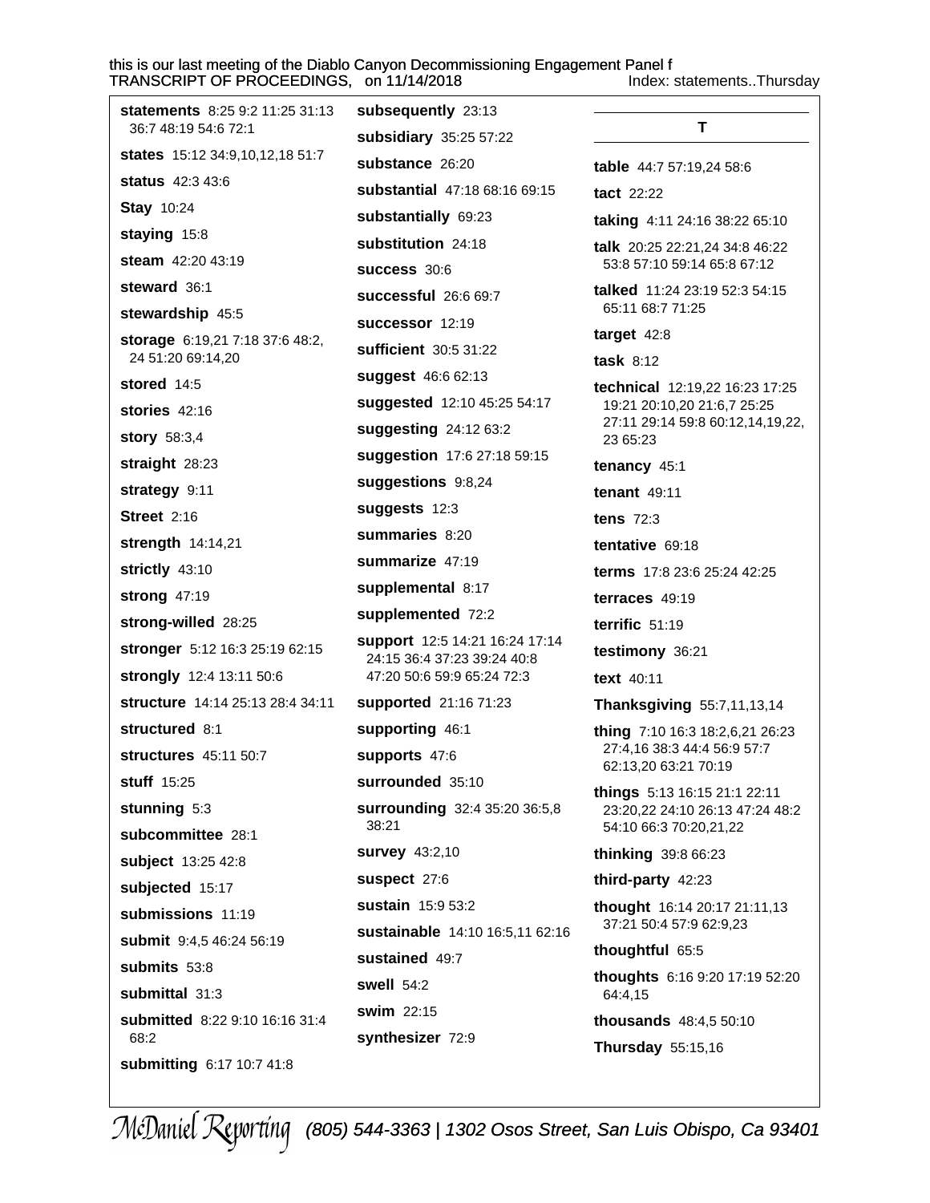**statements** 8:25 9:2 11:25 31:13 36:7 48:19 54:6 72:1

**states** 15:12 34:9,10,12,18 51:7

**status** 42:3 43:6

**Stay** 10:24

**staying** 15:8

**steam** 42:20 43:19

**steward** 36:1

**stewardship** 45:5

**storage** 6:19,21 7:18 37:6 48:2, 24 51:20 69:14,20

**stored** 14:5

**stories** 42:16

**story** 58:3,4

**straight** 28:23

**strategy** 9:11

**Street** 2:16

**strength** 14:14,21

**strictly** 43:10

**strong** 47:19

**strong-willed** 28:25

**stronger** 5:12 16:3 25:19 62:15

**strongly** 12:4 13:11 50:6

**structure** 14:14 25:13 28:4 34:11

**structured** 8:1

**structures** 45:11 50:7

**stuff** 15:25

**stunning** 5:3

**subcommittee** 28:1

**subject** 13:25 42:8

**subjected** 15:17

**submissions** 11:19

**submit** 9:4,5 46:24 56:19

**submits** 53:8

**submittal** 31:3

**submitted** 8:22 9:10 16:16 31:4 68:2

**submitting** 6:17 10:7 41:8

**subsequently** 23:13

**subsidiary** 35:25 57:22

**substance** 26:20

**substantial** 47:18 68:16 69:15

**substantially** 69:23

**substitution** 24:18

**success** 30:6

**successful** 26:6 69:7

**successor** 12:19

**sufficient** 30:5 31:22

**suggest** 46:6 62:13

**suggested** 12:10 45:25 54:17

**suggesting** 24:12 63:2

**suggestion** 17:6 27:18 59:15

**suggestions** 9:8,24

**suggests** 12:3

**summaries** 8:20

**summarize** 47:19

**supplemental** 8:17

**supplemented** 72:2

**support** 12:5 14:21 16:24 17:14 24:15 36:4 37:23 39:24 40:8 47:20 50:6 59:9 65:24 72:3

**supported** 21:16 71:23

**supporting** 46:1

**supports** 47:6

**surrounded** 35:10

**surrounding** 32:4 35:20 36:5,8 38:21

**survey** 43:2,10

**suspect** 27:6

**sustain** 15:9 53:2

**sustainable** 14:10 16:5,11 62:16

**sustained** 49:7

**swell** 54:2

**swim** 22:15

**synthesizer** 72:9

## T

**table** 44:7 57:19,24 58:6

**tact** 22:22

**taking** 4:11 24:16 38:22 65:10

**talk** 20:25 22:21,24 34:8 46:22 53:8 57:10 59:14 65:8 67:12

**talked** 11:24 23:19 52:3 54:15 65:11 68:7 71:25

**target** 42:8

**task** 8:12

**technical** 12:19,22 16:23 17:25 19:21 20:10,20 21:6,7 25:25 27:11 29:14 59:8 60:12,14,19,22, 23 65:23

**tenancy** 45:1

**tenant** 49:11

**tens** 72:3

**tentative** 69:18

**terms** 17:8 23:6 25:24 42:25

**terraces** 49:19

**terrific** 51:19

**testimony** 36:21

**text** 40:11

**Thanksgiving** 55:7,11,13,14

**thing** 7:10 16:3 18:2,6,21 26:23 27:4,16 38:3 44:4 56:9 57:7 62:13,20 63:21 70:19

**things** 5:13 16:15 21:1 22:11 23:20,22 24:10 26:13 47:24 48:2 54:10 66:3 70:20,21,22

**thinking** 39:8 66:23

**third-party** 42:23

**thought** 16:14 20:17 21:11,13 37:21 50:4 57:9 62:9,23

**thoughtful** 65:5

**thoughts** 6:16 9:20 17:19 52:20 64:4,15

**thousands** 48:4,5 50:10

**Thursday** 55:15,16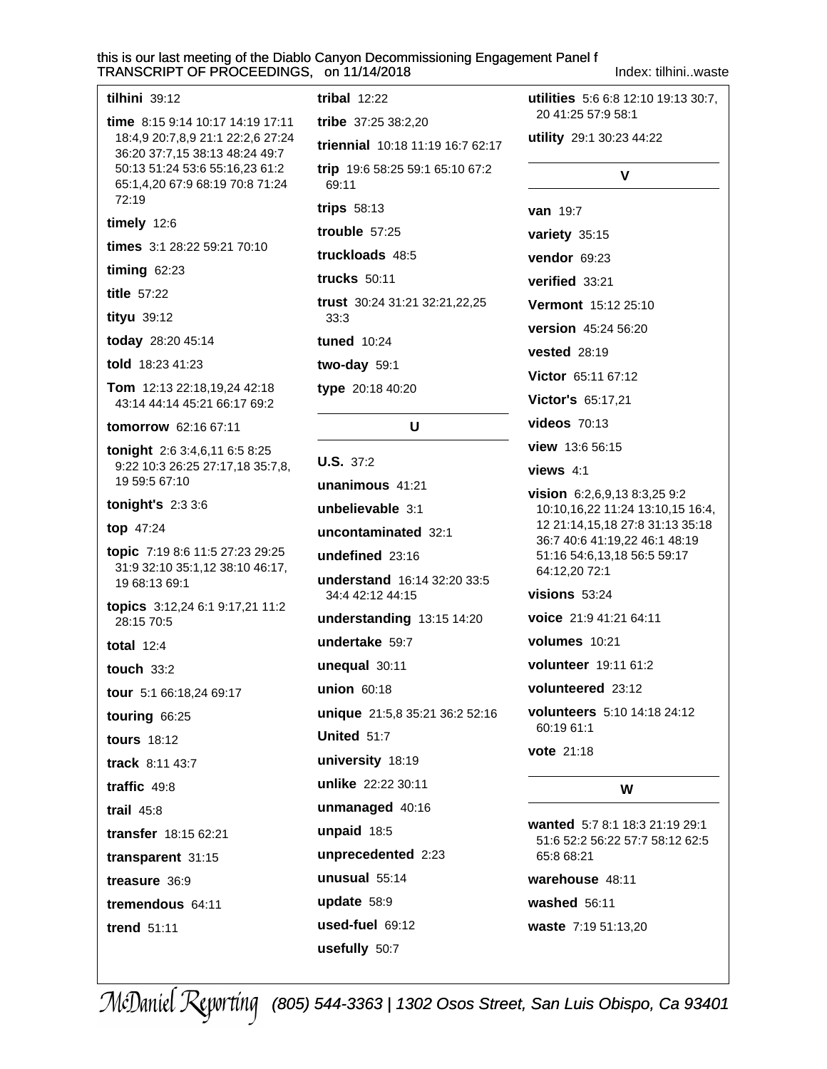**tilhini** 39:12

**time** 8:15 9:14 10:17 14:19 17:11 18:4,9 20:7,8,9 21:1 22:2,6 27:24 36:20 37:7,15 38:13 48:24 49:7 50:13 51:24 53:6 55:16,23 61:2 65:1,4,20 67:9 68:19 70:8 71:24 72:19

**timely** 12:6

**times** 3:1 28:22 59:21 70:10

**timing** 62:23

**title** 57:22

**tityu** 39:12

**today** 28:20 45:14

**told** 18:23 41:23

**Tom** 12:13 22:18,19,24 42:18 43:14 44:14 45:21 66:17 69:2

**tomorrow** 62:16 67:11

**tonight** 2:6 3:4,6,11 6:5 8:25 9:22 10:3 26:25 27:17,18 35:7,8, 19 59:5 67:10

**tonight's** 2:3 3:6

**top** 47:24

**topic** 7:19 8:6 11:5 27:23 29:25 31:9 32:10 35:1,12 38:10 46:17, 19 68:13 69:1

**topics** 3:12,24 6:1 9:17,21 11:2 28:15 70:5

**total** 12:4

**touch** 33:2

**tour** 5:1 66:18,24 69:17

**touring** 66:25

**tours** 18:12

**track** 8:11 43:7

**traffic** 49:8

**trail** 45:8

**transfer** 18:15 62:21

**transparent** 31:15

**treasure** 36:9

**tremendous** 64:11

**trend** 51:11

**tribal** 12:22

**tribe** 37:25 38:2,20

**triennial** 10:18 11:19 16:7 62:17

**trip** 19:6 58:25 59:1 65:10 67:2 69:11

**trips** 58:13

**trouble** 57:25

**truckloads** 48:5

**trucks** 50:11

**trust** 30:24 31:21 32:21,22,25 33:3

**tuned** 10:24

**two-day** 59:1

**type** 20:18 40:20

## U

**U.S.** 37:2

**unanimous** 41:21

**unbelievable** 3:1

**uncontaminated** 32:1

**undefined** 23:16

**understand** 16:14 32:20 33:5 34:4 42:12 44:15

**understanding** 13:15 14:20

**undertake** 59:7

**unequal** 30:11

**union** 60:18

**unique** 21:5,8 35:21 36:2 52:16

**United** 51:7

**university** 18:19

**unlike** 22:22 30:11

**unmanaged** 40:16

**unpaid** 18:5

**unprecedented** 2:23

**unusual** 55:14

**update** 58:9

**used-fuel** 69:12

**usefully** 50:7

**utilities** 5:6 6:8 12:10 19:13 30:7, 20 41:25 57:9 58:1

**utility** 29:1 30:23 44:22

## V

**van** 19:7

**variety** 35:15

**vendor** 69:23

**verified** 33:21

**Vermont** 15:12 25:10

**version** 45:24 56:20

**vested** 28:19

**Victor** 65:11 67:12

**Victor's** 65:17,21

**videos** 70:13

**view** 13:6 56:15

**views** 4:1

**vision** 6:2,6,9,13 8:3,25 9:2 10:10,16,22 11:24 13:10,15 16:4, 12 21:14,15,18 27:8 31:13 35:18 36:7 40:6 41:19,22 46:1 48:19 51:16 54:6,13,18 56:5 59:17 64:12,20 72:1

**visions** 53:24

**voice** 21:9 41:21 64:11

**volumes** 10:21

**volunteer** 19:11 61:2

**volunteered** 23:12

**volunteers** 5:10 14:18 24:12 60:19 61:1

**vote** 21:18

## W

**wanted** 5:7 8:1 18:3 21:19 29:1 51:6 52:2 56:22 57:7 58:12 62:5 65:8 68:21

**warehouse** 48:11

**washed** 56:11

**waste** 7:19 51:13,20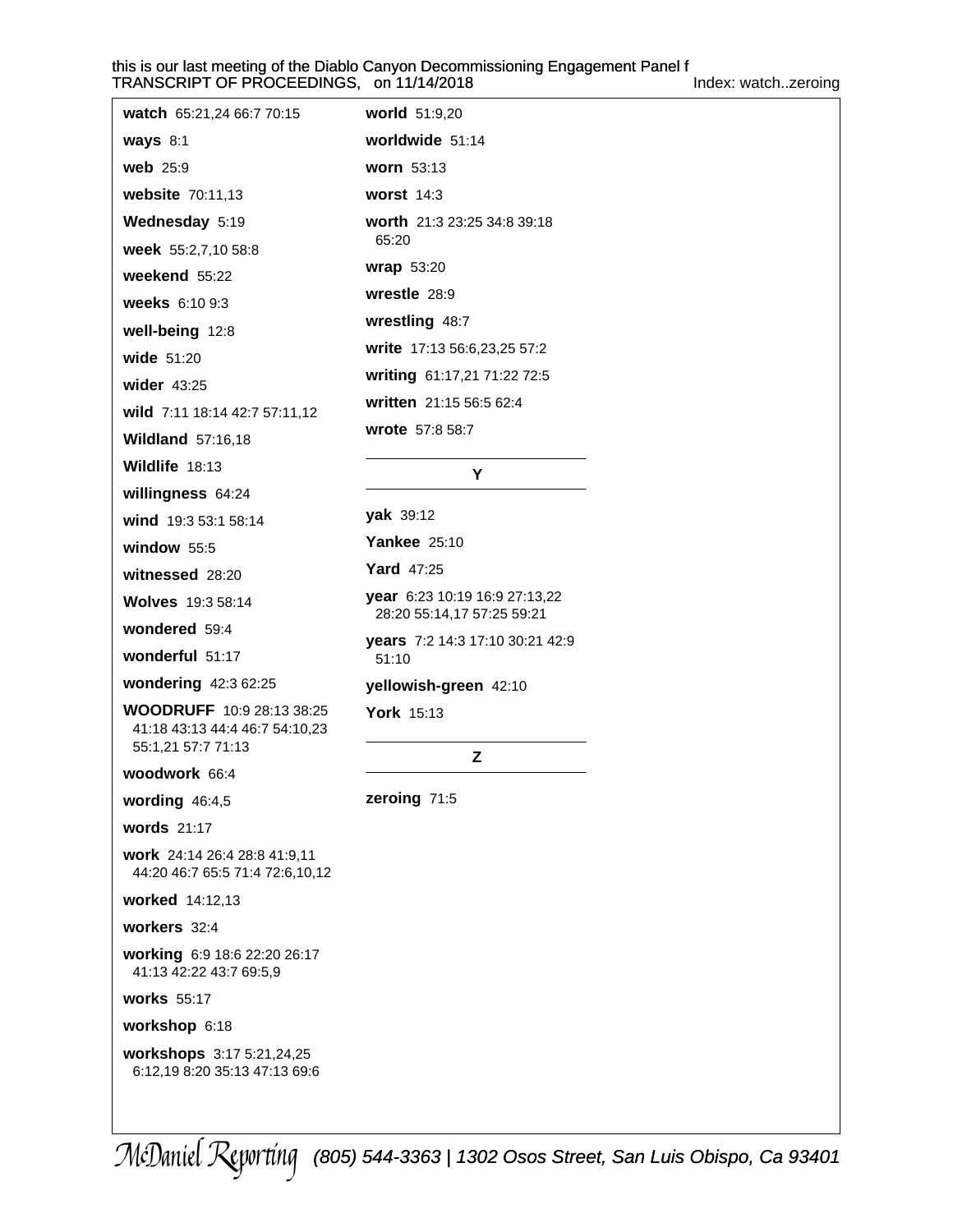**watch** 65:21,24 66:7 70:15

**ways** 8:1

**web** 25:9

**website** 70:11,13

**Wednesday** 5:19

**week** 55:2,7,10 58:8

**weekend** 55:22

**weeks** 6:10 9:3

**well-being** 12:8

**wide** 51:20

**wider** 43:25

**wild** 7:11 18:14 42:7 57:11,12

**Wildland** 57:16,18

**Wildlife** 18:13

**willingness** 64:24

**wind** 19:3 53:1 58:14

**window** 55:5

**witnessed** 28:20

**Wolves** 19:3 58:14

**wondered** 59:4

**wonderful** 51:17

**wondering** 42:3 62:25

**WOODRUFF** 10:9 28:13 38:25 41:18 43:13 44:4 46:7 54:10,23 55:1,21 57:7 71:13

**woodwork** 66:4

**wording** 46:4,5

**words** 21:17

**work** 24:14 26:4 28:8 41:9,11 44:20 46:7 65:5 71:4 72:6,10,12

**worked** 14:12,13

**workers** 32:4

**working** 6:9 18:6 22:20 26:17 41:13 42:22 43:7 69:5,9

**works** 55:17

**workshop** 6:18

**workshops** 3:17 5:21,24,25 6:12,19 8:20 35:13 47:13 69:6

**world** 51:9,20

**worldwide** 51:14

**worn** 53:13

**worst** 14:3

**worth** 21:3 23:25 34:8 39:18 65:20

**wrap** 53:20

**wrestle** 28:9

**wrestling** 48:7

**write** 17:13 56:6,23,25 57:2

**writing** 61:17,21 71:22 72:5

**written** 21:15 56:5 62:4

**wrote** 57:8 58:7

## Y

**yak** 39:12

**Yankee** 25:10

**Yard** 47:25

**year** 6:23 10:19 16:9 27:13,22 28:20 55:14,17 57:25 59:21

**years** 7:2 14:3 17:10 30:21 42:9 51:10

**yellowish-green** 42:10

**York** 15:13

## Z

**zeroing** 71:5